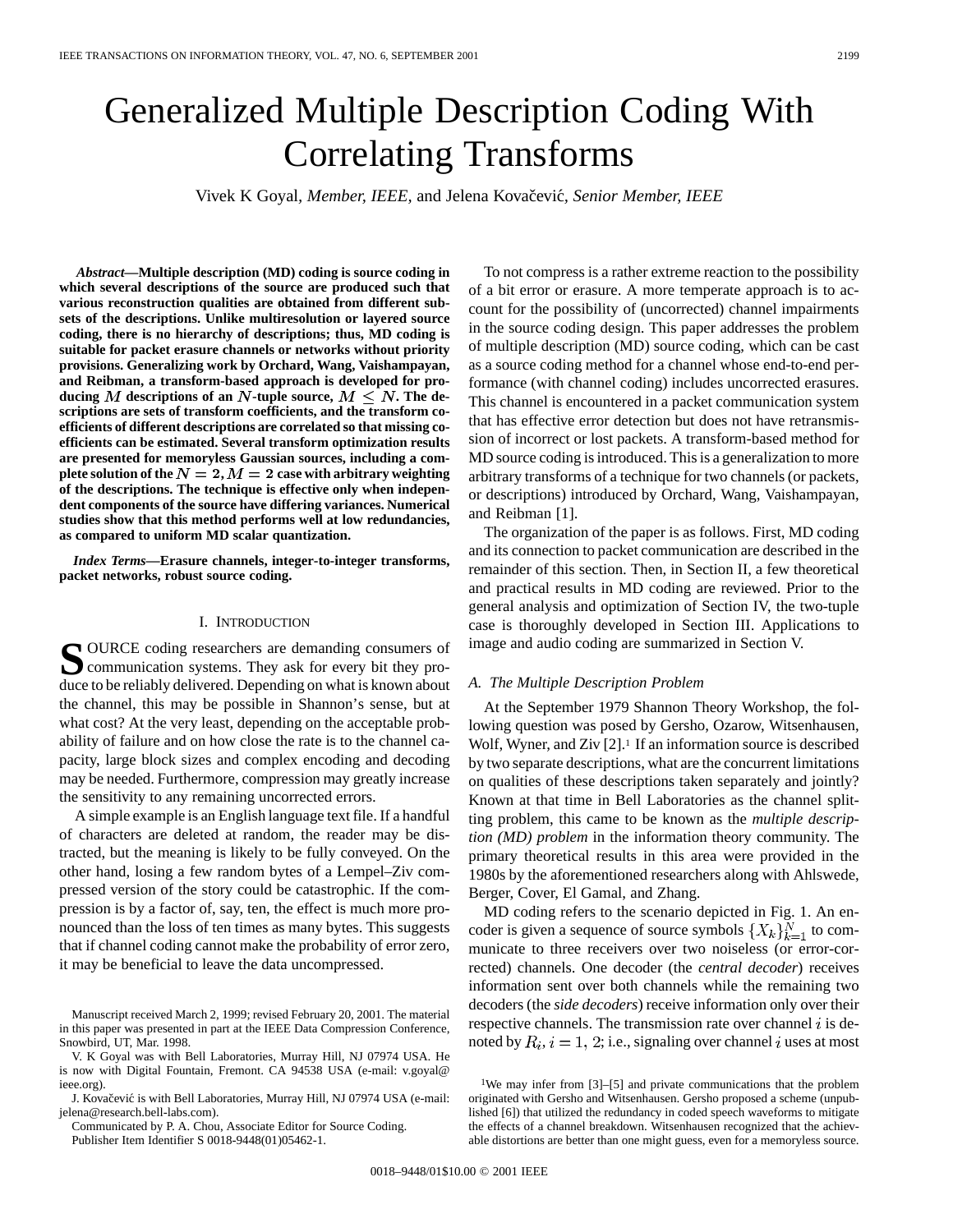# Generalized Multiple Description Coding With Correlating Transforms

Vivek K Goyal, *Member, IEEE*, and Jelena Kovačević, *Senior Member, IEEE*

***Abstract*—Multiple description (MD) coding is source coding in which several descriptions of the source are produced such that various reconstruction qualities are obtained from different subsets of the descriptions. Unlike multiresolution or layered source coding, there is no hierarchy of descriptions; thus, MD coding is suitable for packet erasure channels or networks without priority provisions. Generalizing work by Orchard, Wang, Vaishampayan, and Reibman, a transform-based approach is developed for producing $M$ descriptions of an $N$-tuple source, $M \leq N$. The descriptions are sets of transform coefficients, and the transform coefficients of different descriptions are correlated so that missing coefficients can be estimated. Several transform optimization results are presented for memoryless Gaussian sources, including a complete solution of the $N = 2, M = 2$ case with arbitrary weighting of the descriptions. The technique is effective only when independent components of the source have differing variances. Numerical studies show that this method performs well at low redundancies, as compared to uniform MD scalar quantization.**

***Index Terms*—Erasure channels, integer-to-integer transforms, packet networks, robust source coding.**

## I. Introduction

Source coding researchers are demanding consumers of communication systems. They ask for every bit they produce to be reliably delivered. Depending on what is known about the channel, this may be possible in Shannon's sense, but at what cost? At the very least, depending on the acceptable probability of failure and on how close the rate is to the channel capacity, large block sizes and complex encoding and decoding may be needed. Furthermore, compression may greatly increase the sensitivity to any remaining uncorrected errors.

A simple example is an English language text file. If a handful of characters are deleted at random, the reader may be distracted, but the meaning is likely to be fully conveyed. On the other hand, losing a few random bytes of a Lempel–Ziv compressed version of the story could be catastrophic. If the compression is by a factor of, say, ten, the effect is much more pronounced than the loss of ten times as many bytes. This suggests that if channel coding cannot make the probability of error zero, it may be beneficial to leave the data uncompressed.

To not compress is a rather extreme reaction to the possibility of a bit error or erasure. A more temperate approach is to account for the possibility of (uncorrected) channel impairments in the source coding design. This paper addresses the problem of multiple description (MD) source coding, which can be cast as a source coding method for a channel whose end-to-end performance (with channel coding) includes uncorrected erasures. This channel is encountered in a packet communication system that has effective error detection but does not have retransmission of incorrect or lost packets. A transform-based method for MD source coding is introduced. This is a generalization to more arbitrary transforms of a technique for two channels (or packets, or descriptions) introduced by Orchard, Wang, Vaishampayan, and Reibman [1].

The organization of the paper is as follows. First, MD coding and its connection to packet communication are described in the remainder of this section. Then, in Section II, a few theoretical and practical results in MD coding are reviewed. Prior to the general analysis and optimization of Section IV, the two-tuple case is thoroughly developed in Section III. Applications to image and audio coding are summarized in Section V.

### A. The Multiple Description Problem

At the September 1979 Shannon Theory Workshop, the following question was posed by Gersho, Ozarow, Witsenhausen, Wolf, Wyner, and Ziv [2].[1] If an information source is described by two separate descriptions, what are the concurrent limitations on qualities of these descriptions taken separately and jointly? Known at that time in Bell Laboratories as the channel splitting problem, this came to be known as the *multiple description (MD) problem* in the information theory community. The primary theoretical results in this area were provided in the 1980s by the aforementioned researchers along with Ahlswede, Berger, Cover, El Gamal, and Zhang.

MD coding refers to the scenario depicted in Fig. 1. An encoder is given a sequence of source symbols $\{X_k\}_{k=1}^N$ to communicate to three receivers over two noiseless (or error-corrected) channels. One decoder (the *central decoder*) receives information sent over both channels while the remaining two decoders (the *side decoders*) receive information only over their respective channels. The transmission rate over channel $i$ is denoted by $R_i, i = 1, 2$; i.e., signaling over channel $i$ uses at most

[1]We may infer from [3]–[5] and private communications that the problem originated with Gersho and Witsenhausen. Gersho proposed a scheme (unpublished [6]) that utilized the redundancy in coded speech waveforms to mitigate the effects of a channel breakdown. Witsenhausen recognized that the achievable distortions are better than one might guess, even for a memoryless source.

Manuscript received March 2, 1999; revised February 20, 2001. The material in this paper was presented in part at the IEEE Data Compression Conference, Snowbird, UT, Mar. 1998.

V. K Goyal was with Bell Laboratories, Murray Hill, NJ 07974 USA. He is now with Digital Fountain, Fremont. CA 94538 USA (e-mail: v.goyal@ieee.org).

J. Kovačević is with Bell Laboratories, Murray Hill, NJ 07974 USA (e-mail: jelena@research.bell-labs.com).

Communicated by P. A. Chou, Associate Editor for Source Coding.

Publisher Item Identifier S 0018-9448(01)05462-1.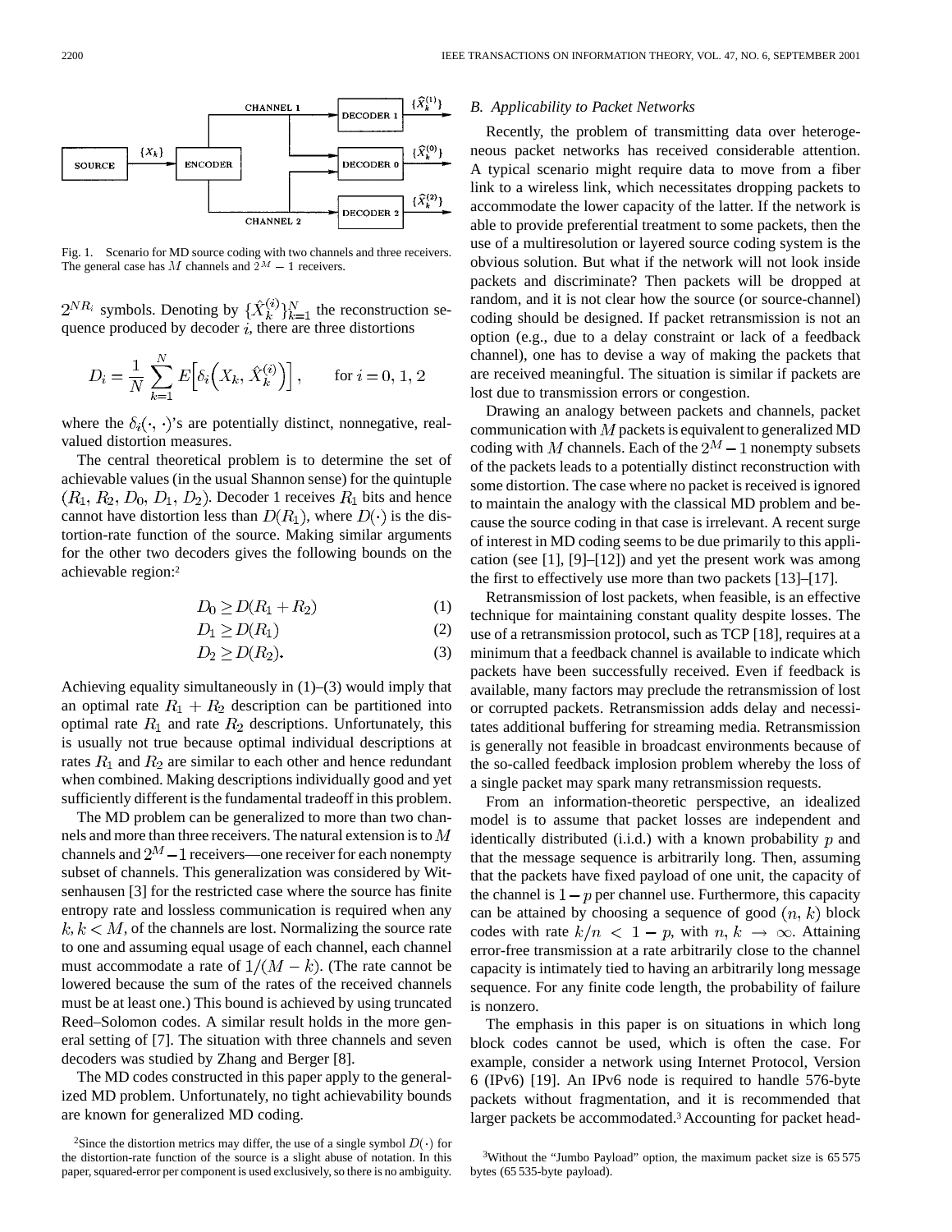Fig. 1. Scenario for MD source coding with two channels and three receivers. The general case has $M$ channels and $2^M - 1$ receivers.

$2^{NR_i}$ symbols. Denoting by $\{\hat{X}_k^{(i)}\}_{k=1}^N$ the reconstruction sequence produced by decoder $i$, there are three distortions

$$D_i = \frac{1}{N} \sum_{k=1}^{N} E\left[\delta_i\left(X_k, \hat{X}_k^{(i)}\right)\right], \qquad \text{for } i = 0, 1, 2$$

where the $\delta_i(\cdot, \cdot)$'s are potentially distinct, nonnegative, real-valued distortion measures.

The central theoretical problem is to determine the set of achievable values (in the usual Shannon sense) for the quintuple $(R_1, R_2, D_0, D_1, D_2)$. Decoder 1 receives $R_1$ bits and hence cannot have distortion less than $D(R_1)$, where $D(\cdot)$ is the distortion-rate function of the source. Making similar arguments for the other two decoders gives the following bounds on the achievable region:[2]

$$D_0 \geq D(R_1 + R_2) \tag{1}$$

$$D_1 \geq D(R_1) \tag{2}$$

$$D_2 \geq D(R_2). \tag{3}$$

Achieving equality simultaneously in (1)–(3) would imply that an optimal rate $R_1 + R_2$ description can be partitioned into optimal rate $R_1$ and rate $R_2$ descriptions. Unfortunately, this is usually not true because optimal individual descriptions at rates $R_1$ and $R_2$ are similar to each other and hence redundant when combined. Making descriptions individually good and yet sufficiently different is the fundamental tradeoff in this problem.

The MD problem can be generalized to more than two channels and more than three receivers. The natural extension is to $M$ channels and $2^M - 1$ receivers—one receiver for each nonempty subset of channels. This generalization was considered by Witsenhausen [3] for the restricted case where the source has finite entropy rate and lossless communication is required when any $k, k < M$, of the channels are lost. Normalizing the source rate to one and assuming equal usage of each channel, each channel must accommodate a rate of $1/(M - k)$. (The rate cannot be lowered because the sum of the rates of the received channels must be at least one.) This bound is achieved by using truncated Reed–Solomon codes. A similar result holds in the more general setting of [7]. The situation with three channels and seven decoders was studied by Zhang and Berger [8].

The MD codes constructed in this paper apply to the generalized MD problem. Unfortunately, no tight achievability bounds are known for generalized MD coding.

[2] Since the distortion metrics may differ, the use of a single symbol $D(\cdot)$ for the distortion-rate function of the source is a slight abuse of notation. In this paper, squared-error per component is used exclusively, so there is no ambiguity.

### B. Applicability to Packet Networks

Recently, the problem of transmitting data over heterogeneous packet networks has received considerable attention. A typical scenario might require data to move from a fiber link to a wireless link, which necessitates dropping packets to accommodate the lower capacity of the latter. If the network is able to provide preferential treatment to some packets, then the use of a multiresolution or layered source coding system is the obvious solution. But what if the network will not look inside packets and discriminate? Then packets will be dropped at random, and it is not clear how the source (or source-channel) coding should be designed. If packet retransmission is not an option (e.g., due to a delay constraint or lack of a feedback channel), one has to devise a way of making the packets that are received meaningful. The situation is similar if packets are lost due to transmission errors or congestion.

Drawing an analogy between packets and channels, packet communication with $M$ packets is equivalent to generalized MD coding with $M$ channels. Each of the $2^M - 1$ nonempty subsets of the packets leads to a potentially distinct reconstruction with some distortion. The case where no packet is received is ignored to maintain the analogy with the classical MD problem and because the source coding in that case is irrelevant. A recent surge of interest in MD coding seems to be due primarily to this application (see [1], [9]–[12]) and yet the present work was among the first to effectively use more than two packets [13]–[17].

Retransmission of lost packets, when feasible, is an effective technique for maintaining constant quality despite losses. The use of a retransmission protocol, such as TCP [18], requires at a minimum that a feedback channel is available to indicate which packets have been successfully received. Even if feedback is available, many factors may preclude the retransmission of lost or corrupted packets. Retransmission adds delay and necessitates additional buffering for streaming media. Retransmission is generally not feasible in broadcast environments because of the so-called feedback implosion problem whereby the loss of a single packet may spark many retransmission requests.

From an information-theoretic perspective, an idealized model is to assume that packet losses are independent and identically distributed (i.i.d.) with a known probability $p$ and that the message sequence is arbitrarily long. Then, assuming that the packets have fixed payload of one unit, the capacity of the channel is $1 - p$ per channel use. Furthermore, this capacity can be attained by choosing a sequence of good $(n, k)$ block codes with rate $k/n < 1 - p$, with $n, k \to \infty$. Attaining error-free transmission at a rate arbitrarily close to the channel capacity is intimately tied to having an arbitrarily long message sequence. For any finite code length, the probability of failure is nonzero.

The emphasis in this paper is on situations in which long block codes cannot be used, which is often the case. For example, consider a network using Internet Protocol, Version 6 (IPv6) [19]. An IPv6 node is required to handle 576-byte packets without fragmentation, and it is recommended that larger packets be accommodated.[3] Accounting for packet head-

[3] Without the "Jumbo Payload" option, the maximum packet size is 65 575 bytes (65 535-byte payload).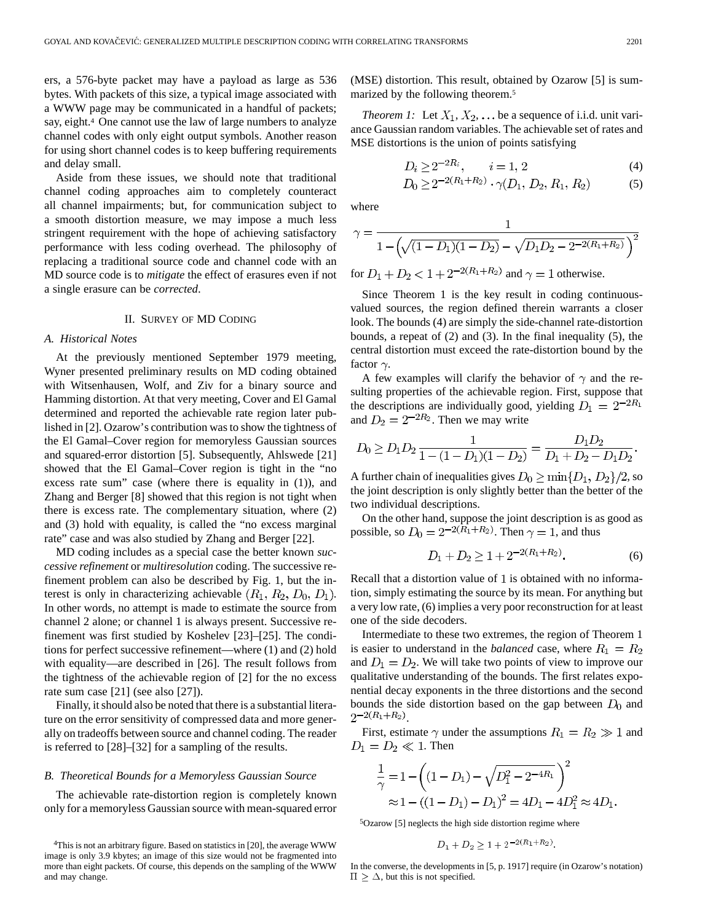ers, a 576-byte packet may have a payload as large as 536 bytes. With packets of this size, a typical image associated with a WWW page may be communicated in a handful of packets; say, eight.[4] One cannot use the law of large numbers to analyze channel codes with only eight output symbols. Another reason for using short channel codes is to keep buffering requirements and delay small.

Aside from these issues, we should note that traditional channel coding approaches aim to completely counteract all channel impairments; but, for communication subject to a smooth distortion measure, we may impose a much less stringent requirement with the hope of achieving satisfactory performance with less coding overhead. The philosophy of replacing a traditional source code and channel code with an MD source code is to *mitigate* the effect of erasures even if not a single erasure can be *corrected*.

## II. Survey of MD Coding

### A. Historical Notes

At the previously mentioned September 1979 meeting, Wyner presented preliminary results on MD coding obtained with Witsenhausen, Wolf, and Ziv for a binary source and Hamming distortion. At that very meeting, Cover and El Gamal determined and reported the achievable rate region later published in [2]. Ozarow's contribution was to show the tightness of the El Gamal–Cover region for memoryless Gaussian sources and squared-error distortion [5]. Subsequently, Ahlswede [21] showed that the El Gamal–Cover region is tight in the "no excess rate sum" case (where there is equality in (1)), and Zhang and Berger [8] showed that this region is not tight when there is excess rate. The complementary situation, where (2) and (3) hold with equality, is called the "no excess marginal rate" case and was also studied by Zhang and Berger [22].

MD coding includes as a special case the better known *successive refinement* or *multiresolution* coding. The successive refinement problem can also be described by Fig. 1, but the interest is only in characterizing achievable $(R_1, R_2, D_0, D_1)$. In other words, no attempt is made to estimate the source from channel 2 alone; or channel 1 is always present. Successive refinement was first studied by Koshelev [23]–[25]. The conditions for perfect successive refinement—where (1) and (2) hold with equality—are described in [26]. The result follows from the tightness of the achievable region of [2] for the no excess rate sum case [21] (see also [27]).

Finally, it should also be noted that there is a substantial literature on the error sensitivity of compressed data and more generally on tradeoffs between source and channel coding. The reader is referred to [28]–[32] for a sampling of the results.

### B. Theoretical Bounds for a Memoryless Gaussian Source

The achievable rate-distortion region is completely known only for a memoryless Gaussian source with mean-squared error (MSE) distortion. This result, obtained by Ozarow [5] is summarized by the following theorem.[5]

*Theorem 1:* Let $X_1, X_2, \ldots$ be a sequence of i.i.d. unit variance Gaussian random variables. The achievable set of rates and MSE distortions is the union of points satisfying

$$D_i \geq 2^{-2R_i}, \qquad i = 1, 2 \tag{4}$$

$$D_0 \geq 2^{-2(R_1+R_2)} \cdot \gamma(D_1, D_2, R_1, R_2) \tag{5}$$

where

$$\gamma = \frac{1}{1 - \left(\sqrt{(1-D_1)(1-D_2)} - \sqrt{D_1 D_2 - 2^{-2(R_1+R_2)}}\right)^2}$$

for $D_1 + D_2 < 1 + 2^{-2(R_1+R_2)}$ and $\gamma = 1$ otherwise.

Since Theorem 1 is the key result in coding continuous-valued sources, the region defined therein warrants a closer look. The bounds (4) are simply the side-channel rate-distortion bounds, a repeat of (2) and (3). In the final inequality (5), the central distortion must exceed the rate-distortion bound by the factor $\gamma$.

A few examples will clarify the behavior of $\gamma$ and the resulting properties of the achievable region. First, suppose that the descriptions are individually good, yielding $D_1 = 2^{-2R_1}$ and $D_2 = 2^{-2R_2}$. Then we may write

$$D_0 \geq D_1 D_2 \frac{1}{1 - (1-D_1)(1-D_2)} = \frac{D_1 D_2}{D_1 + D_2 - D_1 D_2}.$$

A further chain of inequalities gives $D_0 \geq \min\{D_1, D_2\}/2$, so the joint description is only slightly better than the better of the two individual descriptions.

On the other hand, suppose the joint description is as good as possible, so $D_0 = 2^{-2(R_1+R_2)}$. Then $\gamma = 1$, and thus

$$D_1 + D_2 \geq 1 + 2^{-2(R_1+R_2)}. \tag{6}$$

Recall that a distortion value of 1 is obtained with no information, simply estimating the source by its mean. For anything but a very low rate, (6) implies a very poor reconstruction for at least one of the side decoders.

Intermediate to these two extremes, the region of Theorem 1 is easier to understand in the *balanced* case, where $R_1 = R_2$ and $D_1 = D_2$. We will take two points of view to improve our qualitative understanding of the bounds. The first relates exponential decay exponents in the three distortions and the second bounds the side distortion based on the gap between $D_0$ and $2^{-2(R_1+R_2)}$.

First, estimate $\gamma$ under the assumptions $R_1 = R_2 \gg 1$ and $D_1 = D_2 \ll 1$. Then

$$\begin{aligned}\frac{1}{\gamma} &= 1 - \left((1-D_1) - \sqrt{D_1^2 - 2^{-4R_1}}\right)^2 \\ &\approx 1 - ((1-D_1) - D_1)^2 = 4D_1 - 4D_1^2 \approx 4D_1.\end{aligned}$$

[4] This is not an arbitrary figure. Based on statistics in [20], the average WWW image is only 3.9 kbytes; an image of this size would not be fragmented into more than eight packets. Of course, this depends on the sampling of the WWW and may change.

[5] Ozarow [5] neglects the high side distortion regime where

$$D_1 + D_2 \geq 1 + 2^{-2(R_1+R_2)}.$$

In the converse, the developments in [5, p. 1917] require (in Ozarow's notation) $\Pi \geq \Delta$, but this is not specified.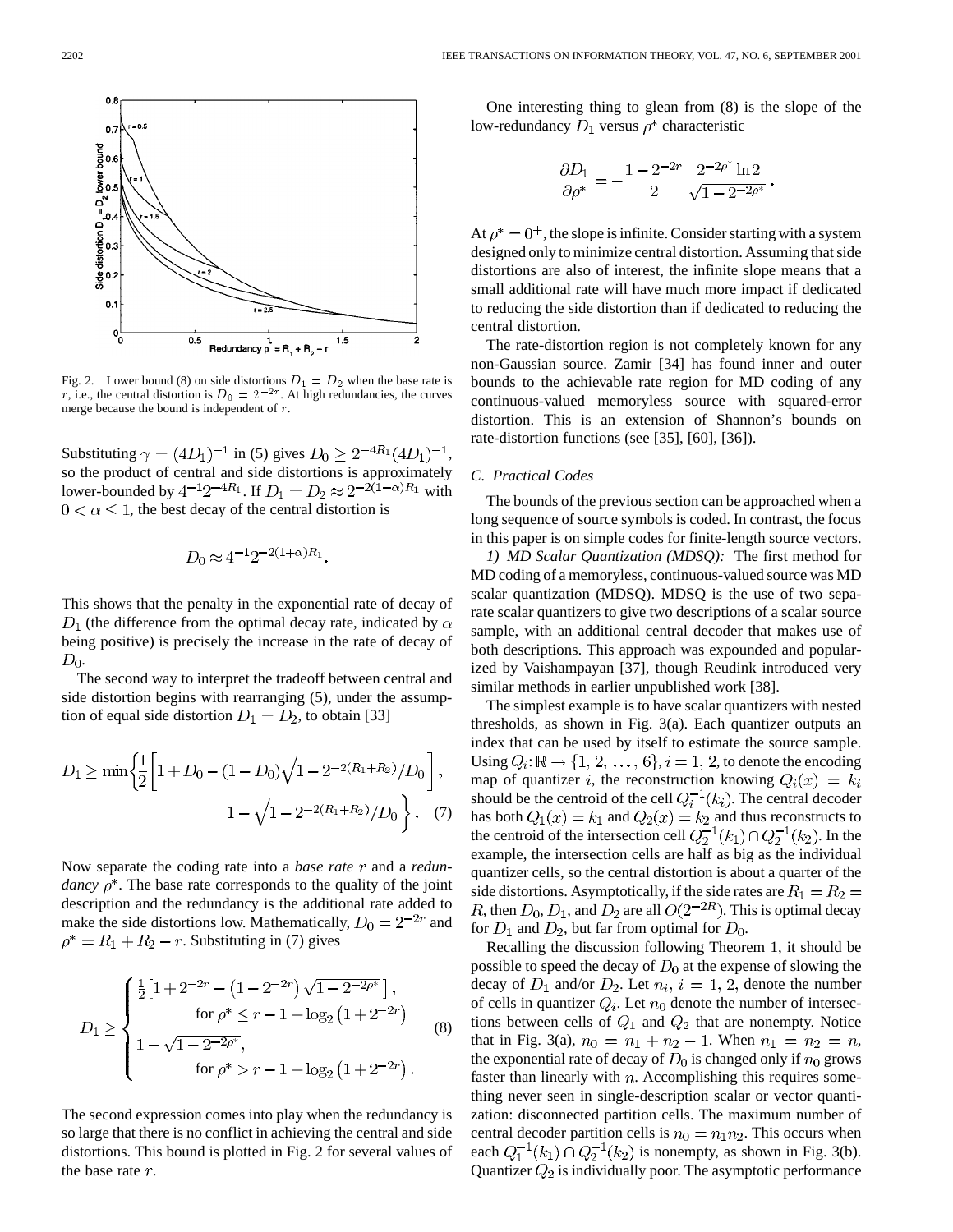Fig. 2. Lower bound (8) on side distortions $D_1 = D_2$ when the base rate is $r$, i.e., the central distortion is $D_0 = 2^{-2r}$. At high redundancies, the curves merge because the bound is independent of $r$.

Substituting $\gamma = (4D_1)^{-1}$ in (5) gives $D_0 \geq 2^{-4R_1}(4D_1)^{-1}$, so the product of central and side distortions is approximately lower-bounded by $4^{-1}2^{-4R_1}$. If $D_1 = D_2 \approx 2^{-2(1-\alpha)R_1}$ with $0 < \alpha \leq 1$, the best decay of the central distortion is

$$D_0 \approx 4^{-1}2^{-2(1+\alpha)R_1}.$$

This shows that the penalty in the exponential rate of decay of $D_1$ (the difference from the optimal decay rate, indicated by $\alpha$ being positive) is precisely the increase in the rate of decay of $D_0$.

The second way to interpret the tradeoff between central and side distortion begins with rearranging (5), under the assumption of equal side distortion $D_1 = D_2$, to obtain [33]

$$D_1 \geq \min\left\{\frac{1}{2}\left[1 + D_0 - (1 - D_0)\sqrt{1 - 2^{-2(R_1+R_2)}/D_0}\right],\right.$$
$$\left. 1 - \sqrt{1 - 2^{-2(R_1+R_2)}/D_0}\right\}. \quad (7)$$

Now separate the coding rate into a *base rate* $r$ and a *redundancy* $\rho^*$. The base rate corresponds to the quality of the joint description and the redundancy is the additional rate added to make the side distortions low. Mathematically, $D_0 = 2^{-2r}$ and $\rho^* = R_1 + R_2 - r$. Substituting in (7) gives

$$D_1 \geq \begin{cases} \frac{1}{2}\left[1 + 2^{-2r} - \left(1 - 2^{-2r}\right)\sqrt{1 - 2^{-2\rho^*}}\right], \\ \qquad \text{for } \rho^* \leq r - 1 + \log_2\left(1 + 2^{-2r}\right) \\ 1 - \sqrt{1 - 2^{-2\rho^*}}, \\ \qquad \text{for } \rho^* > r - 1 + \log_2\left(1 + 2^{-2r}\right). \end{cases} \quad (8)$$

The second expression comes into play when the redundancy is so large that there is no conflict in achieving the central and side distortions. This bound is plotted in Fig. 2 for several values of the base rate $r$.

One interesting thing to glean from (8) is the slope of the low-redundancy $D_1$ versus $\rho^*$ characteristic

$$\frac{\partial D_1}{\partial \rho^*} = -\frac{1 - 2^{-2r}}{2} \frac{2^{-2\rho^*}\ln 2}{\sqrt{1 - 2^{-2\rho^*}}}.$$

At $\rho^* = 0^+$, the slope is infinite. Consider starting with a system designed only to minimize central distortion. Assuming that side distortions are also of interest, the infinite slope means that a small additional rate will have much more impact if dedicated to reducing the side distortion than if dedicated to reducing the central distortion.

The rate-distortion region is not completely known for any non-Gaussian source. Zamir [34] has found inner and outer bounds to the achievable rate region for MD coding of any continuous-valued memoryless source with squared-error distortion. This is an extension of Shannon's bounds on rate-distortion functions (see [35], [60], [36]).

### C. Practical Codes

The bounds of the previous section can be approached when a long sequence of source symbols is coded. In contrast, the focus in this paper is on simple codes for finite-length source vectors.

*1) MD Scalar Quantization (MDSQ):* The first method for MD coding of a memoryless, continuous-valued source was MD scalar quantization (MDSQ). MDSQ is the use of two separate scalar quantizers to give two descriptions of a scalar source sample, with an additional central decoder that makes use of both descriptions. This approach was expounded and popularized by Vaishampayan [37], though Reudink introduced very similar methods in earlier unpublished work [38].

The simplest example is to have scalar quantizers with nested thresholds, as shown in Fig. 3(a). Each quantizer outputs an index that can be used by itself to estimate the source sample. Using $Q_i: \mathbb{R} \to \{1, 2, \ldots, 6\}$, $i = 1, 2$, to denote the encoding map of quantizer $i$, the reconstruction knowing $Q_i(x) = k_i$ should be the centroid of the cell $Q_i^{-1}(k_i)$. The central decoder has both $Q_1(x) = k_1$ and $Q_2(x) = k_2$ and thus reconstructs to the centroid of the intersection cell $Q_2^{-1}(k_1) \cap Q_2^{-1}(k_2)$. In the example, the intersection cells are half as big as the individual quantizer cells, so the central distortion is about a quarter of the side distortions. Asymptotically, if the side rates are $R_1 = R_2 = R$, then $D_0$, $D_1$, and $D_2$ are all $O(2^{-2R})$. This is optimal decay for $D_1$ and $D_2$, but far from optimal for $D_0$.

Recalling the discussion following Theorem 1, it should be possible to speed the decay of $D_0$ at the expense of slowing the decay of $D_1$ and/or $D_2$. Let $n_i$, $i = 1, 2$, denote the number of cells in quantizer $Q_i$. Let $n_0$ denote the number of intersections between cells of $Q_1$ and $Q_2$ that are nonempty. Notice that in Fig. 3(a), $n_0 = n_1 + n_2 - 1$. When $n_1 = n_2 = n$, the exponential rate of decay of $D_0$ is changed only if $n_0$ grows faster than linearly with $n$. Accomplishing this requires something never seen in single-description scalar or vector quantization: disconnected partition cells. The maximum number of central decoder partition cells is $n_0 = n_1 n_2$. This occurs when each $Q_1^{-1}(k_1) \cap Q_2^{-1}(k_2)$ is nonempty, as shown in Fig. 3(b). Quantizer $Q_2$ is individually poor. The asymptotic performance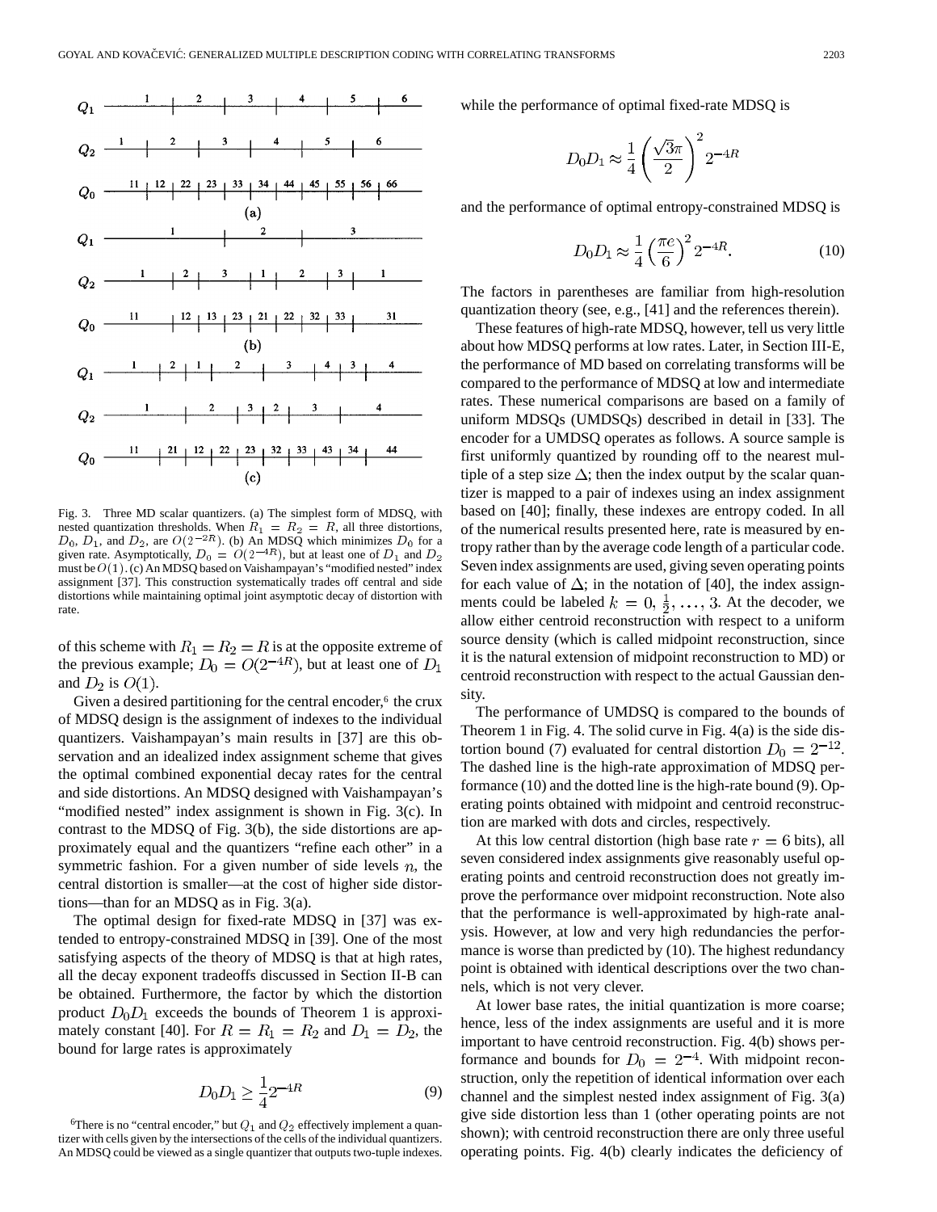Fig. 3. Three MD scalar quantizers. (a) The simplest form of MDSQ, with nested quantization thresholds. When $R_1 = R_2 = R$, all three distortions, $D_0$, $D_1$, and $D_2$, are $O(2^{-2R})$. (b) An MDSQ which minimizes $D_0$ for a given rate. Asymptotically, $D_0 = O(2^{-4R})$, but at least one of $D_1$ and $D_2$ must be $O(1)$. (c) An MDSQ based on Vaishampayan's "modified nested" index assignment [37]. This construction systematically trades off central and side distortions while maintaining optimal joint asymptotic decay of distortion with rate.

of this scheme with $R_1 = R_2 = R$ is at the opposite extreme of the previous example; $D_0 = O(2^{-4R})$, but at least one of $D_1$ and $D_2$ is $O(1)$.

Given a desired partitioning for the central encoder,[6] the crux of MDSQ design is the assignment of indexes to the individual quantizers. Vaishampayan's main results in [37] are this observation and an idealized index assignment scheme that gives the optimal combined exponential decay rates for the central and side distortions. An MDSQ designed with Vaishampayan's "modified nested" index assignment is shown in Fig. 3(c). In contrast to the MDSQ of Fig. 3(b), the side distortions are approximately equal and the quantizers "refine each other" in a symmetric fashion. For a given number of side levels $n$, the central distortion is smaller—at the cost of higher side distortions—than for an MDSQ as in Fig. 3(a).

The optimal design for fixed-rate MDSQ in [37] was extended to entropy-constrained MDSQ in [39]. One of the most satisfying aspects of the theory of MDSQ is that at high rates, all the decay exponent tradeoffs discussed in Section II-B can be obtained. Furthermore, the factor by which the distortion product $D_0 D_1$ exceeds the bounds of Theorem 1 is approximately constant [40]. For $R = R_1 = R_2$ and $D_1 = D_2$, the bound for large rates is approximately

$$D_0 D_1 \geq \frac{1}{4} 2^{-4R} \tag{9}$$

[6]There is no "central encoder," but $Q_1$ and $Q_2$ effectively implement a quantizer with cells given by the intersections of the cells of the individual quantizers. An MDSQ could be viewed as a single quantizer that outputs two-tuple indexes.

while the performance of optimal fixed-rate MDSQ is

$$D_0 D_1 \approx \frac{1}{4} \left( \frac{\sqrt{3}\pi}{2} \right)^2 2^{-4R}$$

and the performance of optimal entropy-constrained MDSQ is

$$D_0 D_1 \approx \frac{1}{4} \left( \frac{\pi e}{6} \right)^2 2^{-4R}. \tag{10}$$

The factors in parentheses are familiar from high-resolution quantization theory (see, e.g., [41] and the references therein).

These features of high-rate MDSQ, however, tell us very little about how MDSQ performs at low rates. Later, in Section III-E, the performance of MD based on correlating transforms will be compared to the performance of MDSQ at low and intermediate rates. These numerical comparisons are based on a family of uniform MDSQs (UMDSQs) described in detail in [33]. The encoder for a UMDSQ operates as follows. A source sample is first uniformly quantized by rounding off to the nearest multiple of a step size $\Delta$; then the index output by the scalar quantizer is mapped to a pair of indexes using an index assignment based on [40]; finally, these indexes are entropy coded. In all of the numerical results presented here, rate is measured by entropy rather than by the average code length of a particular code. Seven index assignments are used, giving seven operating points for each value of $\Delta$; in the notation of [40], the index assignments could be labeled $k = 0, \frac{1}{2}, \ldots, 3$. At the decoder, we allow either centroid reconstruction with respect to a uniform source density (which is called midpoint reconstruction, since it is the natural extension of midpoint reconstruction to MD) or centroid reconstruction with respect to the actual Gaussian density.

The performance of UMDSQ is compared to the bounds of Theorem 1 in Fig. 4. The solid curve in Fig. 4(a) is the side distortion bound (7) evaluated for central distortion $D_0 = 2^{-12}$. The dashed line is the high-rate approximation of MDSQ performance (10) and the dotted line is the high-rate bound (9). Operating points obtained with midpoint and centroid reconstruction are marked with dots and circles, respectively.

At this low central distortion (high base rate $r = 6$ bits), all seven considered index assignments give reasonably useful operating points and centroid reconstruction does not greatly improve the performance over midpoint reconstruction. Note also that the performance is well-approximated by high-rate analysis. However, at low and very high redundancies the performance is worse than predicted by (10). The highest redundancy point is obtained with identical descriptions over the two channels, which is not very clever.

At lower base rates, the initial quantization is more coarse; hence, less of the index assignments are useful and it is more important to have centroid reconstruction. Fig. 4(b) shows performance and bounds for $D_0 = 2^{-4}$. With midpoint reconstruction, only the repetition of identical information over each channel and the simplest nested index assignment of Fig. 3(a) give side distortion less than 1 (other operating points are not shown); with centroid reconstruction there are only three useful operating points. Fig. 4(b) clearly indicates the deficiency of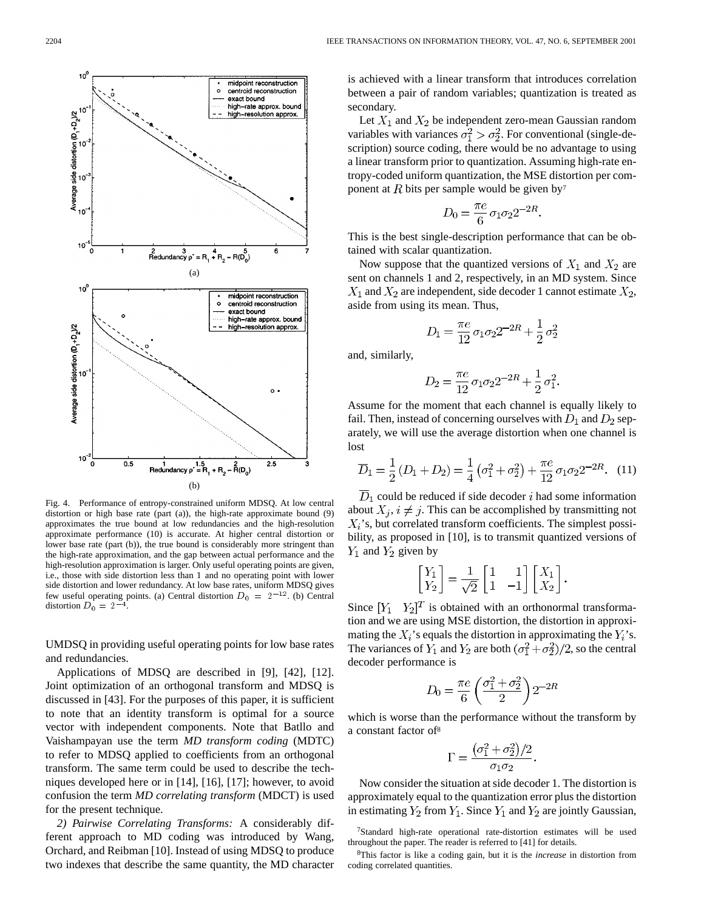Fig. 4. Performance of entropy-constrained uniform MDSQ. At low central distortion or high base rate (part (a)), the high-rate approximate bound (9) approximates the true bound at low redundancies and the high-resolution approximate performance (10) is accurate. At higher central distortion or lower base rate (part (b)), the true bound is considerably more stringent than the high-rate approximation, and the gap between actual performance and the high-resolution approximation is larger. Only useful operating points are given, i.e., those with side distortion less than 1 and no operating point with lower side distortion and lower redundancy. At low base rates, uniform MDSQ gives few useful operating points. (a) Central distortion $D_0 = 2^{-12}$. (b) Central distortion $D_0 = 2^{-4}$.

UMDSQ in providing useful operating points for low base rates and redundancies.

Applications of MDSQ are described in [9], [42], [12]. Joint optimization of an orthogonal transform and MDSQ is discussed in [43]. For the purposes of this paper, it is sufficient to note that an identity transform is optimal for a source vector with independent components. Note that Batllo and Vaishampayan use the term *MD transform coding* (MDTC) to refer to MDSQ applied to coefficients from an orthogonal transform. The same term could be used to describe the techniques developed here or in [14], [16], [17]; however, to avoid confusion the term *MD correlating transform* (MDCT) is used for the present technique.

*2) Pairwise Correlating Transforms:* A considerably different approach to MD coding was introduced by Wang, Orchard, and Reibman [10]. Instead of using MDSQ to produce two indexes that describe the same quantity, the MD character is achieved with a linear transform that introduces correlation between a pair of random variables; quantization is treated as secondary.

Let $X_1$ and $X_2$ be independent zero-mean Gaussian random variables with variances $\sigma_1^2 > \sigma_2^2$. For conventional (single-description) source coding, there would be no advantage to using a linear transform prior to quantization. Assuming high-rate entropy-coded uniform quantization, the MSE distortion per component at $R$ bits per sample would be given by[7]

$$D_0 = \frac{\pi e}{6}\sigma_1\sigma_2 2^{-2R}.$$

This is the best single-description performance that can be obtained with scalar quantization.

Now suppose that the quantized versions of $X_1$ and $X_2$ are sent on channels 1 and 2, respectively, in an MD system. Since $X_1$ and $X_2$ are independent, side decoder 1 cannot estimate $X_2$, aside from using its mean. Thus,

$$D_1 = \frac{\pi e}{12}\sigma_1\sigma_2 2^{-2R} + \frac{1}{2}\sigma_2^2$$

and, similarly,

$$D_2 = \frac{\pi e}{12}\sigma_1\sigma_2 2^{-2R} + \frac{1}{2}\sigma_1^2.$$

Assume for the moment that each channel is equally likely to fail. Then, instead of concerning ourselves with $D_1$ and $D_2$ separately, we will use the average distortion when one channel is lost

$$\overline{D}_1 = \frac{1}{2}(D_1 + D_2) = \frac{1}{4}\left(\sigma_1^2 + \sigma_2^2\right) + \frac{\pi e}{12}\sigma_1\sigma_2 2^{-2R}. \quad (11)$$

$\overline{D}_1$ could be reduced if side decoder $i$ had some information about $X_j$, $i \neq j$. This can be accomplished by transmitting not $X_i$'s, but correlated transform coefficients. The simplest possibility, as proposed in [10], is to transmit quantized versions of $Y_1$ and $Y_2$ given by

$$\begin{bmatrix} Y_1 \\ Y_2 \end{bmatrix} = \frac{1}{\sqrt{2}}\begin{bmatrix} 1 & 1 \\ 1 & -1 \end{bmatrix}\begin{bmatrix} X_1 \\ X_2 \end{bmatrix}.$$

Since $[Y_1 \quad Y_2]^T$ is obtained with an orthonormal transformation and we are using MSE distortion, the distortion in approximating the $X_i$'s equals the distortion in approximating the $Y_i$'s. The variances of $Y_1$ and $Y_2$ are both $(\sigma_1^2 + \sigma_2^2)/2$, so the central decoder performance is

$$D_0 = \frac{\pi e}{6}\left(\frac{\sigma_1^2 + \sigma_2^2}{2}\right)2^{-2R}$$

which is worse than the performance without the transform by a constant factor of[8]

$$\Gamma = \frac{\left(\sigma_1^2 + \sigma_2^2\right)/2}{\sigma_1\sigma_2}.$$

Now consider the situation at side decoder 1. The distortion is approximately equal to the quantization error plus the distortion in estimating $Y_2$ from $Y_1$. Since $Y_1$ and $Y_2$ are jointly Gaussian,

[7]Standard high-rate operational rate-distortion estimates will be used throughout the paper. The reader is referred to [41] for details.

[8]This factor is like a coding gain, but it is the *increase* in distortion from coding correlated quantities.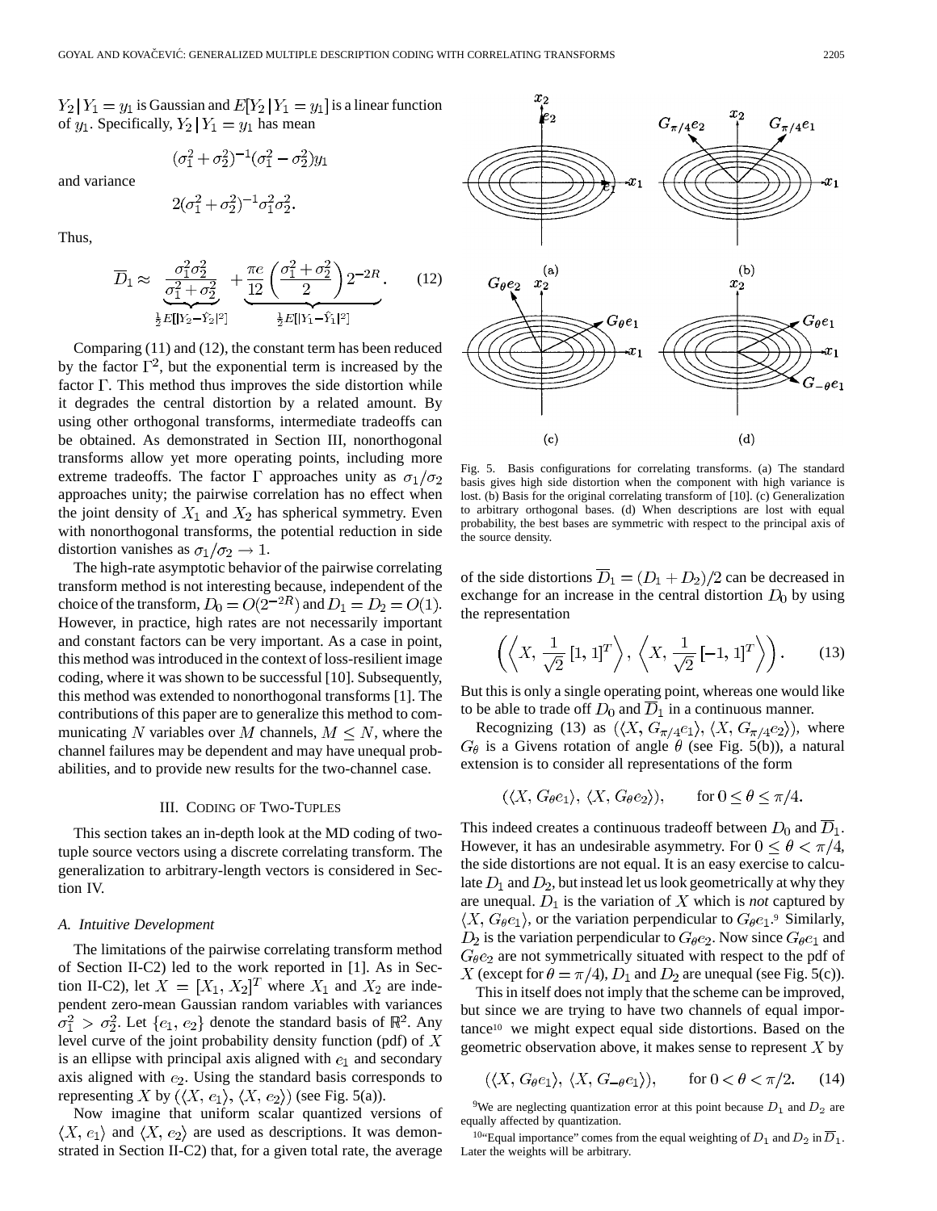$Y_2 \mid Y_1 = y_1$ is Gaussian and $E[Y_2 \mid Y_1 = y_1]$ is a linear function of $y_1$. Specifically, $Y_2 \mid Y_1 = y_1$ has mean

$$(\sigma_1^2 + \sigma_2^2)^{-1}(\sigma_1^2 - \sigma_2^2)y_1$$

and variance

$$2(\sigma_1^2 + \sigma_2^2)^{-1}\sigma_1^2\sigma_2^2.$$

Thus,

$$\overline{D}_1 \approx \underbrace{\frac{\sigma_1^2\sigma_2^2}{\sigma_1^2+\sigma_2^2}}_{\frac{1}{2}E[|Y_2-\hat{Y}_2|^2]} + \underbrace{\frac{\pi e}{12}\left(\frac{\sigma_1^2+\sigma_2^2}{2}\right)2^{-2R}}_{\frac{1}{2}E[|Y_1-\hat{Y}_1|^2]}. \tag{12}$$

Comparing (11) and (12), the constant term has been reduced by the factor $\Gamma^2$, but the exponential term is increased by the factor $\Gamma$. This method thus improves the side distortion while it degrades the central distortion by a related amount. By using other orthogonal transforms, intermediate tradeoffs can be obtained. As demonstrated in Section III, nonorthogonal transforms allow yet more operating points, including more extreme tradeoffs. The factor $\Gamma$ approaches unity as $\sigma_1/\sigma_2$ approaches unity; the pairwise correlation has no effect when the joint density of $X_1$ and $X_2$ has spherical symmetry. Even with nonorthogonal transforms, the potential reduction in side distortion vanishes as $\sigma_1/\sigma_2 \to 1$.

The high-rate asymptotic behavior of the pairwise correlating transform method is not interesting because, independent of the choice of the transform, $D_0 = O(2^{-2R})$ and $D_1 = D_2 = O(1)$. However, in practice, high rates are not necessarily important and constant factors can be very important. As a case in point, this method was introduced in the context of loss-resilient image coding, where it was shown to be successful [10]. Subsequently, this method was extended to nonorthogonal transforms [1]. The contributions of this paper are to generalize this method to communicating $N$ variables over $M$ channels, $M \leq N$, where the channel failures may be dependent and may have unequal probabilities, and to provide new results for the two-channel case.

## III. Coding of Two-Tuples

This section takes an in-depth look at the MD coding of two-tuple source vectors using a discrete correlating transform. The generalization to arbitrary-length vectors is considered in Section IV.

### A. Intuitive Development

The limitations of the pairwise correlating transform method of Section II-C2) led to the work reported in [1]. As in Section II-C2), let $X = [X_1, X_2]^T$ where $X_1$ and $X_2$ are independent zero-mean Gaussian random variables with variances $\sigma_1^2 > \sigma_2^2$. Let $\{e_1, e_2\}$ denote the standard basis of $\mathbb{R}^2$. Any level curve of the joint probability density function (pdf) of $X$ is an ellipse with principal axis aligned with $e_1$ and secondary axis aligned with $e_2$. Using the standard basis corresponds to representing $X$ by $(\langle X, e_1\rangle, \langle X, e_2\rangle)$ (see Fig. 5(a)).

Now imagine that uniform scalar quantized versions of $\langle X, e_1\rangle$ and $\langle X, e_2\rangle$ are used as descriptions. It was demonstrated in Section II-C2) that, for a given total rate, the average of the side distortions $\overline{D}_1 = (D_1 + D_2)/2$ can be decreased in exchange for an increase in the central distortion $D_0$ by using the representation

$$\left(\left\langle X, \frac{1}{\sqrt{2}}[1, 1]^T\right\rangle, \left\langle X, \frac{1}{\sqrt{2}}[-1, 1]^T\right\rangle\right). \tag{13}$$

But this is only a single operating point, whereas one would like to be able to trade off $D_0$ and $\overline{D}_1$ in a continuous manner.

Fig. 5. Basis configurations for correlating transforms. (a) The standard basis gives high side distortion when the component with high variance is lost. (b) Basis for the original correlating transform of [10]. (c) Generalization to arbitrary orthogonal bases. (d) When descriptions are lost with equal probability, the best bases are symmetric with respect to the principal axis of the source density.

Recognizing (13) as $(\langle X, G_{\pi/4}e_1\rangle, \langle X, G_{\pi/4}e_2\rangle)$, where $G_\theta$ is a Givens rotation of angle $\theta$ (see Fig. 5(b)), a natural extension is to consider all representations of the form

$$(\langle X, G_\theta e_1\rangle, \langle X, G_\theta e_2\rangle), \qquad \text{for } 0 \leq \theta \leq \pi/4.$$

This indeed creates a continuous tradeoff between $D_0$ and $\overline{D}_1$. However, it has an undesirable asymmetry. For $0 \leq \theta < \pi/4$, the side distortions are not equal. It is an easy exercise to calculate $D_1$ and $D_2$, but instead let us look geometrically at why they are unequal. $D_1$ is the variation of $X$ which is *not* captured by $\langle X, G_\theta e_1\rangle$, or the variation perpendicular to $G_\theta e_1$.[9] Similarly, $D_2$ is the variation perpendicular to $G_\theta e_2$. Now since $G_\theta e_1$ and $G_\theta e_2$ are not symmetrically situated with respect to the pdf of $X$ (except for $\theta = \pi/4$), $D_1$ and $D_2$ are unequal (see Fig. 5(c)).

This in itself does not imply that the scheme can be improved, but since we are trying to have two channels of equal importance[10] we might expect equal side distortions. Based on the geometric observation above, it makes sense to represent $X$ by

$$(\langle X, G_\theta e_1\rangle, \langle X, G_{-\theta} e_1\rangle), \qquad \text{for } 0 < \theta < \pi/2. \tag{14}$$

[9] We are neglecting quantization error at this point because $D_1$ and $D_2$ are equally affected by quantization.

[10] "Equal importance" comes from the equal weighting of $D_1$ and $D_2$ in $\overline{D}_1$. Later the weights will be arbitrary.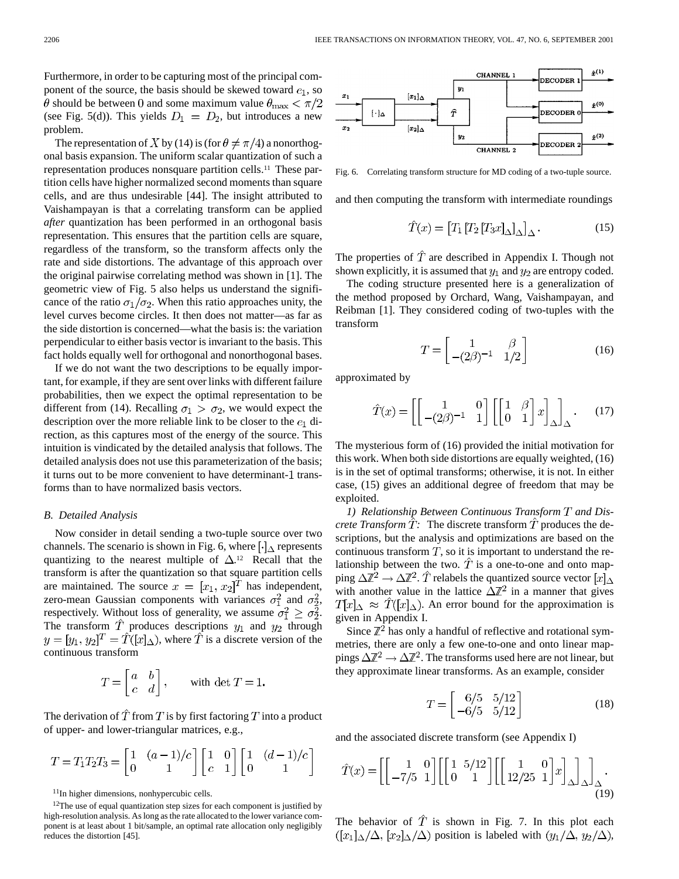Furthermore, in order to be capturing most of the principal component of the source, the basis should be skewed toward $e_1$, so $\theta$ should be between 0 and some maximum value $\theta_{\max} < \pi/2$ (see Fig. 5(d)). This yields $D_1 = D_2$, but introduces a new problem.

The representation of $X$ by (14) is (for $\theta \neq \pi/4$) a nonorthogonal basis expansion. The uniform scalar quantization of such a representation produces nonsquare partition cells.[11] These partition cells have higher normalized second moments than square cells, and are thus undesirable [44]. The insight attributed to Vaishampayan is that a correlating transform can be applied *after* quantization has been performed in an orthogonal basis representation. This ensures that the partition cells are square, regardless of the transform, so the transform affects only the rate and side distortions. The advantage of this approach over the original pairwise correlating method was shown in [1]. The geometric view of Fig. 5 also helps us understand the significance of the ratio $\sigma_1/\sigma_2$. When this ratio approaches unity, the level curves become circles. It then does not matter—as far as the side distortion is concerned—what the basis is: the variation perpendicular to either basis vector is invariant to the basis. This fact holds equally well for orthogonal and nonorthogonal bases.

If we do not want the two descriptions to be equally important, for example, if they are sent over links with different failure probabilities, then we expect the optimal representation to be different from (14). Recalling $\sigma_1 > \sigma_2$, we would expect the description over the more reliable link to be closer to the $e_1$ direction, as this captures most of the energy of the source. This intuition is vindicated by the detailed analysis that follows. The detailed analysis does not use this parameterization of the basis; it turns out to be more convenient to have determinant-1 transforms than to have normalized basis vectors.

### B. Detailed Analysis

Now consider in detail sending a two-tuple source over two channels. The scenario is shown in Fig. 6, where $[\cdot]_\Delta$ represents quantizing to the nearest multiple of $\Delta$.[12] Recall that the transform is after the quantization so that square partition cells are maintained. The source $x = [x_1, x_2]^T$ has independent, zero-mean Gaussian components with variances $\sigma_1^2$ and $\sigma_2^2$, respectively. Without loss of generality, we assume $\sigma_1^2 \geq \sigma_2^2$. The transform $\hat{T}$ produces descriptions $y_1$ and $y_2$ through $y = [y_1, y_2]^T = \hat{T}([x]_\Delta)$, where $\hat{T}$ is a discrete version of the continuous transform

$$T = \begin{bmatrix} a & b \\ c & d \end{bmatrix}, \qquad \text{with } \det T = 1.$$

The derivation of $\hat{T}$ from $T$ is by first factoring $T$ into a product of upper- and lower-triangular matrices, e.g.,

$$T = T_1 T_2 T_3 = \begin{bmatrix} 1 & (a-1)/c \\ 0 & 1 \end{bmatrix} \begin{bmatrix} 1 & 0 \\ c & 1 \end{bmatrix} \begin{bmatrix} 1 & (d-1)/c \\ 0 & 1 \end{bmatrix}$$

[11] In higher dimensions, nonhypercubic cells.

[12] The use of equal quantization step sizes for each component is justified by high-resolution analysis. As long as the rate allocated to the lower variance component is at least about 1 bit/sample, an optimal rate allocation only negligibly reduces the distortion [45].

Fig. 6. Correlating transform structure for MD coding of a two-tuple source.

and then computing the transform with intermediate roundings

$$\hat{T}(x) = \left[T_1 \left[T_2 \left[T_3 x\right]_\Delta\right]_\Delta\right]_\Delta. \tag{15}$$

The properties of $\hat{T}$ are described in Appendix I. Though not shown explicitly, it is assumed that $y_1$ and $y_2$ are entropy coded.

The coding structure presented here is a generalization of the method proposed by Orchard, Wang, Vaishampayan, and Reibman [1]. They considered coding of two-tuples with the transform

$$T = \begin{bmatrix} 1 & \beta \\ -(2\beta)^{-1} & 1/2 \end{bmatrix} \tag{16}$$

approximated by

$$\hat{T}(x) = \left[\begin{bmatrix} 1 & 0 \\ -(2\beta)^{-1} & 1 \end{bmatrix} \left[\begin{bmatrix} 1 & \beta \\ 0 & 1 \end{bmatrix} x\right]_\Delta\right]_\Delta. \tag{17}$$

The mysterious form of (16) provided the initial motivation for this work. When both side distortions are equally weighted, (16) is in the set of optimal transforms; otherwise, it is not. In either case, (15) gives an additional degree of freedom that may be exploited.

*1) Relationship Between Continuous Transform $T$ and Discrete Transform $\hat{T}$:* The discrete transform $\hat{T}$ produces the descriptions, but the analysis and optimizations are based on the continuous transform $T$, so it is important to understand the relationship between the two. $\hat{T}$ is a one-to-one and onto mapping $\Delta\mathbb{Z}^2 \to \Delta\mathbb{Z}^2$. $\hat{T}$ relabels the quantized source vector $[x]_\Delta$ with another value in the lattice $\Delta\mathbb{Z}^2$ in a manner that gives $T[x]_\Delta \approx \hat{T}([x]_\Delta)$. An error bound for the approximation is given in Appendix I.

Since $\mathbb{Z}^2$ has only a handful of reflective and rotational symmetries, there are only a few one-to-one and onto linear mappings $\Delta\mathbb{Z}^2 \to \Delta\mathbb{Z}^2$. The transforms used here are not linear, but they approximate linear transforms. As an example, consider

$$T = \begin{bmatrix} 6/5 & 5/12 \\ -6/5 & 5/12 \end{bmatrix} \tag{18}$$

and the associated discrete transform (see Appendix I)

$$\hat{T}(x) = \left[\begin{bmatrix} 1 & 0 \\ -7/5 & 1 \end{bmatrix} \left[\begin{bmatrix} 1 & 5/12 \\ 0 & 1 \end{bmatrix} \left[\begin{bmatrix} 1 & 0 \\ 12/25 & 1 \end{bmatrix} x\right]_\Delta\right]_\Delta\right]_\Delta. \tag{19}$$

The behavior of $\hat{T}$ is shown in Fig. 7. In this plot each $([x_1]_\Delta/\Delta, [x_2]_\Delta/\Delta)$ position is labeled with $(y_1/\Delta, y_2/\Delta)$,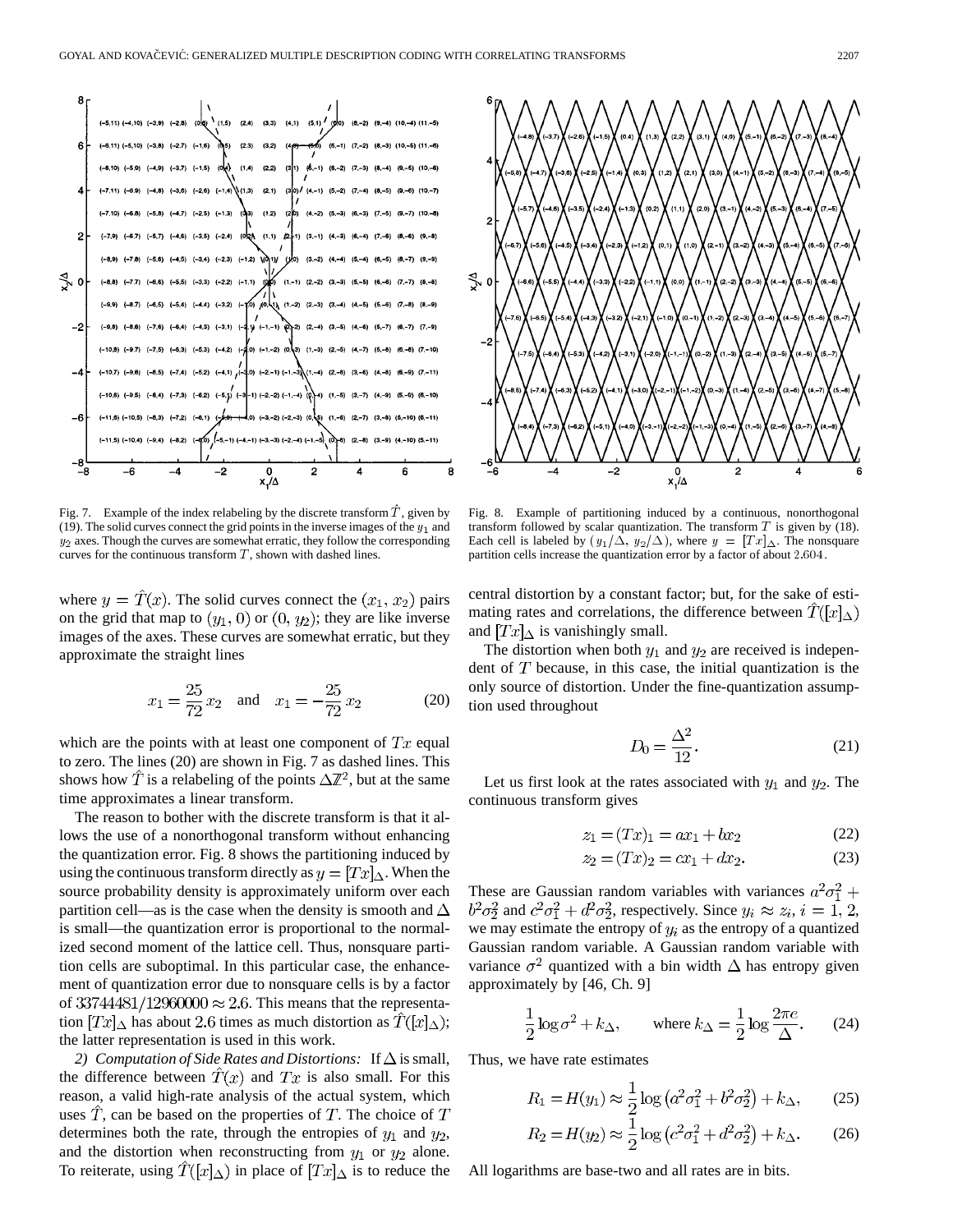Fig. 7. Example of the index relabeling by the discrete transform $\hat{T}$, given by (19). The solid curves connect the grid points in the inverse images of the $y_1$ and $y_2$ axes. Though the curves are somewhat erratic, they follow the corresponding curves for the continuous transform $T$, shown with dashed lines.

Fig. 8. Example of partitioning induced by a continuous, nonorthogonal transform followed by scalar quantization. The transform $T$ is given by (18). Each cell is labeled by $(y_1/\Delta, y_2/\Delta)$, where $y = [Tx]_\Delta$. The nonsquare partition cells increase the quantization error by a factor of about 2.604.

where $y = \hat{T}(x)$. The solid curves connect the $(x_1, x_2)$ pairs on the grid that map to $(y_1, 0)$ or $(0, y_2)$; they are like inverse images of the axes. These curves are somewhat erratic, but they approximate the straight lines

$$x_1 = \frac{25}{72}x_2 \quad \text{and} \quad x_1 = -\frac{25}{72}x_2 \tag{20}$$

which are the points with at least one component of $Tx$ equal to zero. The lines (20) are shown in Fig. 7 as dashed lines. This shows how $\hat{T}$ is a relabeling of the points $\Delta\mathbb{Z}^2$, but at the same time approximates a linear transform.

The reason to bother with the discrete transform is that it allows the use of a nonorthogonal transform without enhancing the quantization error. Fig. 8 shows the partitioning induced by using the continuous transform directly as $y = [Tx]_\Delta$. When the source probability density is approximately uniform over each partition cell—as is the case when the density is smooth and $\Delta$ is small—the quantization error is proportional to the normalized second moment of the lattice cell. Thus, nonsquare partition cells are suboptimal. In this particular case, the enhancement of quantization error due to nonsquare cells is by a factor of $33744481/12960000 \approx 2.6$. This means that the representation $[Tx]_\Delta$ has about 2.6 times as much distortion as $\hat{T}([x]_\Delta)$; the latter representation is used in this work.

*2) Computation of Side Rates and Distortions:* If $\Delta$ is small, the difference between $\hat{T}(x)$ and $Tx$ is also small. For this reason, a valid high-rate analysis of the actual system, which uses $\hat{T}$, can be based on the properties of $T$. The choice of $T$ determines both the rate, through the entropies of $y_1$ and $y_2$, and the distortion when reconstructing from $y_1$ or $y_2$ alone. To reiterate, using $\hat{T}([x]_\Delta)$ in place of $[Tx]_\Delta$ is to reduce the central distortion by a constant factor; but, for the sake of estimating rates and correlations, the difference between $\hat{T}([x]_\Delta)$ and $[Tx]_\Delta$ is vanishingly small.

The distortion when both $y_1$ and $y_2$ are received is independent of $T$ because, in this case, the initial quantization is the only source of distortion. Under the fine-quantization assumption used throughout

$$D_0 = \frac{\Delta^2}{12}. \tag{21}$$

Let us first look at the rates associated with $y_1$ and $y_2$. The continuous transform gives

$$z_1 = (Tx)_1 = ax_1 + bx_2 \tag{22}$$

$$z_2 = (Tx)_2 = cx_1 + dx_2. \tag{23}$$

These are Gaussian random variables with variances $a^2\sigma_1^2 + b^2\sigma_2^2$ and $c^2\sigma_1^2 + d^2\sigma_2^2$, respectively. Since $y_i \approx z_i$, $i = 1, 2$, we may estimate the entropy of $y_i$ as the entropy of a quantized Gaussian random variable. A Gaussian random variable with variance $\sigma^2$ quantized with a bin width $\Delta$ has entropy given approximately by [46, Ch. 9]

$$\frac{1}{2}\log\sigma^2 + k_\Delta, \qquad \text{where } k_\Delta = \frac{1}{2}\log\frac{2\pi e}{\Delta}. \tag{24}$$

Thus, we have rate estimates

$$R_1 = H(y_1) \approx \frac{1}{2}\log\left(a^2\sigma_1^2 + b^2\sigma_2^2\right) + k_\Delta, \tag{25}$$

$$R_2 = H(y_2) \approx \frac{1}{2}\log\left(c^2\sigma_1^2 + d^2\sigma_2^2\right) + k_\Delta. \tag{26}$$

All logarithms are base-two and all rates are in bits.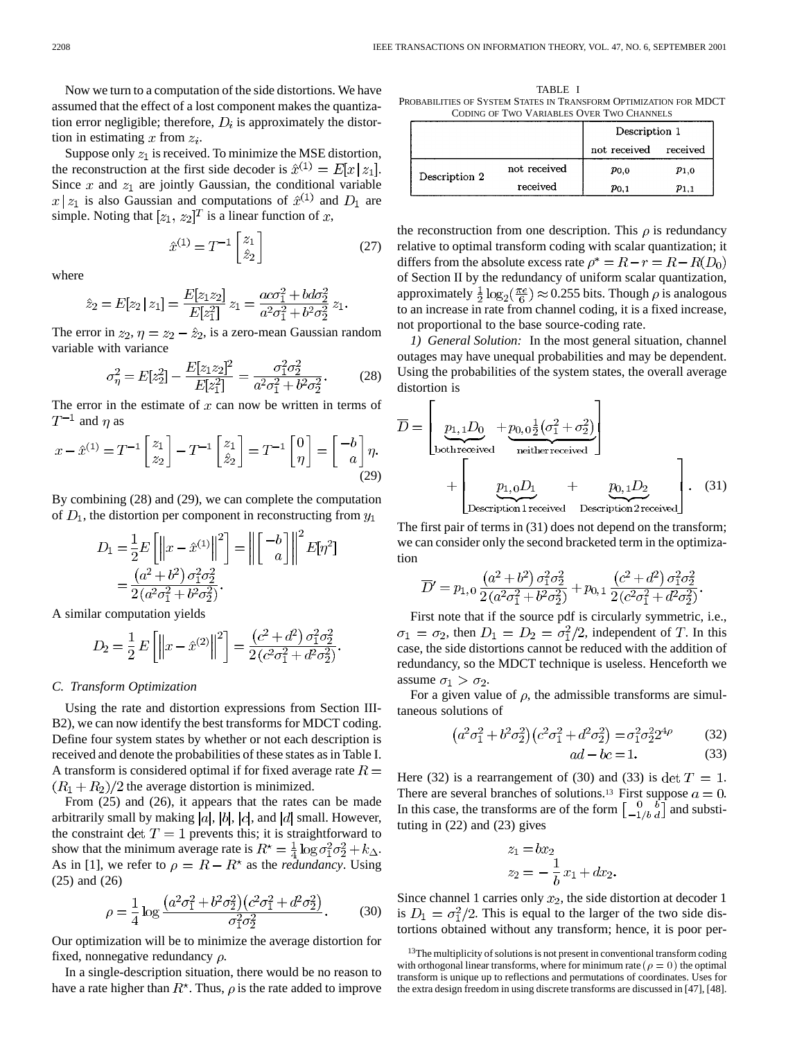Now we turn to a computation of the side distortions. We have assumed that the effect of a lost component makes the quantization error negligible; therefore, $D_i$ is approximately the distortion in estimating $x$ from $z_i$.

Suppose only $z_1$ is received. To minimize the MSE distortion, the reconstruction at the first side decoder is $\hat{x}^{(1)} = E[x \mid z_1]$. Since $x$ and $z_1$ are jointly Gaussian, the conditional variable $x \mid z_1$ is also Gaussian and computations of $\hat{x}^{(1)}$ and $D_1$ are simple. Noting that $[z_1, z_2]^T$ is a linear function of $x$,

$$\hat{x}^{(1)} = T^{-1} \begin{bmatrix} z_1 \\ \hat{z}_2 \end{bmatrix} \tag{27}$$

where

$$\hat{z}_2 = E[z_2 \mid z_1] = \frac{E[z_1 z_2]}{E[z_1^2]} z_1 = \frac{ac\sigma_1^2 + bd\sigma_2^2}{a^2\sigma_1^2 + b^2\sigma_2^2} z_1.$$

The error in $z_2$, $\eta = z_2 - \hat{z}_2$, is a zero-mean Gaussian random variable with variance

$$\sigma_\eta^2 = E[z_2^2] - \frac{E[z_1 z_2]^2}{E[z_1^2]} = \frac{\sigma_1^2 \sigma_2^2}{a^2\sigma_1^2 + b^2\sigma_2^2}. \tag{28}$$

The error in the estimate of $x$ can now be written in terms of $T^{-1}$ and $\eta$ as

$$x - \hat{x}^{(1)} = T^{-1} \begin{bmatrix} z_1 \\ z_2 \end{bmatrix} - T^{-1} \begin{bmatrix} z_1 \\ \hat{z}_2 \end{bmatrix} = T^{-1} \begin{bmatrix} 0 \\ \eta \end{bmatrix} = \begin{bmatrix} -b \\ a \end{bmatrix} \eta. \tag{29}$$

By combining (28) and (29), we can complete the computation of $D_1$, the distortion per component in reconstructing from $y_1$

$$\begin{aligned} D_1 &= \frac{1}{2} E\left[\left\|x - \hat{x}^{(1)}\right\|^2\right] = \left\| \begin{bmatrix} -b \\ a \end{bmatrix} \right\|^2 E[\eta^2] \\ &= \frac{(a^2 + b^2)\,\sigma_1^2\sigma_2^2}{2(a^2\sigma_1^2 + b^2\sigma_2^2)}. \end{aligned}$$

A similar computation yields

$$D_2 = \frac{1}{2} E\left[\left\|x - \hat{x}^{(2)}\right\|^2\right] = \frac{(c^2 + d^2)\,\sigma_1^2\sigma_2^2}{2(c^2\sigma_1^2 + d^2\sigma_2^2)}.$$

### C. Transform Optimization

Using the rate and distortion expressions from Section III-B2), we can now identify the best transforms for MDCT coding. Define four system states by whether or not each description is received and denote the probabilities of these states as in Table I. A transform is considered optimal if for fixed average rate $R = (R_1 + R_2)/2$ the average distortion is minimized.

From (25) and (26), it appears that the rates can be made arbitrarily small by making $|a|$, $|b|$, $|c|$, and $|d|$ small. However, the constraint $\det T = 1$ prevents this; it is straightforward to show that the minimum average rate is $R^\star = \frac{1}{4}\log \sigma_1^2\sigma_2^2 + k_\Delta$. As in [1], we refer to $\rho = R - R^\star$ as the *redundancy*. Using (25) and (26)

$$\rho = \frac{1}{4} \log \frac{(a^2\sigma_1^2 + b^2\sigma_2^2)(c^2\sigma_1^2 + d^2\sigma_2^2)}{\sigma_1^2\sigma_2^2}. \tag{30}$$

Our optimization will be to minimize the average distortion for fixed, nonnegative redundancy $\rho$.

In a single-description situation, there would be no reason to have a rate higher than $R^\star$. Thus, $\rho$ is the rate added to improve the reconstruction from one description. This $\rho$ is redundancy relative to optimal transform coding with scalar quantization; it differs from the absolute excess rate $\rho^* = R - r = R - R(D_0)$ of Section II by the redundancy of uniform scalar quantization, approximately $\frac{1}{2}\log_2(\frac{\pi e}{6}) \approx 0.255$ bits. Though $\rho$ is analogous to an increase in rate from channel coding, it is a fixed increase, not proportional to the base source-coding rate.

TABLE I
PROBABILITIES OF SYSTEM STATES IN TRANSFORM OPTIMIZATION FOR MDCT CODING OF TWO VARIABLES OVER TWO CHANNELS

| | | Description 1 | |
|---|---|---|---|
| | | not received | received |
| Description 2 | not received | $p_{0,0}$ | $p_{1,0}$ |
| | received | $p_{0,1}$ | $p_{1,1}$ |

*1) General Solution:* In the most general situation, channel outages may have unequal probabilities and may be dependent. Using the probabilities of the system states, the overall average distortion is

$$\overline{D} = \Bigg[\underbrace{p_{1,1}D_0}_{\text{both received}} + \underbrace{p_{0,0}\tfrac{1}{2}(\sigma_1^2 + \sigma_2^2)}_{\text{neither received}}\Bigg] + \Bigg[\underbrace{p_{1,0}D_1}_{\text{Description 1 received}} + \underbrace{p_{0,1}D_2}_{\text{Description 2 received}}\Bigg]. \tag{31}$$

The first pair of terms in (31) does not depend on the transform; we can consider only the second bracketed term in the optimization

$$\overline{D}' = p_{1,0}\frac{(a^2 + b^2)\,\sigma_1^2\sigma_2^2}{2(a^2\sigma_1^2 + b^2\sigma_2^2)} + p_{0,1}\frac{(c^2 + d^2)\,\sigma_1^2\sigma_2^2}{2(c^2\sigma_1^2 + d^2\sigma_2^2)}.$$

First note that if the source pdf is circularly symmetric, i.e., $\sigma_1 = \sigma_2$, then $D_1 = D_2 = \sigma_1^2/2$, independent of $T$. In this case, the side distortions cannot be reduced with the addition of redundancy, so the MDCT technique is useless. Henceforth we assume $\sigma_1 > \sigma_2$.

For a given value of $\rho$, the admissible transforms are simultaneous solutions of

$$(a^2\sigma_1^2 + b^2\sigma_2^2)(c^2\sigma_1^2 + d^2\sigma_2^2) = \sigma_1^2\sigma_2^2 2^{4\rho} \tag{32}$$

$$ad - bc = 1. \tag{33}$$

Here (32) is a rearrangement of (30) and (33) is $\det T = 1$. There are several branches of solutions.[13] First suppose $a = 0$. In this case, the transforms are of the form $\begin{bmatrix} 0 & b \\ -1/b & d \end{bmatrix}$ and substituting in (22) and (23) gives

$$\begin{aligned} z_1 &= bx_2 \\ z_2 &= -\frac{1}{b}x_1 + dx_2. \end{aligned}$$

Since channel 1 carries only $x_2$, the side distortion at decoder 1 is $D_1 = \sigma_1^2/2$. This is equal to the larger of the two side distortions obtained without any transform; hence, it is poor per-

[13] The multiplicity of solutions is not present in conventional transform coding with orthogonal linear transforms, where for minimum rate ($\rho = 0$) the optimal transform is unique up to reflections and permutations of coordinates. Uses for the extra design freedom in using discrete transforms are discussed in [47], [48].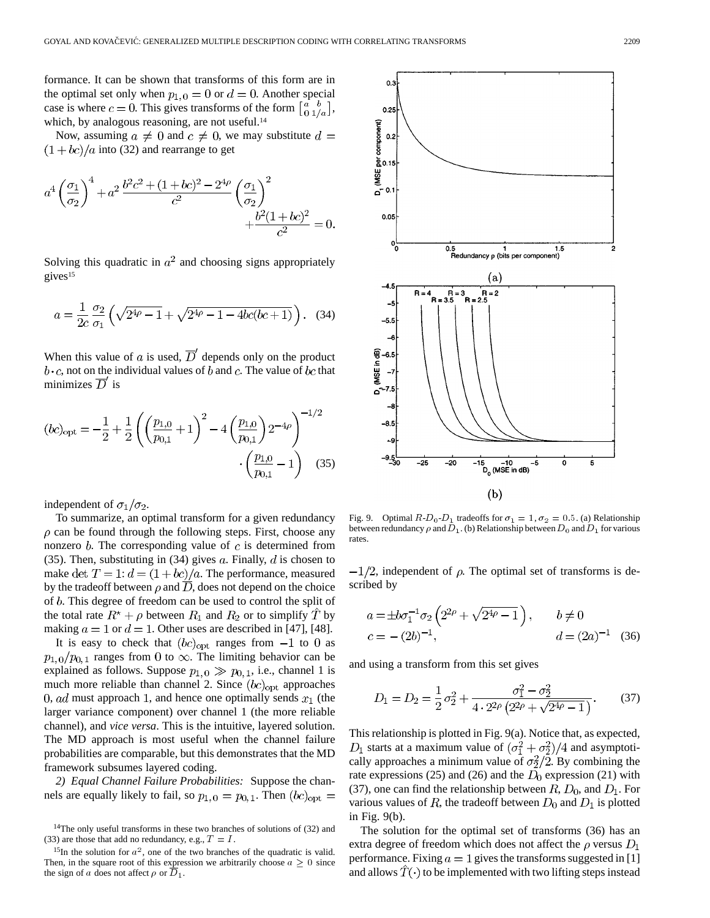formance. It can be shown that transforms of this form are in the optimal set only when $p_{1,0} = 0$ or $d = 0$. Another special case is where $c = 0$. This gives transforms of the form $\left[\begin{smallmatrix} a & b \\ 0 & 1/a \end{smallmatrix}\right]$, which, by analogous reasoning, are not useful.[14]

Now, assuming $a \neq 0$ and $c \neq 0$, we may substitute $d = (1+bc)/a$ into (32) and rearrange to get

$$a^4 \left(\frac{\sigma_1}{\sigma_2}\right)^4 + a^2 \frac{b^2c^2 + (1+bc)^2 - 2^{4\rho}}{c^2} \left(\frac{\sigma_1}{\sigma_2}\right)^2 + \frac{b^2(1+bc)^2}{c^2} = 0.$$

Solving this quadratic in $a^2$ and choosing signs appropriately gives[15]

$$a = \frac{1}{2c}\frac{\sigma_2}{\sigma_1}\left(\sqrt{2^{4\rho}-1} + \sqrt{2^{4\rho} - 1 - 4bc(bc+1)}\right). \quad (34)$$

When this value of $a$ is used, $\overline{D}'$ depends only on the product $b \cdot c$, not on the individual values of $b$ and $c$. The value of $bc$ that minimizes $\overline{D}'$ is

$$(bc)_{\text{opt}} = -\frac{1}{2} + \frac{1}{2}\left(\left(\frac{p_{1,0}}{p_{0,1}} + 1\right)^2 - 4\left(\frac{p_{1,0}}{p_{0,1}}\right)2^{-4\rho}\right)^{-1/2} \cdot \left(\frac{p_{1,0}}{p_{0,1}} - 1\right) \quad (35)$$

independent of $\sigma_1/\sigma_2$.

To summarize, an optimal transform for a given redundancy $\rho$ can be found through the following steps. First, choose any nonzero $b$. The corresponding value of $c$ is determined from (35). Then, substituting in (34) gives $a$. Finally, $d$ is chosen to make $\det T = 1$: $d = (1+bc)/a$. The performance, measured by the tradeoff between $\rho$ and $\overline{D}$, does not depend on the choice of $b$. This degree of freedom can be used to control the split of the total rate $R^\star + \rho$ between $R_1$ and $R_2$ or to simplify $\hat{T}$ by making $a = 1$ or $d = 1$. Other uses are described in [47], [48].

It is easy to check that $(bc)_{\text{opt}}$ ranges from $-1$ to 0 as $p_{1,0}/p_{0,1}$ ranges from 0 to $\infty$. The limiting behavior can be explained as follows. Suppose $p_{1,0} \gg p_{0,1}$, i.e., channel 1 is much more reliable than channel 2. Since $(bc)_{\text{opt}}$ approaches $0$, $ad$ must approach 1, and hence one optimally sends $x_1$ (the larger variance component) over channel 1 (the more reliable channel), and *vice versa*. This is the intuitive, layered solution. The MD approach is most useful when the channel failure probabilities are comparable, but this demonstrates that the MD framework subsumes layered coding.

*2) Equal Channel Failure Probabilities:* Suppose the channels are equally likely to fail, so $p_{1,0} = p_{0,1}$. Then $(bc)_{\text{opt}} = -1/2$, independent of $\rho$. The optimal set of transforms is described by

$$a = \pm b\sigma_1^{-1}\sigma_2\left(2^{2\rho} + \sqrt{2^{4\rho}-1}\right), \qquad b \neq 0$$
$$c = -(2b)^{-1}, \qquad d = (2a)^{-1} \quad (36)$$

and using a transform from this set gives

$$D_1 = D_2 = \frac{1}{2}\sigma_2^2 + \frac{\sigma_1^2 - \sigma_2^2}{4 \cdot 2^{2\rho}\left(2^{2\rho} + \sqrt{2^{4\rho}-1}\right)}. \quad (37)$$

This relationship is plotted in Fig. 9(a). Notice that, as expected, $D_1$ starts at a maximum value of $(\sigma_1^2 + \sigma_2^2)/4$ and asymptotically approaches a minimum value of $\sigma_2^2/2$. By combining the rate expressions (25) and (26) and the $D_0$ expression (21) with (37), one can find the relationship between $R$, $D_0$, and $D_1$. For various values of $R$, the tradeoff between $D_0$ and $D_1$ is plotted in Fig. 9(b).

Fig. 9. Optimal $R$-$D_0$-$D_1$ tradeoffs for $\sigma_1 = 1, \sigma_2 = 0.5$. (a) Relationship between redundancy $\rho$ and $D_1$. (b) Relationship between $D_0$ and $D_1$ for various rates.

The solution for the optimal set of transforms (36) has an extra degree of freedom which does not affect the $\rho$ versus $D_1$ performance. Fixing $a = 1$ gives the transforms suggested in [1] and allows $\hat{T}(\cdot)$ to be implemented with two lifting steps instead

[14] The only useful transforms in these two branches of solutions of (32) and (33) are those that add no redundancy, e.g., $T = I$.

[15] In the solution for $a^2$, one of the two branches of the quadratic is valid. Then, in the square root of this expression we arbitrarily choose $a \geq 0$ since the sign of $a$ does not affect $\rho$ or $\overline{D}_1$.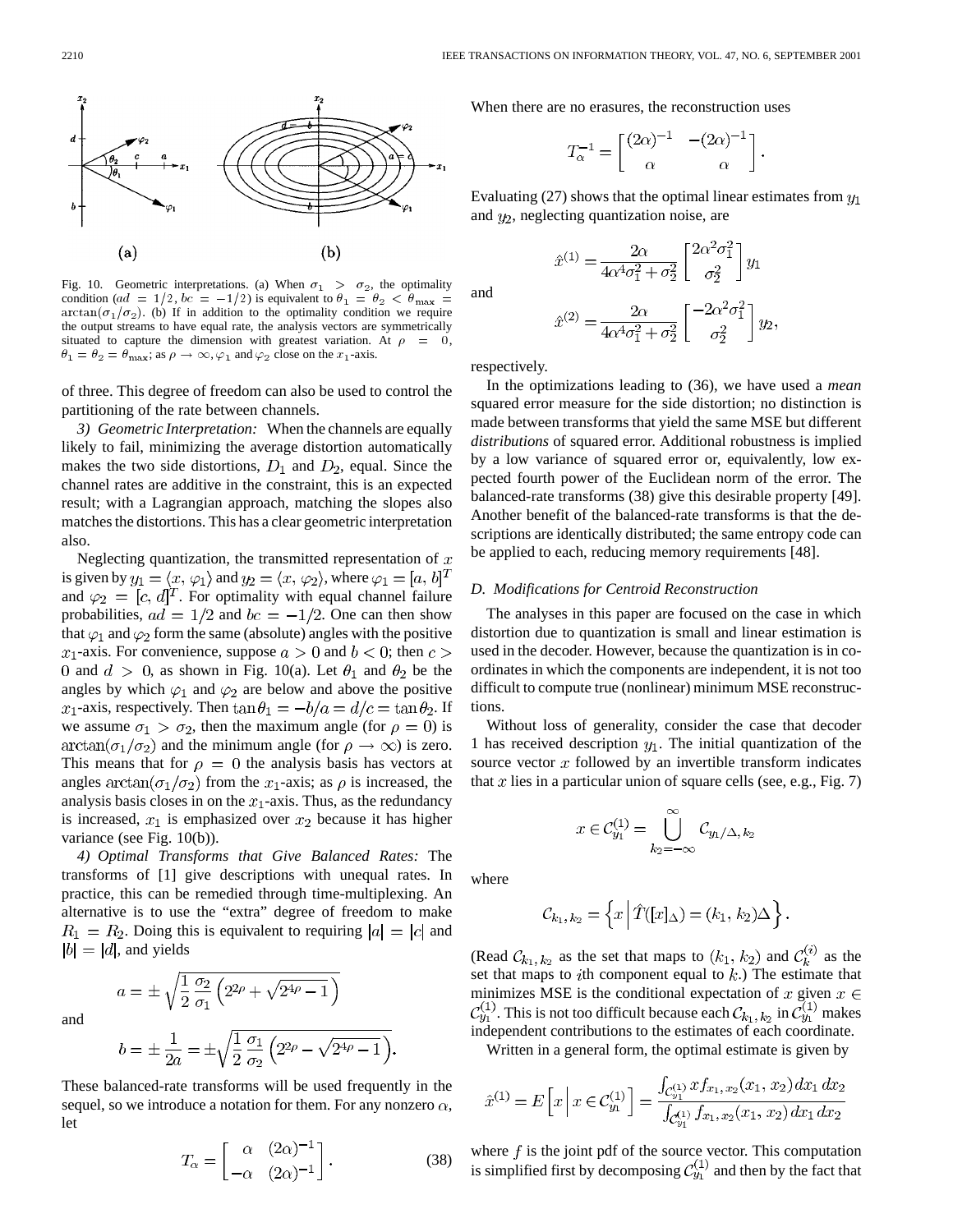Fig. 10. Geometric interpretations. (a) When $\sigma_1 > \sigma_2$, the optimality condition ($ad = 1/2$, $bc = -1/2$) is equivalent to $\theta_1 = \theta_2 < \theta_{\max} = \arctan(\sigma_1/\sigma_2)$. (b) If in addition to the optimality condition we require the output streams to have equal rate, the analysis vectors are symmetrically situated to capture the dimension with greatest variation. At $\rho = 0$, $\theta_1 = \theta_2 = \theta_{\max}$; as $\rho \to \infty$, $\varphi_1$ and $\varphi_2$ close on the $x_1$-axis.

of three. This degree of freedom can also be used to control the partitioning of the rate between channels.

*3) Geometric Interpretation:* When the channels are equally likely to fail, minimizing the average distortion automatically makes the two side distortions, $D_1$ and $D_2$, equal. Since the channel rates are additive in the constraint, this is an expected result; with a Lagrangian approach, matching the slopes also matches the distortions. This has a clear geometric interpretation also.

Neglecting quantization, the transmitted representation of $x$ is given by $y_1 = \langle x, \varphi_1 \rangle$ and $y_2 = \langle x, \varphi_2 \rangle$, where $\varphi_1 = [a, b]^T$ and $\varphi_2 = [c, d]^T$. For optimality with equal channel failure probabilities, $ad = 1/2$ and $bc = -1/2$. One can then show that $\varphi_1$ and $\varphi_2$ form the same (absolute) angles with the positive $x_1$-axis. For convenience, suppose $a > 0$ and $b < 0$; then $c > 0$ and $d > 0$, as shown in Fig. 10(a). Let $\theta_1$ and $\theta_2$ be the angles by which $\varphi_1$ and $\varphi_2$ are below and above the positive $x_1$-axis, respectively. Then $\tan\theta_1 = -b/a = d/c = \tan\theta_2$. If we assume $\sigma_1 > \sigma_2$, then the maximum angle (for $\rho = 0$) is $\arctan(\sigma_1/\sigma_2)$ and the minimum angle (for $\rho \to \infty$) is zero. This means that for $\rho = 0$ the analysis basis has vectors at angles $\arctan(\sigma_1/\sigma_2)$ from the $x_1$-axis; as $\rho$ is increased, the analysis basis closes in on the $x_1$-axis. Thus, as the redundancy is increased, $x_1$ is emphasized over $x_2$ because it has higher variance (see Fig. 10(b)).

*4) Optimal Transforms that Give Balanced Rates:* The transforms of [1] give descriptions with unequal rates. In practice, this can be remedied through time-multiplexing. An alternative is to use the "extra" degree of freedom to make $R_1 = R_2$. Doing this is equivalent to requiring $|a| = |c|$ and $|b| = |d|$, and yields

$$a = \pm\sqrt{\frac{1}{2}\frac{\sigma_2}{\sigma_1}\left(2^{2\rho} + \sqrt{2^{4\rho} - 1}\right)}$$

and

$$b = \pm\frac{1}{2a} = \pm\sqrt{\frac{1}{2}\frac{\sigma_1}{\sigma_2}\left(2^{2\rho} - \sqrt{2^{4\rho} - 1}\right)}.$$

These balanced-rate transforms will be used frequently in the sequel, so we introduce a notation for them. For any nonzero $\alpha$, let

$$T_\alpha = \begin{bmatrix} \alpha & (2\alpha)^{-1} \\ -\alpha & (2\alpha)^{-1} \end{bmatrix}. \tag{38}$$

When there are no erasures, the reconstruction uses

$$T_\alpha^{-1} = \begin{bmatrix} (2\alpha)^{-1} & -(2\alpha)^{-1} \\ \alpha & \alpha \end{bmatrix}.$$

Evaluating (27) shows that the optimal linear estimates from $y_1$ and $y_2$, neglecting quantization noise, are

$$\hat{x}^{(1)} = \frac{2\alpha}{4\alpha^4\sigma_1^2 + \sigma_2^2}\begin{bmatrix} 2\alpha^2\sigma_1^2 \\ \sigma_2^2 \end{bmatrix} y_1$$

and

$$\hat{x}^{(2)} = \frac{2\alpha}{4\alpha^4\sigma_1^2 + \sigma_2^2}\begin{bmatrix} -2\alpha^2\sigma_1^2 \\ \sigma_2^2 \end{bmatrix} y_2,$$

respectively.

In the optimizations leading to (36), we have used a *mean* squared error measure for the side distortion; no distinction is made between transforms that yield the same MSE but different *distributions* of squared error. Additional robustness is implied by a low variance of squared error or, equivalently, low expected fourth power of the Euclidean norm of the error. The balanced-rate transforms (38) give this desirable property [49]. Another benefit of the balanced-rate transforms is that the descriptions are identically distributed; the same entropy code can be applied to each, reducing memory requirements [48].

### D. Modifications for Centroid Reconstruction

The analyses in this paper are focused on the case in which distortion due to quantization is small and linear estimation is used in the decoder. However, because the quantization is in coordinates in which the components are independent, it is not too difficult to compute true (nonlinear) minimum MSE reconstructions.

Without loss of generality, consider the case that decoder 1 has received description $y_1$. The initial quantization of the source vector $x$ followed by an invertible transform indicates that $x$ lies in a particular union of square cells (see, e.g., Fig. 7)

$$x \in \mathcal{C}^{(1)}_{y_1} = \bigcup_{k_2=-\infty}^{\infty} \mathcal{C}_{y_1/\Delta,\, k_2}$$

where

$$\mathcal{C}_{k_1,\, k_2} = \left\{ x \,\middle|\, \hat{T}([x]_\Delta) = (k_1, k_2)\Delta \right\}.$$

(Read $\mathcal{C}_{k_1, k_2}$ as the set that maps to $(k_1, k_2)$ and $\mathcal{C}^{(i)}_k$ as the set that maps to $i$th component equal to $k$.) The estimate that minimizes MSE is the conditional expectation of $x$ given $x \in \mathcal{C}^{(1)}_{y_1}$. This is not too difficult because each $\mathcal{C}_{k_1, k_2}$ in $\mathcal{C}^{(1)}_{y_1}$ makes independent contributions to the estimates of each coordinate.

Written in a general form, the optimal estimate is given by

$$\hat{x}^{(1)} = E\left[x \,\middle|\, x \in \mathcal{C}^{(1)}_{y_1}\right] = \frac{\int_{\mathcal{C}^{(1)}_{y_1}} x f_{x_1, x_2}(x_1, x_2)\, dx_1\, dx_2}{\int_{\mathcal{C}^{(1)}_{y_1}} f_{x_1, x_2}(x_1, x_2)\, dx_1\, dx_2}$$

where $f$ is the joint pdf of the source vector. This computation is simplified first by decomposing $\mathcal{C}^{(1)}_{y_1}$ and then by the fact that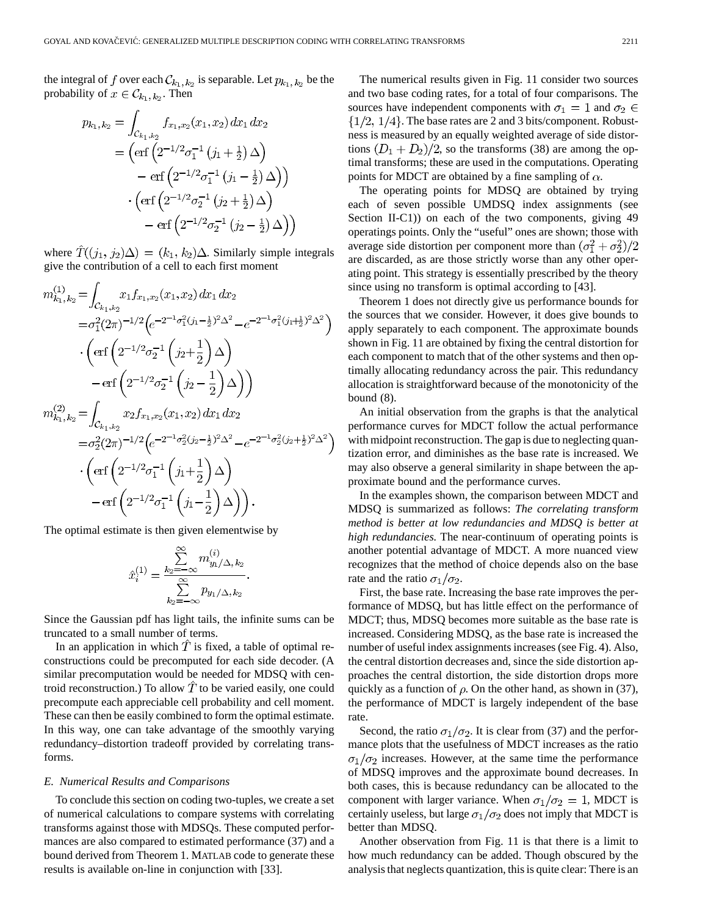the integral of $f$ over each $\mathcal{C}_{k_1, k_2}$ is separable. Let $p_{k_1, k_2}$ be the probability of $x \in \mathcal{C}_{k_1, k_2}$. Then

$$
\begin{aligned}
p_{k_1, k_2} &= \int_{\mathcal{C}_{k_1, k_2}} f_{x_1, x_2}(x_1, x_2)\, dx_1\, dx_2 \\
&= \left(\operatorname{erf}\left(2^{-1/2}\sigma_1^{-1}\left(j_1 + \tfrac{1}{2}\right)\Delta\right)\right. \\
&\qquad \left. - \operatorname{erf}\left(2^{-1/2}\sigma_1^{-1}\left(j_1 - \tfrac{1}{2}\right)\Delta\right)\right) \\
&\quad \cdot \left(\operatorname{erf}\left(2^{-1/2}\sigma_2^{-1}\left(j_2 + \tfrac{1}{2}\right)\Delta\right)\right. \\
&\qquad \left. - \operatorname{erf}\left(2^{-1/2}\sigma_2^{-1}\left(j_2 - \tfrac{1}{2}\right)\Delta\right)\right)
\end{aligned}
$$

where $\hat{T}((j_1, j_2)\Delta) = (k_1, k_2)\Delta$. Similarly simple integrals give the contribution of a cell to each first moment

$$
\begin{aligned}
m_{k_1, k_2}^{(1)} &= \int_{\mathcal{C}_{k_1, k_2}} x_1 f_{x_1, x_2}(x_1, x_2)\, dx_1\, dx_2 \\
&= \sigma_1^2 (2\pi)^{-1/2} \left(e^{-2^{-1}\sigma_1^2 (j_1 - \frac{1}{2})^2 \Delta^2} - e^{-2^{-1}\sigma_1^2 (j_1 + \frac{1}{2})^2 \Delta^2}\right) \\
&\quad \cdot \left(\operatorname{erf}\left(2^{-1/2}\sigma_2^{-1}\left(j_2 + \frac{1}{2}\right)\Delta\right)\right. \\
&\qquad \left. - \operatorname{erf}\left(2^{-1/2}\sigma_2^{-1}\left(j_2 - \frac{1}{2}\right)\Delta\right)\right) \\
m_{k_1, k_2}^{(2)} &= \int_{\mathcal{C}_{k_1, k_2}} x_2 f_{x_1, x_2}(x_1, x_2)\, dx_1\, dx_2 \\
&= \sigma_2^2 (2\pi)^{-1/2} \left(e^{-2^{-1}\sigma_2^2 (j_2 - \frac{1}{2})^2 \Delta^2} - e^{-2^{-1}\sigma_2^2 (j_2 + \frac{1}{2})^2 \Delta^2}\right) \\
&\quad \cdot \left(\operatorname{erf}\left(2^{-1/2}\sigma_1^{-1}\left(j_1 + \frac{1}{2}\right)\Delta\right)\right. \\
&\qquad \left. - \operatorname{erf}\left(2^{-1/2}\sigma_1^{-1}\left(j_1 - \frac{1}{2}\right)\Delta\right)\right).
\end{aligned}
$$

The optimal estimate is then given elementwise by

$$
\hat{x}_i^{(1)} = \frac{\sum_{k_2=-\infty}^{\infty} m_{y_1/\Delta, k_2}^{(i)}}{\sum_{k_2=-\infty}^{\infty} p_{y_1/\Delta, k_2}}.
$$

Since the Gaussian pdf has light tails, the infinite sums can be truncated to a small number of terms.

In an application in which $\hat{T}$ is fixed, a table of optimal reconstructions could be precomputed for each side decoder. (A similar precomputation would be needed for MDSQ with centroid reconstruction.) To allow $\hat{T}$ to be varied easily, one could precompute each appreciable cell probability and cell moment. These can then be easily combined to form the optimal estimate. In this way, one can take advantage of the smoothly varying redundancy–distortion tradeoff provided by correlating transforms.

### E. Numerical Results and Comparisons

To conclude this section on coding two-tuples, we create a set of numerical calculations to compare systems with correlating transforms against those with MDSQs. These computed performances are also compared to estimated performance (37) and a bound derived from Theorem 1. MATLAB code to generate these results is available on-line in conjunction with [33].

The numerical results given in Fig. 11 consider two sources and two base coding rates, for a total of four comparisons. The sources have independent components with $\sigma_1 = 1$ and $\sigma_2 \in \{1/2, 1/4\}$. The base rates are 2 and 3 bits/component. Robustness is measured by an equally weighted average of side distortions $(D_1 + D_2)/2$, so the transforms (38) are among the optimal transforms; these are used in the computations. Operating points for MDCT are obtained by a fine sampling of $\alpha$.

The operating points for MDSQ are obtained by trying each of seven possible UMDSQ index assignments (see Section II-C1)) on each of the two components, giving 49 operatings points. Only the "useful" ones are shown; those with average side distortion per component more than $(\sigma_1^2 + \sigma_2^2)/2$ are discarded, as are those strictly worse than any other operating point. This strategy is essentially prescribed by the theory since using no transform is optimal according to [43].

Theorem 1 does not directly give us performance bounds for the sources that we consider. However, it does give bounds to apply separately to each component. The approximate bounds shown in Fig. 11 are obtained by fixing the central distortion for each component to match that of the other systems and then optimally allocating redundancy across the pair. This redundancy allocation is straightforward because of the monotonicity of the bound (8).

An initial observation from the graphs is that the analytical performance curves for MDCT follow the actual performance with midpoint reconstruction. The gap is due to neglecting quantization error, and diminishes as the base rate is increased. We may also observe a general similarity in shape between the approximate bound and the performance curves.

In the examples shown, the comparison between MDCT and MDSQ is summarized as follows: *The correlating transform method is better at low redundancies and MDSQ is better at high redundancies.* The near-continuum of operating points is another potential advantage of MDCT. A more nuanced view recognizes that the method of choice depends also on the base rate and the ratio $\sigma_1/\sigma_2$.

First, the base rate. Increasing the base rate improves the performance of MDSQ, but has little effect on the performance of MDCT; thus, MDSQ becomes more suitable as the base rate is increased. Considering MDSQ, as the base rate is increased the number of useful index assignments increases (see Fig. 4). Also, the central distortion decreases and, since the side distortion approaches the central distortion, the side distortion drops more quickly as a function of $\rho$. On the other hand, as shown in (37), the performance of MDCT is largely independent of the base rate.

Second, the ratio $\sigma_1/\sigma_2$. It is clear from (37) and the performance plots that the usefulness of MDCT increases as the ratio $\sigma_1/\sigma_2$ increases. However, at the same time the performance of MDSQ improves and the approximate bound decreases. In both cases, this is because redundancy can be allocated to the component with larger variance. When $\sigma_1/\sigma_2 = 1$, MDCT is certainly useless, but large $\sigma_1/\sigma_2$ does not imply that MDCT is better than MDSQ.

Another observation from Fig. 11 is that there is a limit to how much redundancy can be added. Though obscured by the analysis that neglects quantization, this is quite clear: There is an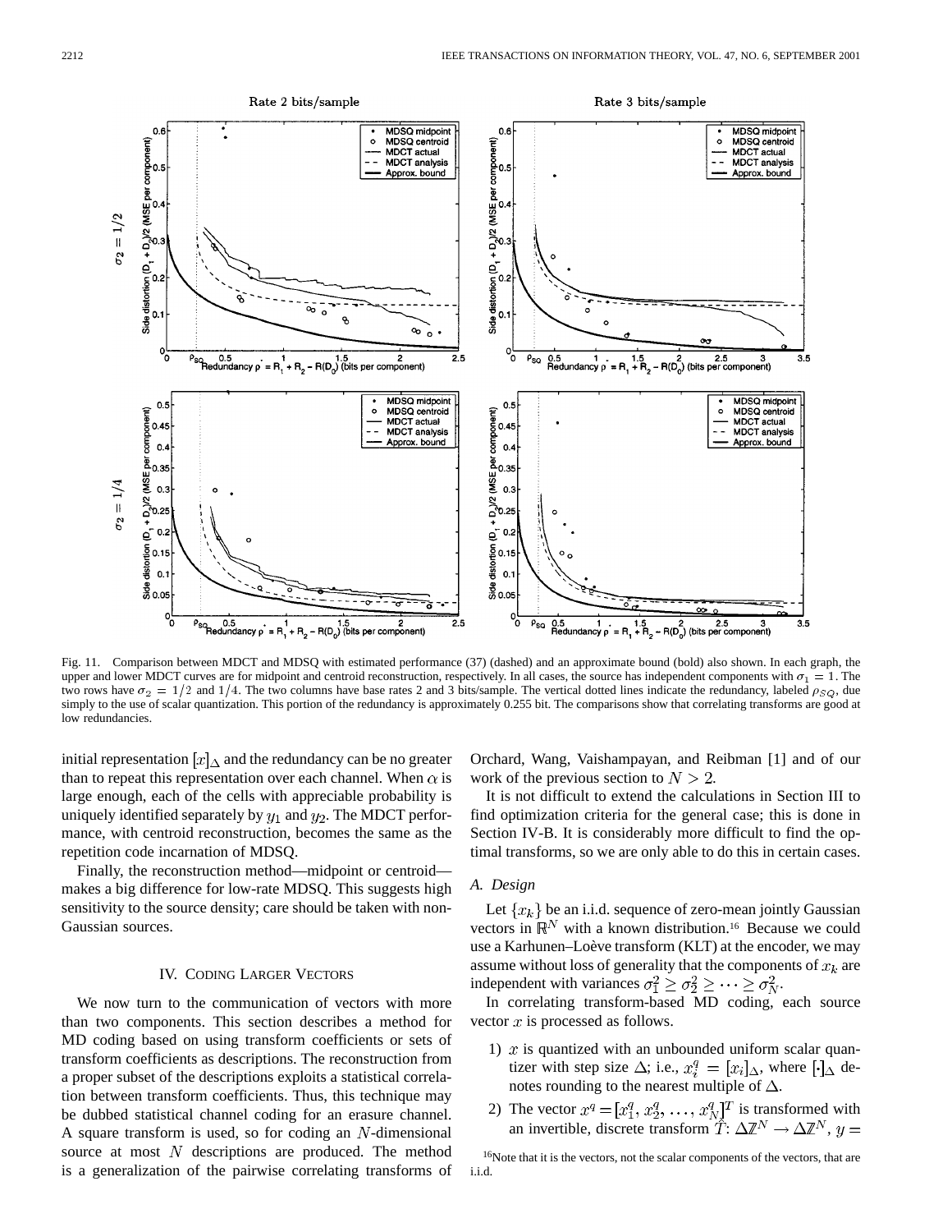Fig. 11. Comparison between MDCT and MDSQ with estimated performance (37) (dashed) and an approximate bound (bold) also shown. In each graph, the upper and lower MDCT curves are for midpoint and centroid reconstruction, respectively. In all cases, the source has independent components with $\sigma_1 = 1$. The two rows have $\sigma_2 = 1/2$ and $1/4$. The two columns have base rates 2 and 3 bits/sample. The vertical dotted lines indicate the redundancy, labeled $\rho_{SQ}$, due simply to the use of scalar quantization. This portion of the redundancy is approximately 0.255 bit. The comparisons show that correlating transforms are good at low redundancies.

initial representation $[x]_\Delta$ and the redundancy can be no greater than to repeat this representation over each channel. When $\alpha$ is large enough, each of the cells with appreciable probability is uniquely identified separately by $y_1$ and $y_2$. The MDCT performance, with centroid reconstruction, becomes the same as the repetition code incarnation of MDSQ.

Finally, the reconstruction method—midpoint or centroid—makes a big difference for low-rate MDSQ. This suggests high sensitivity to the source density; care should be taken with non-Gaussian sources.

## IV. Coding Larger Vectors

We now turn to the communication of vectors with more than two components. This section describes a method for MD coding based on using transform coefficients or sets of transform coefficients as descriptions. The reconstruction from a proper subset of the descriptions exploits a statistical correlation between transform coefficients. Thus, this technique may be dubbed statistical channel coding for an erasure channel. A square transform is used, so for coding an $N$-dimensional source at most $N$ descriptions are produced. The method is a generalization of the pairwise correlating transforms of Orchard, Wang, Vaishampayan, and Reibman [1] and of our work of the previous section to $N > 2$.

It is not difficult to extend the calculations in Section III to find optimization criteria for the general case; this is done in Section IV-B. It is considerably more difficult to find the optimal transforms, so we are only able to do this in certain cases.

### A. Design

Let $\{x_k\}$ be an i.i.d. sequence of zero-mean jointly Gaussian vectors in $\mathbb{R}^N$ with a known distribution.[16] Because we could use a Karhunen–Loève transform (KLT) at the encoder, we may assume without loss of generality that the components of $x_k$ are independent with variances $\sigma_1^2 \geq \sigma_2^2 \geq \cdots \geq \sigma_N^2$.

In correlating transform-based MD coding, each source vector $x$ is processed as follows.

1) $x$ is quantized with an unbounded uniform scalar quantizer with step size $\Delta$; i.e., $x_i^q = [x_i]_\Delta$, where $[\cdot]_\Delta$ denotes rounding to the nearest multiple of $\Delta$.
2) The vector $x^q = [x_1^q, x_2^q, \ldots, x_N^q]^T$ is transformed with an invertible, discrete transform $\hat{T}$: $\Delta\mathbb{Z}^N \to \Delta\mathbb{Z}^N$, $y =$

[16]Note that it is the vectors, not the scalar components of the vectors, that are i.i.d.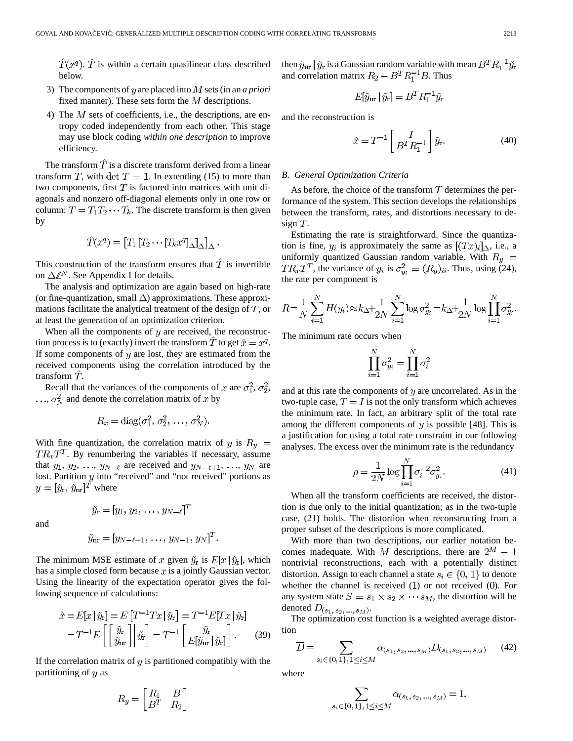$\hat{T}(x^q)$. $\hat{T}$ is within a certain quasilinear class described below.

3) The components of $y$ are placed into $M$ sets (in an *a priori* fixed manner). These sets form the $M$ descriptions.

4) The $M$ sets of coefficients, i.e., the descriptions, are entropy coded independently from each other. This stage may use block coding *within one description* to improve efficiency.

The transform $\hat{T}$ is a discrete transform derived from a linear transform $T$, with $\det T = 1$. In extending (15) to more than two components, first $T$ is factored into matrices with unit diagonals and nonzero off-diagonal elements only in one row or column: $T = T_1 T_2 \cdots T_k$. The discrete transform is then given by

$$\hat{T}(x^q) = \left[T_1 \left[T_2 \cdots \left[T_k x^q\right]_\Delta\right]_\Delta\right]_\Delta.$$

This construction of the transform ensures that $\hat{T}$ is invertible on $\Delta \mathbb{Z}^N$. See Appendix I for details.

The analysis and optimization are again based on high-rate (or fine-quantization, small $\Delta$) approximations. These approximations facilitate the analytical treatment of the design of $T$, or at least the generation of an optimization criterion.

When all the components of $y$ are received, the reconstruction process is to (exactly) invert the transform $\hat{T}$ to get $\hat{x} = x^q$. If some components of $y$ are lost, they are estimated from the received components using the correlation introduced by the transform $\hat{T}$.

Recall that the variances of the components of $x$ are $\sigma_1^2, \sigma_2^2, \ldots, \sigma_N^2$ and denote the correlation matrix of $x$ by

$$R_x = \operatorname{diag}(\sigma_1^2, \sigma_2^2, \ldots, \sigma_N^2).$$

With fine quantization, the correlation matrix of $y$ is $R_y = T R_x T^T$. By renumbering the variables if necessary, assume that $y_1, y_2, \ldots, y_{N-\ell}$ are received and $y_{N-\ell+1}, \ldots, y_N$ are lost. Partition $y$ into "received" and "not received" portions as $y = [\tilde{y}_{\text{r}}, \tilde{y}_{\text{nr}}]^T$ where

$$\tilde{y}_{\text{r}} = [y_1, y_2, \ldots, y_{N-\ell}]^T$$

and

$$\tilde{y}_{\text{nr}} = [y_{N-\ell+1}, \ldots, y_{N-1}, y_N]^T.$$

The minimum MSE estimate of $x$ given $\tilde{y}_{\text{r}}$ is $E[x \,|\, \tilde{y}_{\text{r}}]$, which has a simple closed form because $x$ is a jointly Gaussian vector. Using the linearity of the expectation operator gives the following sequence of calculations:

$$\begin{aligned}\hat{x} &= E[x \,|\, \tilde{y}_{\text{r}}] = E\left[T^{-1} T x \,|\, \tilde{y}_{\text{r}}\right] = T^{-1} E[T x \,|\, \tilde{y}_{\text{r}}] \\ &= T^{-1} E\left[\left.\begin{bmatrix} \tilde{y}_{\text{r}} \\ \tilde{y}_{\text{nr}} \end{bmatrix}\right| \tilde{y}_{\text{r}}\right] = T^{-1} \begin{bmatrix} \tilde{y}_{\text{r}} \\ E[\tilde{y}_{\text{nr}} \,|\, \tilde{y}_{\text{r}}] \end{bmatrix}. \end{aligned} \tag{39}$$

If the correlation matrix of $y$ is partitioned compatibly with the partitioning of $y$ as

$$R_y = \begin{bmatrix} R_1 & B \\ B^T & R_2 \end{bmatrix}$$

then $\tilde{y}_{\text{nr}} \,|\, \tilde{y}_{\text{r}}$ is a Gaussian random variable with mean $B^T R_1^{-1} \tilde{y}_{\text{r}}$ and correlation matrix $R_2 - B^T R_1^{-1} B$. Thus

$$E[\tilde{y}_{\text{nr}} \,|\, \tilde{y}_{\text{r}}] = B^T R_1^{-1} \tilde{y}_{\text{r}}$$

and the reconstruction is

$$\hat{x} = T^{-1} \begin{bmatrix} I \\ B^T R_1^{-1} \end{bmatrix} \tilde{y}_{\text{r}}. \tag{40}$$

## B. General Optimization Criteria

As before, the choice of the transform $T$ determines the performance of the system. This section develops the relationships between the transform, rates, and distortions necessary to design $T$.

Estimating the rate is straightforward. Since the quantization is fine, $y_i$ is approximately the same as $[(Tx)_i]_\Delta$, i.e., a uniformly quantized Gaussian random variable. With $R_y = T R_x T^T$, the variance of $y_i$ is $\sigma_{y_i}^2 = (R_y)_{ii}$. Thus, using (24), the rate per component is

$$R = \frac{1}{N} \sum_{i=1}^{N} H(y_i) \approx k_\Delta + \frac{1}{2N} \sum_{i=1}^{N} \log \sigma_{y_i}^2 = k_\Delta + \frac{1}{2N} \log \prod_{i=1}^{N} \sigma_{y_i}^2.$$

The minimum rate occurs when

$$\prod_{i=1}^{N} \sigma_{y_i}^2 = \prod_{i=1}^{N} \sigma_i^2$$

and at this rate the components of $y$ are uncorrelated. As in the two-tuple case, $T = I$ is not the only transform which achieves the minimum rate. In fact, an arbitrary split of the total rate among the different components of $y$ is possible [48]. This is a justification for using a total rate constraint in our following analyses. The excess over the minimum rate is the redundancy

$$\rho = \frac{1}{2N} \log \prod_{i=1}^{N} \sigma_i^{-2} \sigma_{y_i}^2. \tag{41}$$

When all the transform coefficients are received, the distortion is due only to the initial quantization; as in the two-tuple case, (21) holds. The distortion when reconstructing from a proper subset of the descriptions is more complicated.

With more than two descriptions, our earlier notation becomes inadequate. With $M$ descriptions, there are $2^M - 1$ nontrivial reconstructions, each with a potentially distinct distortion. Assign to each channel a state $s_i \in \{0, 1\}$ to denote whether the channel is received (1) or not received (0). For any system state $S = s_1 \times s_2 \times \cdots s_M$, the distortion will be denoted $D_{(s_1, s_2, \ldots, s_M)}$.

The optimization cost function is a weighted average distortion

$$\overline{D} = \sum_{s_i \in \{0,1\},\, 1 \le i \le M} \alpha_{(s_1, s_2, \ldots, s_M)} D_{(s_1, s_2, \ldots, s_M)} \tag{42}$$

where

$$\sum_{s_i \in \{0,1\},\, 1 \le i \le M} \alpha_{(s_1, s_2, \ldots, s_M)} = 1.$$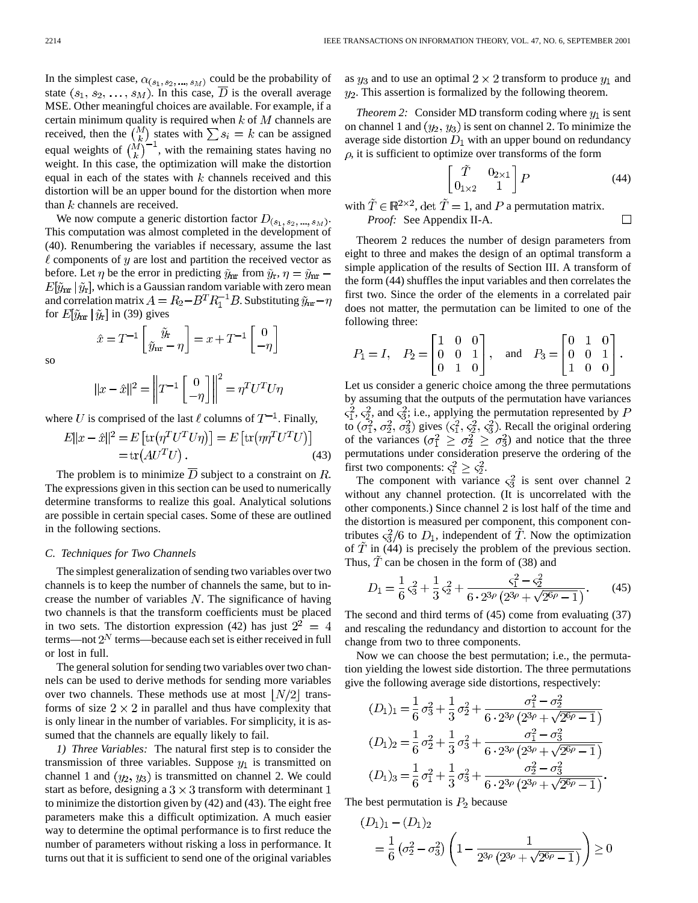In the simplest case, $\alpha_{(s_1, s_2, \ldots, s_M)}$ could be the probability of state $(s_1, s_2, \ldots, s_M)$. In this case, $\overline{D}$ is the overall average MSE. Other meaningful choices are available. For example, if a certain minimum quality is required when $k$ of $M$ channels are received, then the $\binom{M}{k}$ states with $\sum s_i = k$ can be assigned equal weights of $\binom{M}{k}^{-1}$, with the remaining states having no weight. In this case, the optimization will make the distortion equal in each of the states with $k$ channels received and this distortion will be an upper bound for the distortion when more than $k$ channels are received.

We now compute a generic distortion factor $D_{(s_1, s_2, \ldots, s_M)}$. This computation was almost completed in the development of (40). Renumbering the variables if necessary, assume the last $\ell$ components of $y$ are lost and partition the received vector as before. Let $\eta$ be the error in predicting $\tilde{y}_{\rm nr}$ from $\tilde{y}_{\rm r}$, $\eta = \tilde{y}_{\rm nr} - E[\tilde{y}_{\rm nr} \mid \tilde{y}_{\rm r}]$, which is a Gaussian random variable with zero mean and correlation matrix $A = R_2 - B^T R_1^{-1} B$. Substituting $\tilde{y}_{\rm nr} - \eta$ for $E[\tilde{y}_{\rm nr} \mid \tilde{y}_{\rm r}]$ in (39) gives

$$\hat{x} = T^{-1} \begin{bmatrix} \tilde{y}_{\rm r} \\ \tilde{y}_{\rm nr} - \eta \end{bmatrix} = x + T^{-1} \begin{bmatrix} 0 \\ -\eta \end{bmatrix}$$

so

$$\|x - \hat{x}\|^2 = \left\| T^{-1} \begin{bmatrix} 0 \\ -\eta \end{bmatrix} \right\|^2 = \eta^T U^T U \eta$$

where $U$ is comprised of the last $\ell$ columns of $T^{-1}$. Finally,

$$E\|x - \hat{x}\|^2 = E\left[\operatorname{tr}\left(\eta^T U^T U \eta\right)\right] = E\left[\operatorname{tr}\left(\eta \eta^T U^T U\right)\right] = \operatorname{tr}\left(A U^T U\right). \tag{43}$$

The problem is to minimize $\overline{D}$ subject to a constraint on $R$. The expressions given in this section can be used to numerically determine transforms to realize this goal. Analytical solutions are possible in certain special cases. Some of these are outlined in the following sections.

### C. Techniques for Two Channels

The simplest generalization of sending two variables over two channels is to keep the number of channels the same, but to increase the number of variables $N$. The significance of having two channels is that the transform coefficients must be placed in two sets. The distortion expression (42) has just $2^2 = 4$ terms—not $2^N$ terms—because each set is either received in full or lost in full.

The general solution for sending two variables over two channels can be used to derive methods for sending more variables over two channels. These methods use at most $\lfloor N/2 \rfloor$ transforms of size $2 \times 2$ in parallel and thus have complexity that is only linear in the number of variables. For simplicity, it is assumed that the channels are equally likely to fail.

*1) Three Variables:* The natural first step is to consider the transmission of three variables. Suppose $y_1$ is transmitted on channel 1 and $(y_2, y_3)$ is transmitted on channel 2. We could start as before, designing a $3 \times 3$ transform with determinant $1$ to minimize the distortion given by (42) and (43). The eight free parameters make this a difficult optimization. A much easier way to determine the optimal performance is to first reduce the number of parameters without risking a loss in performance. It turns out that it is sufficient to send one of the original variables as $y_3$ and to use an optimal $2 \times 2$ transform to produce $y_1$ and $y_2$. This assertion is formalized by the following theorem.

*Theorem 2:* Consider MD transform coding where $y_1$ is sent on channel 1 and $(y_2, y_3)$ is sent on channel 2. To minimize the average side distortion $D_1$ with an upper bound on redundancy $\rho$, it is sufficient to optimize over transforms of the form

$$\begin{bmatrix} \tilde{T} & 0_{2\times 1} \\ 0_{1\times 2} & 1 \end{bmatrix} P \tag{44}$$

with $\tilde{T} \in \mathbb{R}^{2\times 2}$, $\det \tilde{T} = 1$, and $P$ a permutation matrix.

*Proof:* See Appendix II-A. □

Theorem 2 reduces the number of design parameters from eight to three and makes the design of an optimal transform a simple application of the results of Section III. A transform of the form (44) shuffles the input variables and then correlates the first two. Since the order of the elements in a correlated pair does not matter, the permutation can be limited to one of the following three:

$$P_1 = I, \quad P_2 = \begin{bmatrix} 1 & 0 & 0 \\ 0 & 0 & 1 \\ 0 & 1 & 0 \end{bmatrix}, \quad \text{and} \quad P_3 = \begin{bmatrix} 0 & 1 & 0 \\ 0 & 0 & 1 \\ 1 & 0 & 0 \end{bmatrix}.$$

Let us consider a generic choice among the three permutations by assuming that the outputs of the permutation have variances $\varsigma_1^2$, $\varsigma_2^2$, and $\varsigma_3^2$; i.e., applying the permutation represented by $P$ to $(\sigma_1^2, \sigma_2^2, \sigma_3^2)$ gives $(\varsigma_1^2, \varsigma_2^2, \varsigma_3^2)$. Recall the original ordering of the variances $(\sigma_1^2 \geq \sigma_2^2 \geq \sigma_3^2)$ and notice that the three permutations under consideration preserve the ordering of the first two components: $\varsigma_1^2 \geq \varsigma_2^2$.

The component with variance $\varsigma_3^2$ is sent over channel 2 without any channel protection. (It is uncorrelated with the other components.) Since channel 2 is lost half of the time and the distortion is measured per component, this component contributes $\varsigma_3^2/6$ to $D_1$, independent of $\tilde{T}$. Now the optimization of $\tilde{T}$ in (44) is precisely the problem of the previous section. Thus, $\hat{T}$ can be chosen in the form of (38) and

$$D_1 = \frac{1}{6}\,\varsigma_3^2 + \frac{1}{3}\,\varsigma_2^2 + \frac{\varsigma_1^2 - \varsigma_2^2}{6 \cdot 2^{3\rho}\left(2^{3\rho} + \sqrt{2^{6\rho} - 1}\right)}. \tag{45}$$

The second and third terms of (45) come from evaluating (37) and rescaling the redundancy and distortion to account for the change from two to three components.

Now we can choose the best permutation; i.e., the permutation yielding the lowest side distortion. The three permutations give the following average side distortions, respectively:

$$(D_1)_1 = \frac{1}{6}\,\sigma_3^2 + \frac{1}{3}\,\sigma_2^2 + \frac{\sigma_1^2 - \sigma_2^2}{6 \cdot 2^{3\rho}\left(2^{3\rho} + \sqrt{2^{6\rho} - 1}\right)}$$

$$(D_1)_2 = \frac{1}{6}\,\sigma_2^2 + \frac{1}{3}\,\sigma_3^2 + \frac{\sigma_1^2 - \sigma_3^2}{6 \cdot 2^{3\rho}\left(2^{3\rho} + \sqrt{2^{6\rho} - 1}\right)}$$

$$(D_1)_3 = \frac{1}{6}\,\sigma_1^2 + \frac{1}{3}\,\sigma_3^2 + \frac{\sigma_2^2 - \sigma_3^2}{6 \cdot 2^{3\rho}\left(2^{3\rho} + \sqrt{2^{6\rho} - 1}\right)}.$$

The best permutation is $P_2$ because

$$(D_1)_1 - (D_1)_2 = \frac{1}{6}\left(\sigma_2^2 - \sigma_3^2\right)\left(1 - \frac{1}{2^{3\rho}\left(2^{3\rho} + \sqrt{2^{6\rho} - 1}\right)}\right) \geq 0$$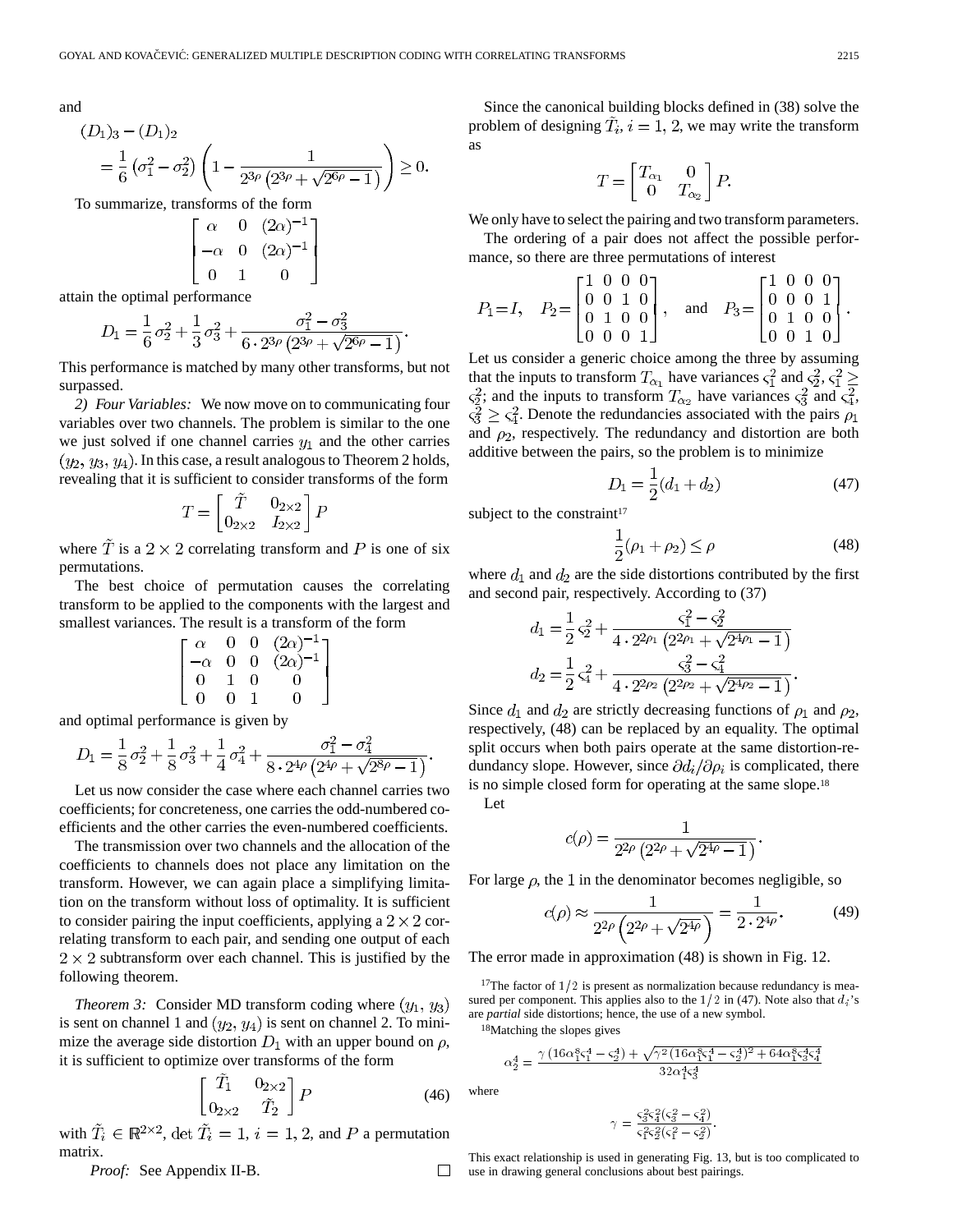and

$$(D_1)_3 - (D_1)_2 = \frac{1}{6}\left(\sigma_1^2 - \sigma_2^2\right)\left(1 - \frac{1}{2^{3\rho}\left(2^{3\rho} + \sqrt{2^{6\rho} - 1}\right)}\right) \geq 0.$$

To summarize, transforms of the form

$$\begin{bmatrix} \alpha & 0 & (2\alpha)^{-1} \\ -\alpha & 0 & (2\alpha)^{-1} \\ 0 & 1 & 0 \end{bmatrix}$$

attain the optimal performance

$$D_1 = \frac{1}{6}\sigma_2^2 + \frac{1}{3}\sigma_3^2 + \frac{\sigma_1^2 - \sigma_3^2}{6 \cdot 2^{3\rho}\left(2^{3\rho} + \sqrt{2^{6\rho} - 1}\right)}.$$

This performance is matched by many other transforms, but not surpassed.

*2) Four Variables:* We now move on to communicating four variables over two channels. The problem is similar to the one we just solved if one channel carries $y_1$ and the other carries $(y_2, y_3, y_4)$. In this case, a result analogous to Theorem 2 holds, revealing that it is sufficient to consider transforms of the form

$$T = \begin{bmatrix} \tilde{T} & 0_{2\times 2} \\ 0_{2\times 2} & I_{2\times 2} \end{bmatrix} P$$

where $\tilde{T}$ is a $2 \times 2$ correlating transform and $P$ is one of six permutations.

The best choice of permutation causes the correlating transform to be applied to the components with the largest and smallest variances. The result is a transform of the form

$$\begin{bmatrix} \alpha & 0 & 0 & (2\alpha)^{-1} \\ -\alpha & 0 & 0 & (2\alpha)^{-1} \\ 0 & 1 & 0 & 0 \\ 0 & 0 & 1 & 0 \end{bmatrix}$$

and optimal performance is given by

$$D_1 = \frac{1}{8}\sigma_2^2 + \frac{1}{8}\sigma_3^2 + \frac{1}{4}\sigma_4^2 + \frac{\sigma_1^2 - \sigma_4^2}{8 \cdot 2^{4\rho}\left(2^{4\rho} + \sqrt{2^{8\rho} - 1}\right)}.$$

Let us now consider the case where each channel carries two coefficients; for concreteness, one carries the odd-numbered coefficients and the other carries the even-numbered coefficients.

The transmission over two channels and the allocation of the coefficients to channels does not place any limitation on the transform. However, we can again place a simplifying limitation on the transform without loss of optimality. It is sufficient to consider pairing the input coefficients, applying a $2 \times 2$ correlating transform to each pair, and sending one output of each $2 \times 2$ subtransform over each channel. This is justified by the following theorem.

*Theorem 3:* Consider MD transform coding where $(y_1, y_3)$ is sent on channel 1 and $(y_2, y_4)$ is sent on channel 2. To minimize the average side distortion $D_1$ with an upper bound on $\rho$, it is sufficient to optimize over transforms of the form

$$\begin{bmatrix} \tilde{T}_1 & 0_{2\times 2} \\ 0_{2\times 2} & \tilde{T}_2 \end{bmatrix} P \tag{46}$$

with $\tilde{T}_i \in \mathbb{R}^{2\times 2}$, $\det \tilde{T}_i = 1$, $i = 1, 2$, and $P$ a permutation matrix.

*Proof:* See Appendix II-B. □

Since the canonical building blocks defined in (38) solve the problem of designing $\tilde{T}_i$, $i = 1, 2$, we may write the transform as

$$T = \begin{bmatrix} T_{\alpha_1} & 0 \\ 0 & T_{\alpha_2} \end{bmatrix} P.$$

We only have to select the pairing and two transform parameters.

The ordering of a pair does not affect the possible performance, so there are three permutations of interest

$$P_1 = I, \quad P_2 = \begin{bmatrix} 1 & 0 & 0 & 0 \\ 0 & 0 & 1 & 0 \\ 0 & 1 & 0 & 0 \\ 0 & 0 & 0 & 1 \end{bmatrix}, \quad \text{and} \quad P_3 = \begin{bmatrix} 1 & 0 & 0 & 0 \\ 0 & 0 & 0 & 1 \\ 0 & 1 & 0 & 0 \\ 0 & 0 & 1 & 0 \end{bmatrix}.$$

Let us consider a generic choice among the three by assuming that the inputs to transform $T_{\alpha_1}$ have variances $\varsigma_1^2$ and $\varsigma_2^2$, $\varsigma_1^2 \geq \varsigma_2^2$; and the inputs to transform $T_{\alpha_2}$ have variances $\varsigma_3^2$ and $\varsigma_4^2$, $\varsigma_3^2 \geq \varsigma_4^2$. Denote the redundancies associated with the pairs $\rho_1$ and $\rho_2$, respectively. The redundancy and distortion are both additive between the pairs, so the problem is to minimize

$$D_1 = \frac{1}{2}(d_1 + d_2) \tag{47}$$

subject to the constraint[17]

$$\frac{1}{2}(\rho_1 + \rho_2) \leq \rho \tag{48}$$

where $d_1$ and $d_2$ are the side distortions contributed by the first and second pair, respectively. According to (37)

$$d_1 = \frac{1}{2}\varsigma_2^2 + \frac{\varsigma_1^2 - \varsigma_2^2}{4 \cdot 2^{2\rho_1}\left(2^{2\rho_1} + \sqrt{2^{4\rho_1} - 1}\right)}$$

$$d_2 = \frac{1}{2}\varsigma_4^2 + \frac{\varsigma_3^2 - \varsigma_4^2}{4 \cdot 2^{2\rho_2}\left(2^{2\rho_2} + \sqrt{2^{4\rho_2} - 1}\right)}.$$

Since $d_1$ and $d_2$ are strictly decreasing functions of $\rho_1$ and $\rho_2$, respectively, (48) can be replaced by an equality. The optimal split occurs when both pairs operate at the same distortion-redundancy slope. However, since $\partial d_i / \partial \rho_i$ is complicated, there is no simple closed form for operating at the same slope.[18]

Let

$$c(\rho) = \frac{1}{2^{2\rho}\left(2^{2\rho} + \sqrt{2^{4\rho} - 1}\right)}.$$

For large $\rho$, the 1 in the denominator becomes negligible, so

$$c(\rho) \approx \frac{1}{2^{2\rho}\left(2^{2\rho} + \sqrt{2^{4\rho}}\right)} = \frac{1}{2 \cdot 2^{4\rho}}. \tag{49}$$

The error made in approximation (48) is shown in Fig. 12.

[17]The factor of $1/2$ is present as normalization because redundancy is measured per component. This applies also to the $1/2$ in (47). Note also that $d_i$'s are *partial* side distortions; hence, the use of a new symbol.

[18]Matching the slopes gives

$$\alpha_2^4 = \frac{\gamma\left(16\alpha_1^8\varsigma_1^4 - \varsigma_2^4\right) + \sqrt{\gamma^2\left(16\alpha_1^8\varsigma_1^4 - \varsigma_2^4\right)^2 + 64\alpha_1^8\varsigma_1^4\varsigma_3^4\varsigma_4^4}}{32\alpha_1^4\varsigma_3^4}$$

where

$$\gamma = \frac{\varsigma_3^2\varsigma_4^2(\varsigma_3^2 - \varsigma_4^2)}{\varsigma_1^2\varsigma_2^2(\varsigma_1^2 - \varsigma_2^2)}.$$

This exact relationship is used in generating Fig. 13, but is too complicated to use in drawing general conclusions about best pairings.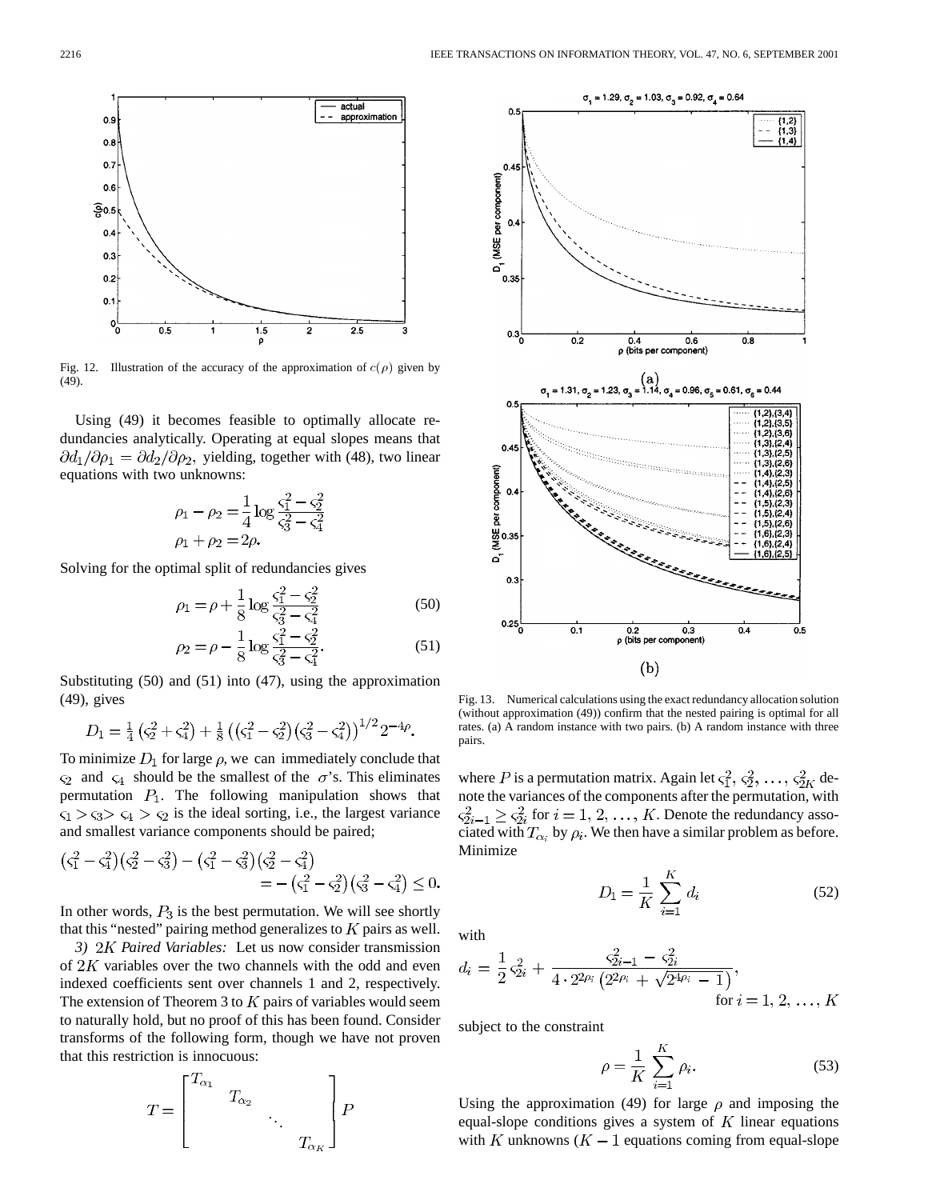Fig. 12. Illustration of the accuracy of the approximation of $c(\rho)$ given by (49).

Using (49) it becomes feasible to optimally allocate redundancies analytically. Operating at equal slopes means that $\partial d_1/\partial \rho_1 = \partial d_2/\partial \rho_2$, yielding, together with (48), two linear equations with two unknowns:

$$\rho_1 - \rho_2 = \frac{1}{4}\log\frac{\varsigma_1^2 - \varsigma_2^2}{\varsigma_3^2 - \varsigma_4^2}$$
$$\rho_1 + \rho_2 = 2\rho.$$

Solving for the optimal split of redundancies gives

$$\rho_1 = \rho + \frac{1}{8}\log\frac{\varsigma_1^2 - \varsigma_2^2}{\varsigma_3^2 - \varsigma_4^2} \tag{50}$$

$$\rho_2 = \rho - \frac{1}{8}\log\frac{\varsigma_1^2 - \varsigma_2^2}{\varsigma_3^2 - \varsigma_4^2}. \tag{51}$$

Substituting (50) and (51) into (47), using the approximation (49), gives

$$D_1 = \tfrac{1}{4}\left(\varsigma_2^2 + \varsigma_4^2\right) + \tfrac{1}{8}\left(\left(\varsigma_1^2 - \varsigma_2^2\right)\left(\varsigma_3^2 - \varsigma_4^2\right)\right)^{1/2} 2^{-4\rho}.$$

To minimize $D_1$ for large $\rho$, we can immediately conclude that $\varsigma_2$ and $\varsigma_4$ should be the smallest of the $\sigma$'s. This eliminates permutation $P_1$. The following manipulation shows that $\varsigma_1 > \varsigma_3 > \varsigma_4 > \varsigma_2$ is the ideal sorting, i.e., the largest variance and smallest variance components should be paired;

$$\left(\varsigma_1^2 - \varsigma_4^2\right)\left(\varsigma_2^2 - \varsigma_3^2\right) - \left(\varsigma_1^2 - \varsigma_3^2\right)\left(\varsigma_2^2 - \varsigma_4^2\right) = -\left(\varsigma_1^2 - \varsigma_2^2\right)\left(\varsigma_3^2 - \varsigma_4^2\right) \le 0.$$

In other words, $P_3$ is the best permutation. We will see shortly that this "nested" pairing method generalizes to $K$ pairs as well.

*3) $2K$ Paired Variables:* Let us now consider transmission of $2K$ variables over the two channels with the odd and even indexed coefficients sent over channels 1 and 2, respectively. The extension of Theorem 3 to $K$ pairs of variables would seem to naturally hold, but no proof of this has been found. Consider transforms of the following form, though we have not proven that this restriction is innocuous:

$$T = \begin{bmatrix} T_{\alpha_1} & & & \\ & T_{\alpha_2} & & \\ & & \ddots & \\ & & & T_{\alpha_K} \end{bmatrix} P$$

Fig. 13. Numerical calculations using the exact redundancy allocation solution (without approximation (49)) confirm that the nested pairing is optimal for all rates. (a) A random instance with two pairs. (b) A random instance with three pairs.

where $P$ is a permutation matrix. Again let $\varsigma_1^2, \varsigma_2^2, \ldots, \varsigma_{2K}^2$ denote the variances of the components after the permutation, with $\varsigma_{2i-1}^2 \ge \varsigma_{2i}^2$ for $i = 1, 2, \ldots, K$. Denote the redundancy associated with $T_{\alpha_i}$ by $\rho_i$. We then have a similar problem as before. Minimize

$$D_1 = \frac{1}{K}\sum_{i=1}^{K} d_i \tag{52}$$

with

$$d_i = \frac{1}{2}\varsigma_{2i}^2 + \frac{\varsigma_{2i-1}^2 - \varsigma_{2i}^2}{4 \cdot 2^{2\rho_i}\left(2^{2\rho_i} + \sqrt{2^{4\rho_i} - 1}\right)}, \quad \text{for } i = 1, 2, \ldots, K$$

subject to the constraint

$$\rho = \frac{1}{K}\sum_{i=1}^{K} \rho_i. \tag{53}$$

Using the approximation (49) for large $\rho$ and imposing the equal-slope conditions gives a system of $K$ linear equations with $K$ unknowns ($K-1$ equations coming from equal-slope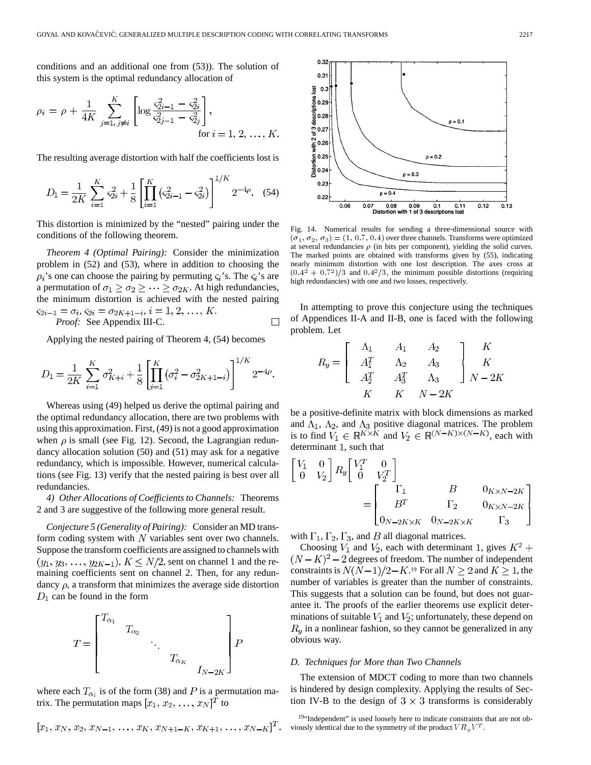conditions and an additional one from (53)). The solution of this system is the optimal redundancy allocation of

$$\rho_i = \rho + \frac{1}{4K} \sum_{j=1, j\neq i}^{K} \left[ \log \frac{\varsigma_{2i-1}^2 - \varsigma_{2i}^2}{\varsigma_{2j-1}^2 - \varsigma_{2j}^2} \right], \quad \text{for } i = 1, 2, \ldots, K.$$

The resulting average distortion with half the coefficients lost is

$$D_1 = \frac{1}{2K} \sum_{i=1}^{K} \varsigma_{2i}^2 + \frac{1}{8} \left[ \prod_{i=1}^{K} \left( \varsigma_{2i-1}^2 - \varsigma_{2i}^2 \right) \right]^{1/K} 2^{-4\rho}. \quad (54)$$

This distortion is minimized by the "nested" pairing under the conditions of the following theorem.

*Theorem 4 (Optimal Pairing):* Consider the minimization problem in (52) and (53), where in addition to choosing the $\rho_i$'s one can choose the pairing by permuting $\varsigma_i$'s. The $\varsigma_i$'s are a permutation of $\sigma_1 \geq \sigma_2 \geq \cdots \geq \sigma_{2K}$. At high redundancies, the minimum distortion is achieved with the nested pairing $\varsigma_{2i-1} = \sigma_i, \varsigma_{2i} = \sigma_{2K+1-i}, i = 1, 2, \ldots, K$.

*Proof:* See Appendix III-C. □

Applying the nested pairing of Theorem 4, (54) becomes

$$D_1 = \frac{1}{2K} \sum_{i=1}^{K} \sigma_{K+i}^2 + \frac{1}{8} \left[ \prod_{i=1}^{K} \left( \sigma_i^2 - \sigma_{2K+1-i}^2 \right) \right]^{1/K} 2^{-4\rho}.$$

Whereas using (49) helped us derive the optimal pairing and the optimal redundancy allocation, there are two problems with using this approximation. First, (49) is not a good approximation when $\rho$ is small (see Fig. 12). Second, the Lagrangian redundancy allocation solution (50) and (51) may ask for a negative redundancy, which is impossible. However, numerical calculations (see Fig. 13) verify that the nested pairing is best over all redundancies.

*4) Other Allocations of Coefficients to Channels:* Theorems 2 and 3 are suggestive of the following more general result.

*Conjecture 5 (Generality of Pairing):* Consider an MD transform coding system with $N$ variables sent over two channels. Suppose the transform coefficients are assigned to channels with $(y_1, y_3, \ldots, y_{2K-1})$, $K \leq N/2$, sent on channel 1 and the remaining coefficients sent on channel 2. Then, for any redundancy $\rho$, a transform that minimizes the average side distortion $D_1$ can be found in the form

$$T = \begin{bmatrix} T_{\alpha_1} & & & & \\ & T_{\alpha_2} & & & \\ & & \ddots & & \\ & & & T_{\alpha_K} & \\ & & & & I_{N-2K} \end{bmatrix} P$$

where each $T_{\alpha_i}$ is of the form (38) and $P$ is a permutation matrix. The permutation maps $[x_1, x_2, \ldots, x_N]^T$ to

$$[x_1, x_N, x_2, x_{N-1}, \ldots, x_K, x_{N+1-K}, x_{K+1}, \ldots, x_{N-K}]^T.$$

Fig. 14. Numerical results for sending a three-dimensional source with $(\sigma_1, \sigma_2, \sigma_3) = (1, 0.7, 0.4)$ over three channels. Transforms were optimized at several redundancies $\rho$ (in bits per component), yielding the solid curves. The marked points are obtained with transforms given by (55), indicating nearly minimum distortion with one lost description. The axes cross at $(0.4^2 + 0.7^2)/3$ and $0.4^2/3$, the minimum possible distortions (requiring high redundancies) with one and two losses, respectively.

In attempting to prove this conjecture using the techniques of Appendices II-A and II-B, one is faced with the following problem. Let

$$R_y = \begin{bmatrix} \Lambda_1 & A_1 & A_2 \\ A_1^T & \Lambda_2 & A_3 \\ A_2^T & A_3^T & \Lambda_3 \end{bmatrix} \begin{matrix} K \\ K \\ N-2K \end{matrix}$$
$$\quad\;\; K \quad\;\; K \quad N-2K$$

be a positive-definite matrix with block dimensions as marked and $\Lambda_1$, $\Lambda_2$, and $\Lambda_3$ positive diagonal matrices. The problem is to find $V_1 \in \mathbb{R}^{K\times K}$ and $V_2 \in \mathbb{R}^{(N-K)\times(N-K)}$, each with determinant 1, such that

$$\begin{bmatrix} V_1 & 0 \\ 0 & V_2 \end{bmatrix} R_y \begin{bmatrix} V_1^T & 0 \\ 0 & V_2^T \end{bmatrix} = \begin{bmatrix} \Gamma_1 & B & 0_{K\times N-2K} \\ B^T & \Gamma_2 & 0_{K\times N-2K} \\ 0_{N-2K\times K} & 0_{N-2K\times K} & \Gamma_3 \end{bmatrix}$$

with $\Gamma_1, \Gamma_2, \Gamma_3$, and $B$ all diagonal matrices.

Choosing $V_1$ and $V_2$, each with determinant 1, gives $K^2 + (N-K)^2 - 2$ degrees of freedom. The number of independent constraints is $N(N-1)/2 - K$.[19] For all $N \geq 2$ and $K \geq 1$, the number of variables is greater than the number of constraints. This suggests that a solution can be found, but does not guarantee it. The proofs of the earlier theorems use explicit determinations of suitable $V_1$ and $V_2$; unfortunately, these depend on $R_y$ in a nonlinear fashion, so they cannot be generalized in any obvious way.

### D. Techniques for More than Two Channels

The extension of MDCT coding to more than two channels is hindered by design complexity. Applying the results of Section IV-B to the design of $3 \times 3$ transforms is considerably

[19] "Independent" is used loosely here to indicate constraints that are not obviously identical due to the symmetry of the product $VR_yV^T$.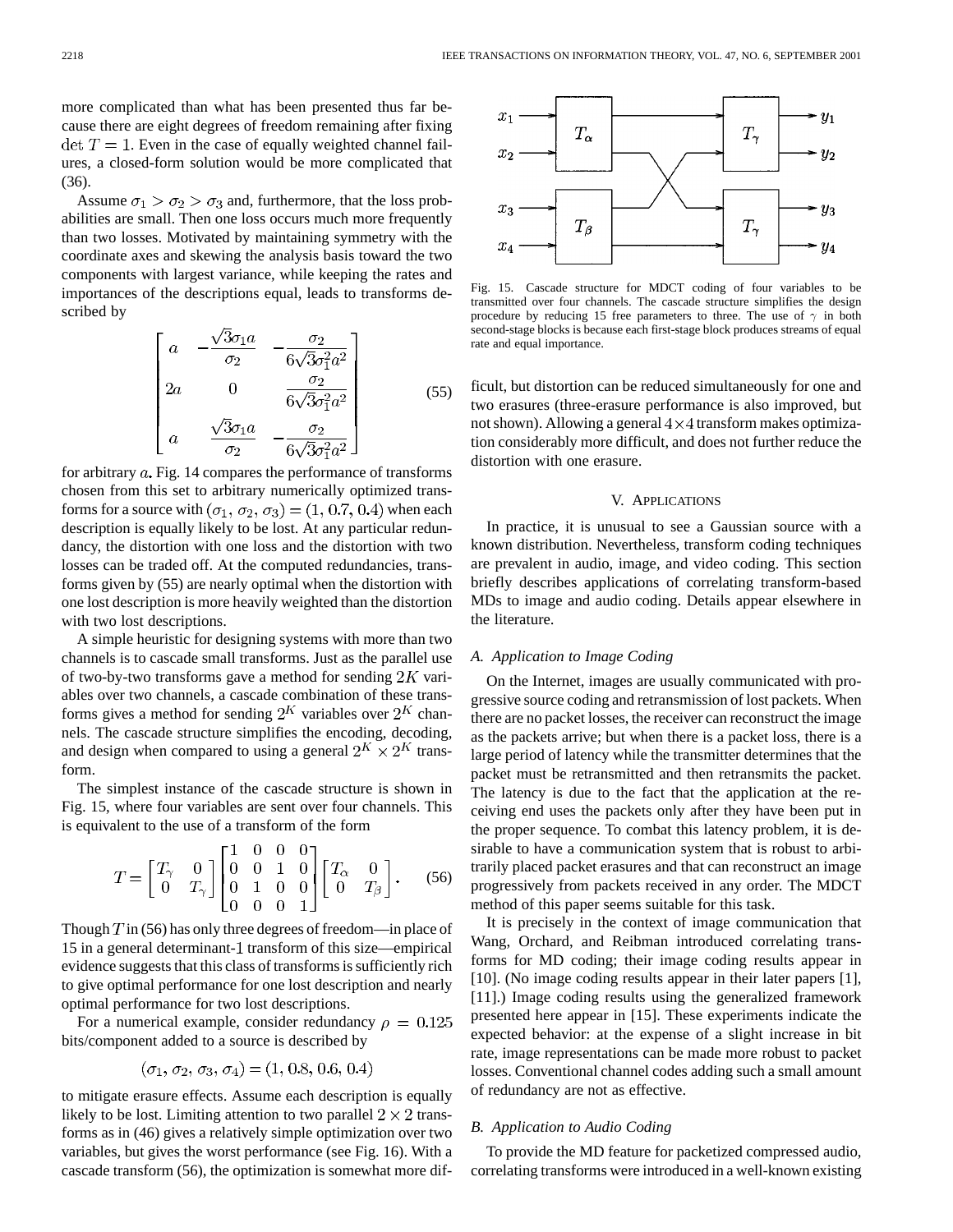more complicated than what has been presented thus far because there are eight degrees of freedom remaining after fixing $\det T = 1$. Even in the case of equally weighted channel failures, a closed-form solution would be more complicated that (36).

Assume $\sigma_1 > \sigma_2 > \sigma_3$ and, furthermore, that the loss probabilities are small. Then one loss occurs much more frequently than two losses. Motivated by maintaining symmetry with the coordinate axes and skewing the analysis basis toward the two components with largest variance, while keeping the rates and importances of the descriptions equal, leads to transforms described by

$$\begin{bmatrix} a & -\dfrac{\sqrt{3}\sigma_1 a}{\sigma_2} & -\dfrac{\sigma_2}{6\sqrt{3}\sigma_1^2 a^2} \\ 2a & 0 & \dfrac{\sigma_2}{6\sqrt{3}\sigma_1^2 a^2} \\ a & \dfrac{\sqrt{3}\sigma_1 a}{\sigma_2} & -\dfrac{\sigma_2}{6\sqrt{3}\sigma_1^2 a^2} \end{bmatrix} \tag{55}$$

for arbitrary $a$. Fig. 14 compares the performance of transforms chosen from this set to arbitrary numerically optimized transforms for a source with $(\sigma_1, \sigma_2, \sigma_3) = (1, 0.7, 0.4)$ when each description is equally likely to be lost. At any particular redundancy, the distortion with one loss and the distortion with two losses can be traded off. At the computed redundancies, transforms given by (55) are nearly optimal when the distortion with one lost description is more heavily weighted than the distortion with two lost descriptions.

A simple heuristic for designing systems with more than two channels is to cascade small transforms. Just as the parallel use of two-by-two transforms gave a method for sending $2K$ variables over two channels, a cascade combination of these transforms gives a method for sending $2^K$ variables over $2^K$ channels. The cascade structure simplifies the encoding, decoding, and design when compared to using a general $2^K \times 2^K$ transform.

The simplest instance of the cascade structure is shown in Fig. 15, where four variables are sent over four channels. This is equivalent to the use of a transform of the form

$$T = \begin{bmatrix} T_\gamma & 0 \\ 0 & T_\gamma \end{bmatrix} \begin{bmatrix} 1 & 0 & 0 & 0 \\ 0 & 0 & 1 & 0 \\ 0 & 1 & 0 & 0 \\ 0 & 0 & 0 & 1 \end{bmatrix} \begin{bmatrix} T_\alpha & 0 \\ 0 & T_\beta \end{bmatrix}. \tag{56}$$

Though $T$ in (56) has only three degrees of freedom—in place of 15 in a general determinant-1 transform of this size—empirical evidence suggests that this class of transforms is sufficiently rich to give optimal performance for one lost description and nearly optimal performance for two lost descriptions.

For a numerical example, consider redundancy $\rho = 0.125$ bits/component added to a source is described by

$$(\sigma_1, \sigma_2, \sigma_3, \sigma_4) = (1, 0.8, 0.6, 0.4)$$

to mitigate erasure effects. Assume each description is equally likely to be lost. Limiting attention to two parallel $2 \times 2$ transforms as in (46) gives a relatively simple optimization over two variables, but gives the worst performance (see Fig. 16). With a cascade transform (56), the optimization is somewhat more difficult, but distortion can be reduced simultaneously for one and two erasures (three-erasure performance is also improved, but not shown). Allowing a general $4 \times 4$ transform makes optimization considerably more difficult, and does not further reduce the distortion with one erasure.

Fig. 15. Cascade structure for MDCT coding of four variables to be transmitted over four channels. The cascade structure simplifies the design procedure by reducing 15 free parameters to three. The use of $\gamma$ in both second-stage blocks is because each first-stage block produces streams of equal rate and equal importance.

## V. Applications

In practice, it is unusual to see a Gaussian source with a known distribution. Nevertheless, transform coding techniques are prevalent in audio, image, and video coding. This section briefly describes applications of correlating transform-based MDs to image and audio coding. Details appear elsewhere in the literature.

### *A. Application to Image Coding*

On the Internet, images are usually communicated with progressive source coding and retransmission of lost packets. When there are no packet losses, the receiver can reconstruct the image as the packets arrive; but when there is a packet loss, there is a large period of latency while the transmitter determines that the packet must be retransmitted and then retransmits the packet. The latency is due to the fact that the application at the receiving end uses the packets only after they have been put in the proper sequence. To combat this latency problem, it is desirable to have a communication system that is robust to arbitrarily placed packet erasures and that can reconstruct an image progressively from packets received in any order. The MDCT method of this paper seems suitable for this task.

It is precisely in the context of image communication that Wang, Orchard, and Reibman introduced correlating transforms for MD coding; their image coding results appear in [10]. (No image coding results appear in their later papers [1], [11].) Image coding results using the generalized framework presented here appear in [15]. These experiments indicate the expected behavior: at the expense of a slight increase in bit rate, image representations can be made more robust to packet losses. Conventional channel codes adding such a small amount of redundancy are not as effective.

### *B. Application to Audio Coding*

To provide the MD feature for packetized compressed audio, correlating transforms were introduced in a well-known existing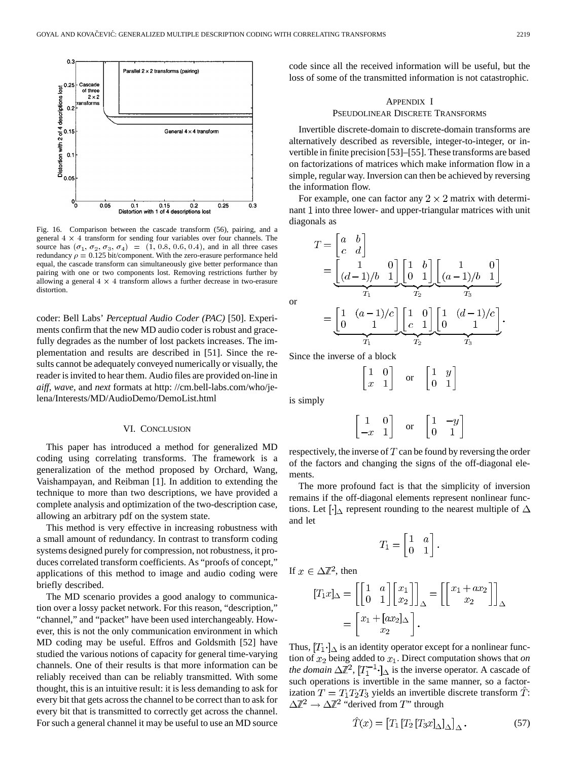Fig. 16. Comparison between the cascade transform (56), pairing, and a general $4 \times 4$ transform for sending four variables over four channels. The source has $(\sigma_1, \sigma_2, \sigma_3, \sigma_4) = (1, 0.8, 0.6, 0.4)$, and in all three cases redundancy $\rho = 0.125$ bit/component. With the zero-erasure performance held equal, the cascade transform can simultaneously give better performance than pairing with one or two components lost. Removing restrictions further by allowing a general $4 \times 4$ transform allows a further decrease in two-erasure distortion.

coder: Bell Labs' *Perceptual Audio Coder (PAC)* [50]. Experiments confirm that the new MD audio coder is robust and gracefully degrades as the number of lost packets increases. The implementation and results are described in [51]. Since the results cannot be adequately conveyed numerically or visually, the reader is invited to hear them. Audio files are provided on-line in *aiff*, *wave*, and *next* formats at http: //cm.bell-labs.com/who/jelena/Interests/MD/AudioDemo/DemoList.html

## VI. Conclusion

This paper has introduced a method for generalized MD coding using correlating transforms. The framework is a generalization of the method proposed by Orchard, Wang, Vaishampayan, and Reibman [1]. In addition to extending the technique to more than two descriptions, we have provided a complete analysis and optimization of the two-description case, allowing an arbitrary pdf on the system state.

This method is very effective in increasing robustness with a small amount of redundancy. In contrast to transform coding systems designed purely for compression, not robustness, it produces correlated transform coefficients. As "proofs of concept," applications of this method to image and audio coding were briefly described.

The MD scenario provides a good analogy to communication over a lossy packet network. For this reason, "description," "channel," and "packet" have been used interchangeably. However, this is not the only communication environment in which MD coding may be useful. Effros and Goldsmith [52] have studied the various notions of capacity for general time-varying channels. One of their results is that more information can be reliably received than can be reliably transmitted. With some thought, this is an intuitive result: it is less demanding to ask for every bit that gets across the channel to be correct than to ask for every bit that is transmitted to correctly get across the channel. For such a general channel it may be useful to use an MD source code since all the received information will be useful, but the loss of some of the transmitted information is not catastrophic.

## Appendix I
## Pseudolinear Discrete Transforms

Invertible discrete-domain to discrete-domain transforms are alternatively described as reversible, integer-to-integer, or invertible in finite precision [53]–[55]. These transforms are based on factorizations of matrices which make information flow in a simple, regular way. Inversion can then be achieved by reversing the information flow.

For example, one can factor any $2 \times 2$ matrix with determinant 1 into three lower- and upper-triangular matrices with unit diagonals as

$$T = \begin{bmatrix} a & b \\ c & d \end{bmatrix} = \underbrace{\begin{bmatrix} 1 & 0 \\ (d-1)/b & 1 \end{bmatrix}}_{T_1} \underbrace{\begin{bmatrix} 1 & b \\ 0 & 1 \end{bmatrix}}_{T_2} \underbrace{\begin{bmatrix} 1 & 0 \\ (a-1)/b & 1 \end{bmatrix}}_{T_3}$$

or

$$= \underbrace{\begin{bmatrix} 1 & (a-1)/c \\ 0 & 1 \end{bmatrix}}_{T_1} \underbrace{\begin{bmatrix} 1 & 0 \\ c & 1 \end{bmatrix}}_{T_2} \underbrace{\begin{bmatrix} 1 & (d-1)/c \\ 0 & 1 \end{bmatrix}}_{T_3}.$$

Since the inverse of a block

$$\begin{bmatrix} 1 & 0 \\ x & 1 \end{bmatrix} \quad \text{or} \quad \begin{bmatrix} 1 & y \\ 0 & 1 \end{bmatrix}$$

is simply

$$\begin{bmatrix} 1 & 0 \\ -x & 1 \end{bmatrix} \quad \text{or} \quad \begin{bmatrix} 1 & -y \\ 0 & 1 \end{bmatrix}$$

respectively, the inverse of $T$ can be found by reversing the order of the factors and changing the signs of the off-diagonal elements.

The more profound fact is that the simplicity of inversion remains if the off-diagonal elements represent nonlinear functions. Let $[\cdot]_\Delta$ represent rounding to the nearest multiple of $\Delta$ and let

$$T_1 = \begin{bmatrix} 1 & a \\ 0 & 1 \end{bmatrix}.$$

If $x \in \Delta\mathbb{Z}^2$, then

$$[T_1 x]_\Delta = \left[ \begin{bmatrix} 1 & a \\ 0 & 1 \end{bmatrix} \begin{bmatrix} x_1 \\ x_2 \end{bmatrix} \right]_\Delta = \left[ \begin{bmatrix} x_1 + a x_2 \\ x_2 \end{bmatrix} \right]_\Delta = \begin{bmatrix} x_1 + [a x_2]_\Delta \\ x_2 \end{bmatrix}.$$

Thus, $[T_1 \cdot]_\Delta$ is an identity operator except for a nonlinear function of $x_2$ being added to $x_1$. Direct computation shows that *on the domain* $\Delta\mathbb{Z}^2$, $[T_1^{-1} \cdot]_\Delta$ is the inverse operator. A cascade of such operations is invertible in the same manner, so a factorization $T = T_1 T_2 T_3$ yields an invertible discrete transform $\hat{T}$: $\Delta\mathbb{Z}^2 \to \Delta\mathbb{Z}^2$ "derived from $T$" through

$$\hat{T}(x) = \left[ T_1 \left[ T_2 \left[ T_3 x \right]_\Delta \right]_\Delta \right]_\Delta. \tag{57}$$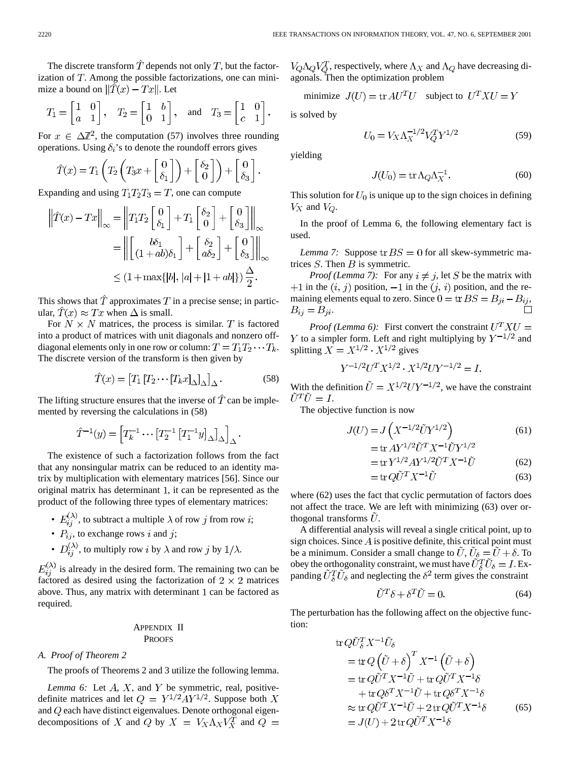The discrete transform $\hat{T}$ depends not only $T$, but the factorization of $T$. Among the possible factorizations, one can minimize a bound on $\|\hat{T}(x) - Tx\|$. Let

$$T_1 = \begin{bmatrix} 1 & 0 \\ a & 1 \end{bmatrix}, \quad T_2 = \begin{bmatrix} 1 & b \\ 0 & 1 \end{bmatrix}, \quad \text{and} \quad T_3 = \begin{bmatrix} 1 & 0 \\ c & 1 \end{bmatrix}.$$

For $x \in \Delta\mathbb{Z}^2$, the computation (57) involves three rounding operations. Using $\delta_i$'s to denote the roundoff errors gives

$$\hat{T}(x) = T_1 \left( T_2 \left( T_3 x + \begin{bmatrix} 0 \\ \delta_1 \end{bmatrix} \right) + \begin{bmatrix} \delta_2 \\ 0 \end{bmatrix} \right) + \begin{bmatrix} 0 \\ \delta_3 \end{bmatrix}.$$

Expanding and using $T_1 T_2 T_3 = T$, one can compute

$$\begin{aligned} \left\|\hat{T}(x) - Tx\right\|_\infty &= \left\| T_1 T_2 \begin{bmatrix} 0 \\ \delta_1 \end{bmatrix} + T_1 \begin{bmatrix} \delta_2 \\ 0 \end{bmatrix} + \begin{bmatrix} 0 \\ \delta_3 \end{bmatrix} \right\|_\infty \\ &= \left\| \begin{bmatrix} b\delta_1 \\ (1+ab)\delta_1 \end{bmatrix} + \begin{bmatrix} \delta_2 \\ a\delta_2 \end{bmatrix} + \begin{bmatrix} 0 \\ \delta_3 \end{bmatrix} \right\|_\infty \\ &\leq (1 + \max\{|b|, |a| + |1+ab|\}) \frac{\Delta}{2}. \end{aligned}$$

This shows that $\hat{T}$ approximates $T$ in a precise sense; in particular, $\hat{T}(x) \approx Tx$ when $\Delta$ is small.

For $N \times N$ matrices, the process is similar. $T$ is factored into a product of matrices with unit diagonals and nonzero off-diagonal elements only in one row or column: $T = T_1 T_2 \cdots T_k$. The discrete version of the transform is then given by

$$\hat{T}(x) = \left[ T_1 \left[ T_2 \cdots [T_k x]_\Delta \right]_\Delta \right]_\Delta. \tag{58}$$

The lifting structure ensures that the inverse of $\hat{T}$ can be implemented by reversing the calculations in (58)

$$\hat{T}^{-1}(y) = \left[ T_k^{-1} \cdots \left[ T_2^{-1} \left[ T_1^{-1} y \right]_\Delta \right]_\Delta \right]_\Delta.$$

The existence of such a factorization follows from the fact that any nonsingular matrix can be reduced to an identity matrix by multiplication with elementary matrices [56]. Since our original matrix has determinant 1, it can be represented as the product of the following three types of elementary matrices:

- $E_{ij}^{(\lambda)}$, to subtract a multiple $\lambda$ of row $j$ from row $i$;
- $P_{ij}$, to exchange rows $i$ and $j$;
- $D_{ij}^{(\lambda)}$, to multiply row $i$ by $\lambda$ and row $j$ by $1/\lambda$.

$E_{ij}^{(\lambda)}$ is already in the desired form. The remaining two can be factored as desired using the factorization of $2 \times 2$ matrices above. Thus, any matrix with determinant 1 can be factored as required.

## Appendix II
## Proofs

### A. Proof of Theorem 2

The proofs of Theorems 2 and 3 utilize the following lemma.

*Lemma 6:* Let $A$, $X$, and $Y$ be symmetric, real, positive-definite matrices and let $Q = Y^{1/2} A Y^{1/2}$. Suppose both $X$ and $Q$ each have distinct eigenvalues. Denote orthogonal eigendecompositions of $X$ and $Q$ by $X = V_X \Lambda_X V_X^T$ and $Q = V_Q \Lambda_Q V_Q^T$, respectively, where $\Lambda_X$ and $\Lambda_Q$ have decreasing diagonals. Then the optimization problem

$$\text{minimize} \quad J(U) = \operatorname{tr} A U^T U \quad \text{subject to} \quad U^T X U = Y$$

is solved by

$$U_0 = V_X \Lambda_X^{-1/2} V_Q^T Y^{1/2} \tag{59}$$

yielding

$$J(U_0) = \operatorname{tr} \Lambda_Q \Lambda_X^{-1}. \tag{60}$$

This solution for $U_0$ is unique up to the sign choices in defining $V_X$ and $V_Q$.

In the proof of Lemma 6, the following elementary fact is used.

*Lemma 7:* Suppose $\operatorname{tr} BS = 0$ for all skew-symmetric matrices $S$. Then $B$ is symmetric.

*Proof (Lemma 7):* For any $i \neq j$, let $S$ be the matrix with $+1$ in the $(i, j)$ position, $-1$ in the $(j, i)$ position, and the remaining elements equal to zero. Since $0 = \operatorname{tr} BS = B_{ji} - B_{ij}$, $B_{ij} = B_{ji}$. □

*Proof (Lemma 6):* First convert the constraint $U^T X U = Y$ to a simpler form. Left and right multiplying by $Y^{-1/2}$ and splitting $X = X^{1/2} \cdot X^{1/2}$ gives

$$Y^{-1/2} U^T X^{1/2} \cdot X^{1/2} U Y^{-1/2} = I.$$

With the definition $\tilde{U} = X^{1/2} U Y^{-1/2}$, we have the constraint $\tilde{U}^T \tilde{U} = I$.

The objective function is now

$$\begin{aligned} J(U) &= J\left( X^{-1/2} \tilde{U} Y^{1/2} \right) &(61) \\ &= \operatorname{tr} A Y^{1/2} \tilde{U}^T X^{-1} \tilde{U} Y^{1/2} \\ &= \operatorname{tr} Y^{1/2} A Y^{1/2} \tilde{U}^T X^{-1} \tilde{U} &(62) \\ &= \operatorname{tr} Q \tilde{U}^T X^{-1} \tilde{U} &(63) \end{aligned}$$

where (62) uses the fact that cyclic permutation of factors does not affect the trace. We are left with minimizing (63) over orthogonal transforms $\tilde{U}$.

A differential analysis will reveal a single critical point, up to sign choices. Since $A$ is positive definite, this critical point must be a minimum. Consider a small change to $\tilde{U}$, $\tilde{U}_\delta = \tilde{U} + \delta$. To obey the orthogonality constraint, we must have $\tilde{U}_\delta^T \tilde{U}_\delta = I$. Expanding $\tilde{U}_\delta^T \tilde{U}_\delta$ and neglecting the $\delta^2$ term gives the constraint

$$\tilde{U}^T \delta + \delta^T \tilde{U} = 0. \tag{64}$$

The perturbation has the following affect on the objective function:

$$\begin{aligned} &\operatorname{tr} Q \tilde{U}_\delta^T X^{-1} \tilde{U}_\delta \\ &\quad = \operatorname{tr} Q \left( \tilde{U} + \delta \right)^T X^{-1} \left( \tilde{U} + \delta \right) \\ &\quad = \operatorname{tr} Q \tilde{U}^T X^{-1} \tilde{U} + \operatorname{tr} Q \tilde{U}^T X^{-1} \delta \\ &\qquad + \operatorname{tr} Q \delta^T X^{-1} \tilde{U} + \operatorname{tr} Q \delta^T X^{-1} \delta \\ &\quad \approx \operatorname{tr} Q \tilde{U}^T X^{-1} \tilde{U} + 2 \operatorname{tr} Q \tilde{U}^T X^{-1} \delta &(65) \\ &\quad = J(U) + 2 \operatorname{tr} Q \tilde{U}^T X^{-1} \delta \end{aligned}$$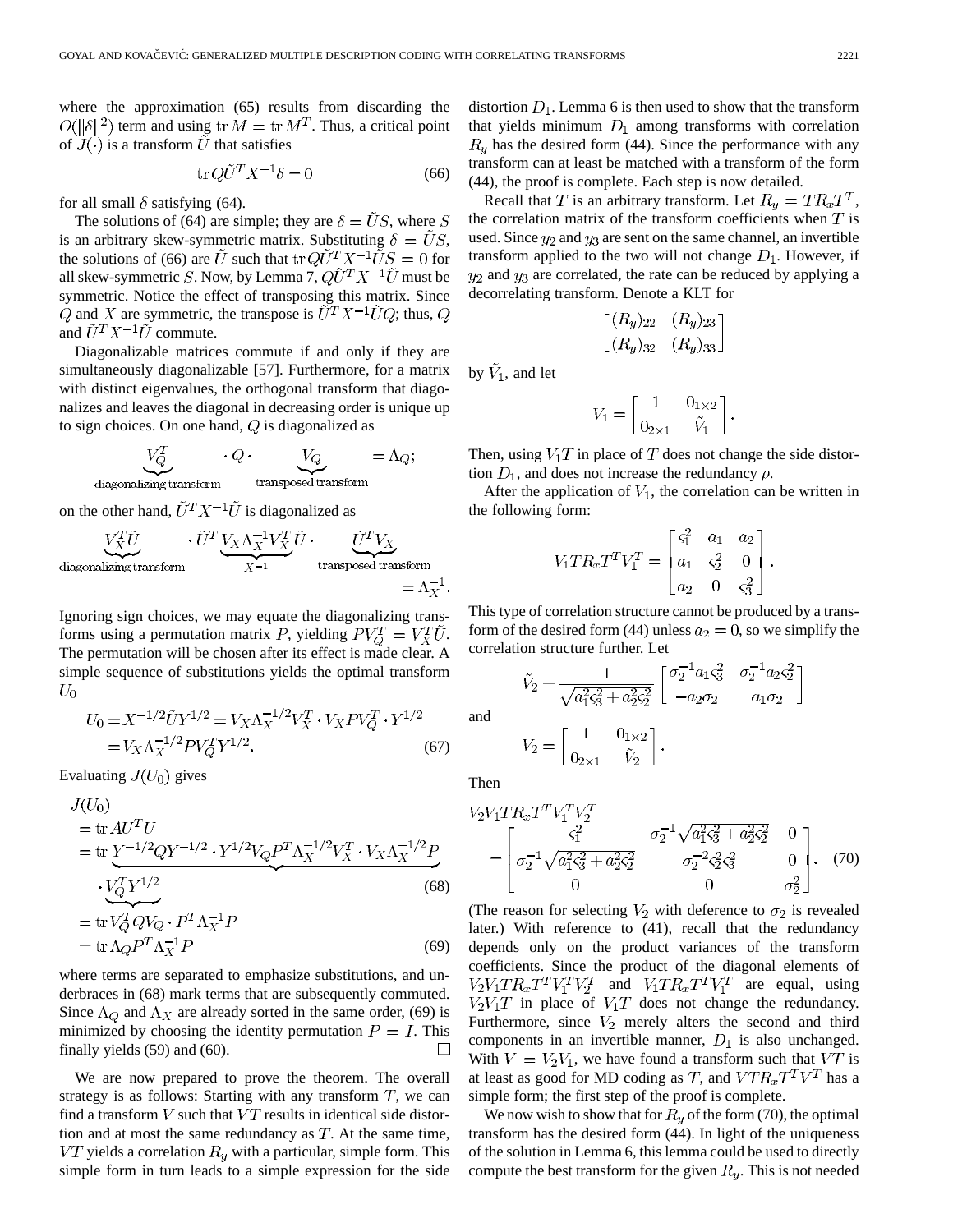where the approximation (65) results from discarding the $O(\|\delta\|^2)$ term and using $\operatorname{tr} M = \operatorname{tr} M^T$. Thus, a critical point of $J(\cdot)$ is a transform $\tilde{U}$ that satisfies

$$\operatorname{tr} Q\tilde{U}^T X^{-1}\delta = 0 \tag{66}$$

for all small $\delta$ satisfying (64).

The solutions of (64) are simple; they are $\delta = \tilde{U}S$, where $S$ is an arbitrary skew-symmetric matrix. Substituting $\delta = \tilde{U}S$, the solutions of (66) are $\tilde{U}$ such that $\operatorname{tr} Q\tilde{U}^T X^{-1}\tilde{U}S = 0$ for all skew-symmetric $S$. Now, by Lemma 7, $Q\tilde{U}^T X^{-1}\tilde{U}$ must be symmetric. Notice the effect of transposing this matrix. Since $Q$ and $X$ are symmetric, the transpose is $\tilde{U}^T X^{-1}\tilde{U}Q$; thus, $Q$ and $\tilde{U}^T X^{-1}\tilde{U}$ commute.

Diagonalizable matrices commute if and only if they are simultaneously diagonalizable [57]. Furthermore, for a matrix with distinct eigenvalues, the orthogonal transform that diagonalizes and leaves the diagonal in decreasing order is unique up to sign choices. On one hand, $Q$ is diagonalized as

$$\underbrace{V_Q^T}_{\text{diagonalizing transform}} \cdot Q \cdot \underbrace{V_Q}_{\text{transposed transform}} = \Lambda_Q;$$

on the other hand, $\tilde{U}^T X^{-1}\tilde{U}$ is diagonalized as

$$\underbrace{V_X^T\tilde{U}}_{\text{diagonalizing transform}} \cdot \tilde{U}^T \underbrace{V_X\Lambda_X^{-1}V_X^T}_{X^{-1}} \tilde{U} \cdot \underbrace{\tilde{U}^T V_X}_{\text{transposed transform}} = \Lambda_X^{-1}.$$

Ignoring sign choices, we may equate the diagonalizing transforms using a permutation matrix $P$, yielding $PV_Q^T = V_X^T\tilde{U}$. The permutation will be chosen after its effect is made clear. A simple sequence of substitutions yields the optimal transform $U_0$

$$\begin{aligned} U_0 &= X^{-1/2}\tilde{U}Y^{1/2} = V_X\Lambda_X^{-1/2}V_X^T \cdot V_X P V_Q^T \cdot Y^{1/2} \\ &= V_X\Lambda_X^{-1/2}PV_Q^T Y^{1/2}. \end{aligned} \tag{67}$$

Evaluating $J(U_0)$ gives

$$\begin{aligned} &J(U_0) \\ &= \operatorname{tr} AU^T U \\ &= \operatorname{tr} \underbrace{Y^{-1/2}QY^{-1/2} \cdot Y^{1/2}V_Q P^T \Lambda_X^{-1/2}V_X^T \cdot V_X\Lambda_X^{-1/2}P}_{} \\ &\quad \cdot \underbrace{V_Q^T Y^{1/2}}_{} \qquad (68) \\ &= \operatorname{tr} V_Q^T Q V_Q \cdot P^T\Lambda_X^{-1}P \\ &= \operatorname{tr} \Lambda_Q P^T \Lambda_X^{-1} P \qquad (69) \end{aligned}$$

where terms are separated to emphasize substitutions, and underbraces in (68) mark terms that are subsequently commuted. Since $\Lambda_Q$ and $\Lambda_X$ are already sorted in the same order, (69) is minimized by choosing the identity permutation $P = I$. This finally yields (59) and (60). □

We are now prepared to prove the theorem. The overall strategy is as follows: Starting with any transform $T$, we can find a transform $V$ such that $VT$ results in identical side distortion and at most the same redundancy as $T$. At the same time, $VT$ yields a correlation $R_y$ with a particular, simple form. This simple form in turn leads to a simple expression for the side distortion $D_1$. Lemma 6 is then used to show that the transform that yields minimum $D_1$ among transforms with correlation $R_y$ has the desired form (44). Since the performance with any transform can at least be matched with a transform of the form (44), the proof is complete. Each step is now detailed.

Recall that $T$ is an arbitrary transform. Let $R_y = TR_xT^T$, the correlation matrix of the transform coefficients when $T$ is used. Since $y_2$ and $y_3$ are sent on the same channel, an invertible transform applied to the two will not change $D_1$. However, if $y_2$ and $y_3$ are correlated, the rate can be reduced by applying a decorrelating transform. Denote a KLT for

$$\begin{bmatrix} (R_y)_{22} & (R_y)_{23} \\ (R_y)_{32} & (R_y)_{33} \end{bmatrix}$$

by $\tilde{V}_1$, and let

$$V_1 = \begin{bmatrix} 1 & 0_{1\times 2} \\ 0_{2\times 1} & \tilde{V}_1 \end{bmatrix}.$$

Then, using $V_1T$ in place of $T$ does not change the side distortion $D_1$, and does not increase the redundancy $\rho$.

After the application of $V_1$, the correlation can be written in the following form:

$$V_1TR_xT^TV_1^T = \begin{bmatrix} \varsigma_1^2 & a_1 & a_2 \\ a_1 & \varsigma_2^2 & 0 \\ a_2 & 0 & \varsigma_3^2 \end{bmatrix}.$$

This type of correlation structure cannot be produced by a transform of the desired form (44) unless $a_2 = 0$, so we simplify the correlation structure further. Let

$$\tilde{V}_2 = \frac{1}{\sqrt{a_1^2\varsigma_3^2 + a_2^2\varsigma_2^2}} \begin{bmatrix} \sigma_2^{-1}a_1\varsigma_3^2 & \sigma_2^{-1}a_2\varsigma_2^2 \\ -a_2\sigma_2 & a_1\sigma_2 \end{bmatrix}$$

and

$$V_2 = \begin{bmatrix} 1 & 0_{1\times 2} \\ 0_{2\times 1} & \tilde{V}_2 \end{bmatrix}.$$

Then

$$\begin{aligned} &V_2V_1TR_xT^TV_1^TV_2^T \\ &= \begin{bmatrix} \varsigma_1^2 & \sigma_2^{-1}\sqrt{a_1^2\varsigma_3^2 + a_2^2\varsigma_2^2} & 0 \\ \sigma_2^{-1}\sqrt{a_1^2\varsigma_3^2 + a_2^2\varsigma_2^2} & \sigma_2^{-2}\varsigma_2^2\varsigma_3^2 & 0 \\ 0 & 0 & \sigma_2^2 \end{bmatrix}. \end{aligned} \tag{70}$$

(The reason for selecting $V_2$ with deference to $\sigma_2$ is revealed later.) With reference to (41), recall that the redundancy depends only on the product variances of the transform coefficients. Since the product of the diagonal elements of $V_2V_1TR_xT^TV_1^TV_2^T$ and $V_1TR_xT^TV_1^T$ are equal, using $V_2V_1T$ in place of $V_1T$ does not change the redundancy. Furthermore, since $V_2$ merely alters the second and third components in an invertible manner, $D_1$ is also unchanged. With $V = V_2V_1$, we have found a transform such that $VT$ is at least as good for MD coding as $T$, and $VTR_xT^TV$ has a simple form; the first step of the proof is complete.

We now wish to show that for $R_y$ of the form (70), the optimal transform has the desired form (44). In light of the uniqueness of the solution in Lemma 6, this lemma could be used to directly compute the best transform for the given $R_y$. This is not needed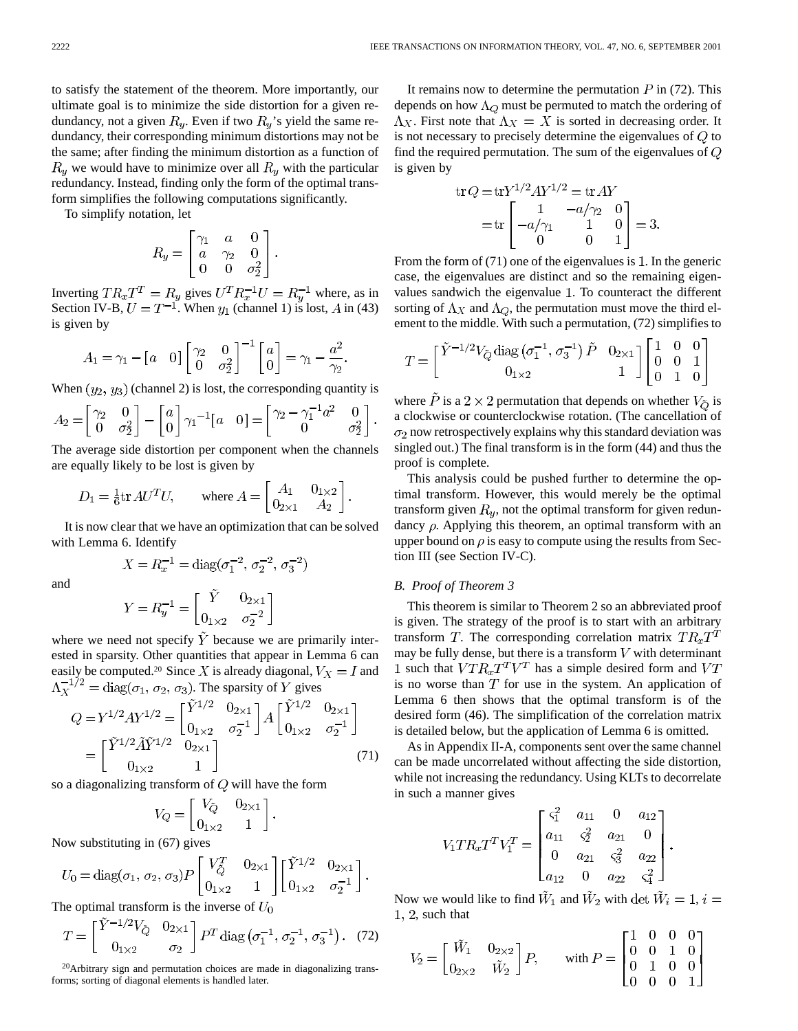to satisfy the statement of the theorem. More importantly, our ultimate goal is to minimize the side distortion for a given redundancy, not a given $R_y$. Even if two $R_y$'s yield the same redundancy, their corresponding minimum distortions may not be the same; after finding the minimum distortion as a function of $R_y$ we would have to minimize over all $R_y$ with the particular redundancy. Instead, finding only the form of the optimal transform simplifies the following computations significantly.

To simplify notation, let

$$R_y = \begin{bmatrix} \gamma_1 & a & 0 \\ a & \gamma_2 & 0 \\ 0 & 0 & \sigma_2^2 \end{bmatrix}.$$

Inverting $TR_xT^T = R_y$ gives $U^T R_x^{-1} U = R_y^{-1}$ where, as in Section IV-B, $U = T^{-1}$. When $y_1$ (channel 1) is lost, $A$ in (43) is given by

$$A_1 = \gamma_1 - \begin{bmatrix} a & 0 \end{bmatrix} \begin{bmatrix} \gamma_2 & 0 \\ 0 & \sigma_2^2 \end{bmatrix}^{-1} \begin{bmatrix} a \\ 0 \end{bmatrix} = \gamma_1 - \frac{a^2}{\gamma_2}.$$

When $(y_2, y_3)$ (channel 2) is lost, the corresponding quantity is

$$A_2 = \begin{bmatrix} \gamma_2 & 0 \\ 0 & \sigma_2^2 \end{bmatrix} - \begin{bmatrix} a \\ 0 \end{bmatrix} \gamma_1{}^{-1} \begin{bmatrix} a & 0 \end{bmatrix} = \begin{bmatrix} \gamma_2 - \gamma_1^{-1} a^2 & 0 \\ 0 & \sigma_2^2 \end{bmatrix}.$$

The average side distortion per component when the channels are equally likely to be lost is given by

$$D_1 = \tfrac{1}{6} \operatorname{tr} A U^T U, \qquad \text{where } A = \begin{bmatrix} A_1 & 0_{1\times 2} \\ 0_{2\times 1} & A_2 \end{bmatrix}.$$

It is now clear that we have an optimization that can be solved with Lemma 6. Identify

$$X = R_x^{-1} = \operatorname{diag}(\sigma_1^{-2}, \sigma_2^{-2}, \sigma_3^{-2})$$

and

$$Y = R_y^{-1} = \begin{bmatrix} \tilde{Y} & 0_{2\times 1} \\ 0_{1\times 2} & \sigma_2^{-2} \end{bmatrix}$$

where we need not specify $\tilde{Y}$ because we are primarily interested in sparsity. Other quantities that appear in Lemma 6 can easily be computed.[20] Since $X$ is already diagonal, $V_X = I$ and $\Lambda_X^{-1/2} = \operatorname{diag}(\sigma_1, \sigma_2, \sigma_3)$. The sparsity of $Y$ gives

$$\begin{aligned} Q &= Y^{1/2} A Y^{1/2} = \begin{bmatrix} \tilde{Y}^{1/2} & 0_{2\times 1} \\ 0_{1\times 2} & \sigma_2^{-1} \end{bmatrix} A \begin{bmatrix} \tilde{Y}^{1/2} & 0_{2\times 1} \\ 0_{1\times 2} & \sigma_2^{-1} \end{bmatrix} \\ &= \begin{bmatrix} \tilde{Y}^{1/2} \tilde{A} \tilde{Y}^{1/2} & 0_{2\times 1} \\ 0_{1\times 2} & 1 \end{bmatrix} \end{aligned} \tag{71}$$

so a diagonalizing transform of $Q$ will have the form

$$V_Q = \begin{bmatrix} V_{\tilde{Q}} & 0_{2\times 1} \\ 0_{1\times 2} & 1 \end{bmatrix}.$$

Now substituting in (67) gives

$$U_0 = \operatorname{diag}(\sigma_1, \sigma_2, \sigma_3) P \begin{bmatrix} V_{\tilde{Q}}^T & 0_{2\times 1} \\ 0_{1\times 2} & 1 \end{bmatrix} \begin{bmatrix} \tilde{Y}^{1/2} & 0_{2\times 1} \\ 0_{1\times 2} & \sigma_2^{-1} \end{bmatrix}.$$

The optimal transform is the inverse of $U_0$

$$T = \begin{bmatrix} \tilde{Y}^{-1/2} V_{\tilde{Q}} & 0_{2\times 1} \\ 0_{1\times 2} & \sigma_2 \end{bmatrix} P^T \operatorname{diag}\left(\sigma_1^{-1}, \sigma_2^{-1}, \sigma_3^{-1}\right). \tag{72}$$

[20] Arbitrary sign and permutation choices are made in diagonalizing transforms; sorting of diagonal elements is handled later.

It remains now to determine the permutation $P$ in (72). This depends on how $\Lambda_Q$ must be permuted to match the ordering of $\Lambda_X$. First note that $\Lambda_X = X$ is sorted in decreasing order. It is not necessary to precisely determine the eigenvalues of $Q$ to find the required permutation. The sum of the eigenvalues of $Q$ is given by

$$\begin{aligned} \operatorname{tr} Q &= \operatorname{tr} Y^{1/2} A Y^{1/2} = \operatorname{tr} AY \\ &= \operatorname{tr} \begin{bmatrix} 1 & -a/\gamma_2 & 0 \\ -a/\gamma_1 & 1 & 0 \\ 0 & 0 & 1 \end{bmatrix} = 3. \end{aligned}$$

From the form of (71) one of the eigenvalues is 1. In the generic case, the eigenvalues are distinct and so the remaining eigenvalues sandwich the eigenvalue 1. To counteract the different sorting of $\Lambda_X$ and $\Lambda_Q$, the permutation must move the third element to the middle. With such a permutation, (72) simplifies to

$$T = \begin{bmatrix} \tilde{Y}^{-1/2} V_{\tilde{Q}} \operatorname{diag}\left(\sigma_1^{-1}, \sigma_3^{-1}\right) \tilde{P} & 0_{2\times 1} \\ 0_{1\times 2} & 1 \end{bmatrix} \begin{bmatrix} 1 & 0 & 0 \\ 0 & 0 & 1 \\ 0 & 1 & 0 \end{bmatrix}$$

where $\tilde{P}$ is a $2\times 2$ permutation that depends on whether $V_{\tilde{Q}}$ is a clockwise or counterclockwise rotation. (The cancellation of $\sigma_2$ now retrospectively explains why this standard deviation was singled out.) The final transform is in the form (44) and thus the proof is complete.

This analysis could be pushed further to determine the optimal transform. However, this would merely be the optimal transform given $R_y$, not the optimal transform for given redundancy $\rho$. Applying this theorem, an optimal transform with an upper bound on $\rho$ is easy to compute using the results from Section III (see Section IV-C).

### B. Proof of Theorem 3

This theorem is similar to Theorem 2 so an abbreviated proof is given. The strategy of the proof is to start with an arbitrary transform $T$. The corresponding correlation matrix $TR_xT^T$ may be fully dense, but there is a transform $V$ with determinant 1 such that $VTR_xT^TV^T$ has a simple desired form and $VT$ is no worse than $T$ for use in the system. An application of Lemma 6 then shows that the optimal transform is of the desired form (46). The simplification of the correlation matrix is detailed below, but the application of Lemma 6 is omitted.

As in Appendix II-A, components sent over the same channel can be made uncorrelated without affecting the side distortion, while not increasing the redundancy. Using KLTs to decorrelate in such a manner gives

$$V_1 T R_x T^T V_1^T = \begin{bmatrix} \varsigma_1^2 & a_{11} & 0 & a_{12} \\ a_{11} & \varsigma_2^2 & a_{21} & 0 \\ 0 & a_{21} & \varsigma_3^2 & a_{22} \\ a_{12} & 0 & a_{22} & \varsigma_4^2 \end{bmatrix}.$$

Now we would like to find $\tilde{W}_1$ and $\tilde{W}_2$ with $\det \tilde{W}_i = 1$, $i = 1, 2$, such that

$$V_2 = \begin{bmatrix} \tilde{W}_1 & 0_{2\times 2} \\ 0_{2\times 2} & \tilde{W}_2 \end{bmatrix} P, \qquad \text{with } P = \begin{bmatrix} 1 & 0 & 0 & 0 \\ 0 & 0 & 1 & 0 \\ 0 & 1 & 0 & 0 \\ 0 & 0 & 0 & 1 \end{bmatrix}$$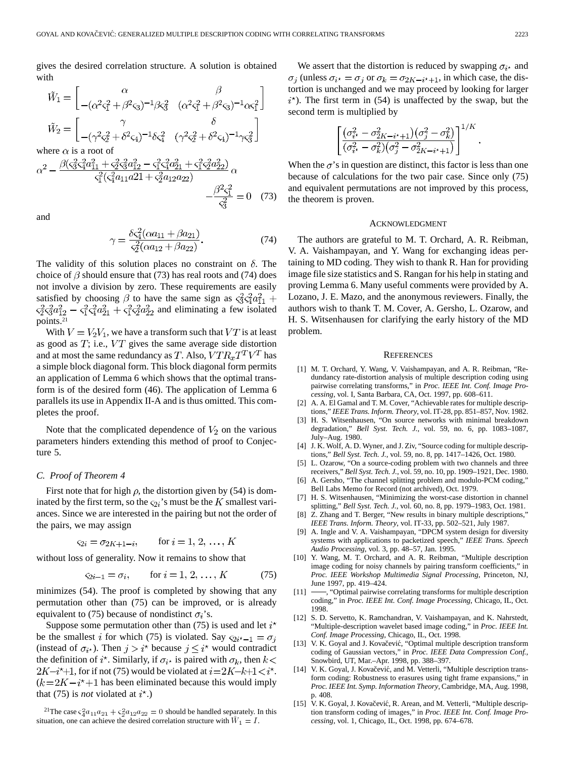gives the desired correlation structure. A solution is obtained with

$$\tilde{W}_1 = \begin{bmatrix} \alpha & \beta \\ -(\alpha^2\varsigma_1^2 + \beta^2\varsigma_3)^{-1}\beta\varsigma_3^2 & (\alpha^2\varsigma_1^2 + \beta^2\varsigma_3)^{-1}\alpha\varsigma_1^2 \end{bmatrix}$$

$$\tilde{W}_2 = \begin{bmatrix} \gamma & \delta \\ -(\gamma^2\varsigma_2^2 + \delta^2\varsigma_4)^{-1}\delta\varsigma_4^2 & (\gamma^2\varsigma_2^2 + \delta^2\varsigma_4)^{-1}\gamma\varsigma_3^2 \end{bmatrix}$$

where $\alpha$ is a root of

$$\alpha^2 - \frac{\beta(\varsigma_3^2\varsigma_4^2a_{11}^2 + \varsigma_2^2\varsigma_3^2a_{12}^2 - \varsigma_1^2\varsigma_4^2a_{21}^2 + \varsigma_1^2\varsigma_2^2a_{22}^2)}{\varsigma_1^2(\varsigma_4^2a_{11}a21 + \varsigma_2^2a_{12}a_{22})}\alpha - \frac{\beta^2\varsigma_1^2}{\varsigma_3^2} = 0 \quad (73)$$

and

$$\gamma = \frac{\delta\varsigma_4^2(\alpha a_{11} + \beta a_{21})}{\varsigma_2^2(\alpha a_{12} + \beta a_{22})}. \quad (74)$$

The validity of this solution places no constraint on $\delta$. The choice of $\beta$ should ensure that (73) has real roots and (74) does not involve a division by zero. These requirements are easily satisfied by choosing $\beta$ to have the same sign as $\varsigma_3^2\varsigma_4^2a_{11}^2 + \varsigma_2^2\varsigma_3^2a_{12}^2 - \varsigma_1^2\varsigma_4^2a_{21}^2 + \varsigma_1^2\varsigma_2^2a_{22}^2$ and eliminating a few isolated points.[21]

With $V = V_2V_1$, we have a transform such that $VT$ is at least as good as $T$; i.e., $VT$ gives the same average side distortion and at most the same redundancy as $T$. Also, $VTR_xT^TV^T$ has a simple block diagonal form. This block diagonal form permits an application of Lemma 6 which shows that the optimal transform is of the desired form (46). The application of Lemma 6 parallels its use in Appendix II-A and is thus omitted. This completes the proof.

Note that the complicated dependence of $V_2$ on the various parameters hinders extending this method of proof to Conjecture 5.

### C. Proof of Theorem 4

First note that for high $\rho$, the distortion given by (54) is dominated by the first term, so the $\varsigma_{2i}$'s must be the $K$ smallest variances. Since we are interested in the pairing but not the order of the pairs, we may assign

$$\varsigma_{2i} = \sigma_{2K+1-i}, \qquad \text{for } i = 1, 2, \ldots, K$$

without loss of generality. Now it remains to show that

$$\varsigma_{2i-1} = \sigma_i, \qquad \text{for } i = 1, 2, \ldots, K \quad (75)$$

minimizes (54). The proof is completed by showing that any permutation other than (75) can be improved, or is already equivalent to (75) because of nondistinct $\sigma_i$'s.

Suppose some permutation other than (75) is used and let $i^\star$ be the smallest $i$ for which (75) is violated. Say $\varsigma_{2i^\star-1} = \sigma_j$ (instead of $\sigma_{i^\star}$). Then $j > i^\star$ because $j \le i^\star$ would contradict the definition of $i^\star$. Similarly, if $\sigma_{i^\star}$ is paired with $\sigma_k$, then $k < 2K - i^\star + 1$, for if not (75) would be violated at $i = 2K - k + 1 < i^\star$. ($k = 2K - i^\star + 1$ has been eliminated because this would imply that (75) is *not* violated at $i^\star$.)

We assert that the distortion is reduced by swapping $\sigma_{i^\star}$ and $\sigma_j$ (unless $\sigma_{i^\star} = \sigma_j$ or $\sigma_k = \sigma_{2K-i^\star+1}$, in which case, the distortion is unchanged and we may proceed by looking for larger $i^\star$). The first term in (54) is unaffected by the swap, but the second term is multiplied by

$$\left[\frac{(\sigma_{i^\star}^2 - \sigma_{2K-i^\star+1}^2)(\sigma_j^2 - \sigma_k^2)}{(\sigma_{i^\star}^2 - \sigma_k^2)(\sigma_j^2 - \sigma_{2K-i^\star+1}^2)}\right]^{1/K}.$$

When the $\sigma$'s in question are distinct, this factor is less than one because of calculations for the two pair case. Since only (75) and equivalent permutations are not improved by this process, the theorem is proven.

## Acknowledgment

The authors are grateful to M. T. Orchard, A. R. Reibman, V. A. Vaishampayan, and Y. Wang for exchanging ideas pertaining to MD coding. They wish to thank R. Han for providing image file size statistics and S. Rangan for his help in stating and proving Lemma 6. Many useful comments were provided by A. Lozano, J. E. Mazo, and the anonymous reviewers. Finally, the authors wish to thank T. M. Cover, A. Gersho, L. Ozarow, and H. S. Witsenhausen for clarifying the early history of the MD problem.

## References

[1] M. T. Orchard, Y. Wang, V. Vaishampayan, and A. R. Reibman, "Redundancy rate-distortion analysis of multiple description coding using pairwise correlating transforms," in *Proc. IEEE Int. Conf. Image Processing*, vol. I, Santa Barbara, CA, Oct. 1997, pp. 608–611.

[2] A. A. El Gamal and T. M. Cover, "Achievable rates for multiple descriptions," *IEEE Trans. Inform. Theory*, vol. IT-28, pp. 851–857, Nov. 1982.

[3] H. S. Witsenhausen, "On source networks with minimal breakdown degradation," *Bell Syst. Tech. J.*, vol. 59, no. 6, pp. 1083–1087, July–Aug. 1980.

[4] J. K. Wolf, A. D. Wyner, and J. Ziv, "Source coding for multiple descriptions," *Bell Syst. Tech. J.*, vol. 59, no. 8, pp. 1417–1426, Oct. 1980.

[5] L. Ozarow, "On a source-coding problem with two channels and three receivers," *Bell Syst. Tech. J.*, vol. 59, no. 10, pp. 1909–1921, Dec. 1980.

[6] A. Gersho, "The channel splitting problem and modulo-PCM coding," Bell Labs Memo for Record (not archived), Oct. 1979.

[7] H. S. Witsenhausen, "Minimizing the worst-case distortion in channel splitting," *Bell Syst. Tech. J.*, vol. 60, no. 8, pp. 1979–1983, Oct. 1981.

[8] Z. Zhang and T. Berger, "New results in binary multiple descriptions," *IEEE Trans. Inform. Theory*, vol. IT-33, pp. 502–521, July 1987.

[9] A. Ingle and V. A. Vaishampayan, "DPCM system design for diversity systems with applications to packetized speech," *IEEE Trans. Speech Audio Processing*, vol. 3, pp. 48–57, Jan. 1995.

[10] Y. Wang, M. T. Orchard, and A. R. Reibman, "Multiple description image coding for noisy channels by pairing transform coefficients," in *Proc. IEEE Workshop Multimedia Signal Processing*, Princeton, NJ, June 1997, pp. 419–424.

[11] ——, "Optimal pairwise correlating transforms for multiple description coding," in *Proc. IEEE Int. Conf. Image Processing*, Chicago, IL, Oct. 1998.

[12] S. D. Servetto, K. Ramchandran, V. Vaishampayan, and K. Nahrstedt, "Multiple-description wavelet based image coding," in *Proc. IEEE Int. Conf. Image Processing*, Chicago, IL, Oct. 1998.

[13] V. K. Goyal and J. Kovačević, "Optimal multiple description transform coding of Gaussian vectors," in *Proc. IEEE Data Compression Conf.*, Snowbird, UT, Mar.–Apr. 1998, pp. 388–397.

[14] V. K. Goyal, J. Kovačević, and M. Vetterli, "Multiple description transform coding: Robustness to erasures using tight frame expansions," in *Proc. IEEE Int. Symp. Information Theory*, Cambridge, MA, Aug. 1998, p. 408.

[15] V. K. Goyal, J. Kovačević, R. Arean, and M. Vetterli, "Multiple description transform coding of images," in *Proc. IEEE Int. Conf. Image Processing*, vol. 1, Chicago, IL, Oct. 1998, pp. 674–678.

[21] The case $\varsigma_4^2a_{11}a_{21} + \varsigma_2^2a_{12}a_{22} = 0$ should be handled separately. In this situation, one can achieve the desired correlation structure with $\tilde{W}_1 = I$.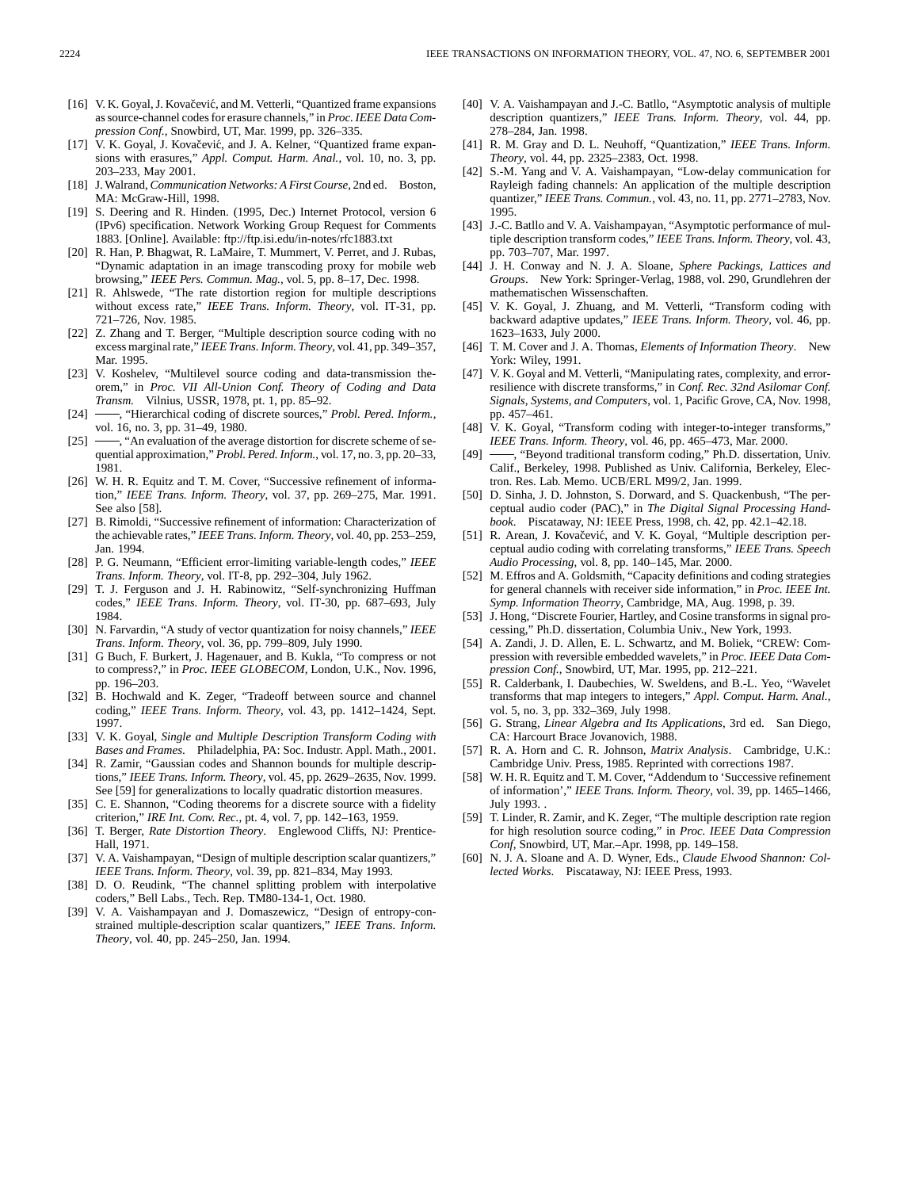[16] V. K. Goyal, J. Kovačević, and M. Vetterli, "Quantized frame expansions as source-channel codes for erasure channels," in *Proc. IEEE Data Compression Conf.*, Snowbird, UT, Mar. 1999, pp. 326–335.

[17] V. K. Goyal, J. Kovačević, and J. A. Kelner, "Quantized frame expansions with erasures," *Appl. Comput. Harm. Anal.*, vol. 10, no. 3, pp. 203–233, May 2001.

[18] J. Walrand, *Communication Networks: A First Course*, 2nd ed. Boston, MA: McGraw-Hill, 1998.

[19] S. Deering and R. Hinden. (1995, Dec.) Internet Protocol, version 6 (IPv6) specification. Network Working Group Request for Comments 1883. [Online]. Available: ftp://ftp.isi.edu/in-notes/rfc1883.txt

[20] R. Han, P. Bhagwat, R. LaMaire, T. Mummert, V. Perret, and J. Rubas, "Dynamic adaptation in an image transcoding proxy for mobile web browsing," *IEEE Pers. Commun. Mag.*, vol. 5, pp. 8–17, Dec. 1998.

[21] R. Ahlswede, "The rate distortion region for multiple descriptions without excess rate," *IEEE Trans. Inform. Theory*, vol. IT-31, pp. 721–726, Nov. 1985.

[22] Z. Zhang and T. Berger, "Multiple description source coding with no excess marginal rate," *IEEE Trans. Inform. Theory*, vol. 41, pp. 349–357, Mar. 1995.

[23] V. Koshelev, "Multilevel source coding and data-transmission theorem," in *Proc. VII All-Union Conf. Theory of Coding and Data Transm.* Vilnius, USSR, 1978, pt. 1, pp. 85–92.

[24] ——, "Hierarchical coding of discrete sources," *Probl. Pered. Inform.*, vol. 16, no. 3, pp. 31–49, 1980.

[25] ——, "An evaluation of the average distortion for discrete scheme of sequential approximation," *Probl. Pered. Inform.*, vol. 17, no. 3, pp. 20–33, 1981.

[26] W. H. R. Equitz and T. M. Cover, "Successive refinement of information," *IEEE Trans. Inform. Theory*, vol. 37, pp. 269–275, Mar. 1991. See also [58].

[27] B. Rimoldi, "Successive refinement of information: Characterization of the achievable rates," *IEEE Trans. Inform. Theory*, vol. 40, pp. 253–259, Jan. 1994.

[28] P. G. Neumann, "Efficient error-limiting variable-length codes," *IEEE Trans. Inform. Theory*, vol. IT-8, pp. 292–304, July 1962.

[29] T. J. Ferguson and J. H. Rabinowitz, "Self-synchronizing Huffman codes," *IEEE Trans. Inform. Theory*, vol. IT-30, pp. 687–693, July 1984.

[30] N. Farvardin, "A study of vector quantization for noisy channels," *IEEE Trans. Inform. Theory*, vol. 36, pp. 799–809, July 1990.

[31] G Buch, F. Burkert, J. Hagenauer, and B. Kukla, "To compress or not to compress?," in *Proc. IEEE GLOBECOM*, London, U.K., Nov. 1996, pp. 196–203.

[32] B. Hochwald and K. Zeger, "Tradeoff between source and channel coding," *IEEE Trans. Inform. Theory*, vol. 43, pp. 1412–1424, Sept. 1997.

[33] V. K. Goyal, *Single and Multiple Description Transform Coding with Bases and Frames*. Philadelphia, PA: Soc. Industr. Appl. Math., 2001.

[34] R. Zamir, "Gaussian codes and Shannon bounds for multiple descriptions," *IEEE Trans. Inform. Theory*, vol. 45, pp. 2629–2635, Nov. 1999. See [59] for generalizations to locally quadratic distortion measures.

[35] C. E. Shannon, "Coding theorems for a discrete source with a fidelity criterion," *IRE Int. Conv. Rec.*, pt. 4, vol. 7, pp. 142–163, 1959.

[36] T. Berger, *Rate Distortion Theory*. Englewood Cliffs, NJ: Prentice-Hall, 1971.

[37] V. A. Vaishampayan, "Design of multiple description scalar quantizers," *IEEE Trans. Inform. Theory*, vol. 39, pp. 821–834, May 1993.

[38] D. O. Reudink, "The channel splitting problem with interpolative coders," Bell Labs., Tech. Rep. TM80-134-1, Oct. 1980.

[39] V. A. Vaishampayan and J. Domaszewicz, "Design of entropy-constrained multiple-description scalar quantizers," *IEEE Trans. Inform. Theory*, vol. 40, pp. 245–250, Jan. 1994.

[40] V. A. Vaishampayan and J.-C. Batllo, "Asymptotic analysis of multiple description quantizers," *IEEE Trans. Inform. Theory*, vol. 44, pp. 278–284, Jan. 1998.

[41] R. M. Gray and D. L. Neuhoff, "Quantization," *IEEE Trans. Inform. Theory*, vol. 44, pp. 2325–2383, Oct. 1998.

[42] S.-M. Yang and V. A. Vaishampayan, "Low-delay communication for Rayleigh fading channels: An application of the multiple description quantizer," *IEEE Trans. Commun.*, vol. 43, no. 11, pp. 2771–2783, Nov. 1995.

[43] J.-C. Batllo and V. A. Vaishampayan, "Asymptotic performance of multiple description transform codes," *IEEE Trans. Inform. Theory*, vol. 43, pp. 703–707, Mar. 1997.

[44] J. H. Conway and N. J. A. Sloane, *Sphere Packings, Lattices and Groups*. New York: Springer-Verlag, 1988, vol. 290, Grundlehren der mathematischen Wissenschaften.

[45] V. K. Goyal, J. Zhuang, and M. Vetterli, "Transform coding with backward adaptive updates," *IEEE Trans. Inform. Theory*, vol. 46, pp. 1623–1633, July 2000.

[46] T. M. Cover and J. A. Thomas, *Elements of Information Theory*. New York: Wiley, 1991.

[47] V. K. Goyal and M. Vetterli, "Manipulating rates, complexity, and error-resilience with discrete transforms," in *Conf. Rec. 32nd Asilomar Conf. Signals, Systems, and Computers*, vol. 1, Pacific Grove, CA, Nov. 1998, pp. 457–461.

[48] V. K. Goyal, "Transform coding with integer-to-integer transforms," *IEEE Trans. Inform. Theory*, vol. 46, pp. 465–473, Mar. 2000.

[49] ——, "Beyond traditional transform coding," Ph.D. dissertation, Univ. Calif., Berkeley, 1998. Published as Univ. California, Berkeley, Electron. Res. Lab. Memo. UCB/ERL M99/2, Jan. 1999.

[50] D. Sinha, J. D. Johnston, S. Dorward, and S. Quackenbush, "The perceptual audio coder (PAC)," in *The Digital Signal Processing Handbook*. Piscataway, NJ: IEEE Press, 1998, ch. 42, pp. 42.1–42.18.

[51] R. Arean, J. Kovačević, and V. K. Goyal, "Multiple description perceptual audio coding with correlating transforms," *IEEE Trans. Speech Audio Processing*, vol. 8, pp. 140–145, Mar. 2000.

[52] M. Effros and A. Goldsmith, "Capacity definitions and coding strategies for general channels with receiver side information," in *Proc. IEEE Int. Symp. Information Theorry*, Cambridge, MA, Aug. 1998, p. 39.

[53] J. Hong, "Discrete Fourier, Hartley, and Cosine transforms in signal processing," Ph.D. dissertation, Columbia Univ., New York, 1993.

[54] A. Zandi, J. D. Allen, E. L. Schwartz, and M. Boliek, "CREW: Compression with reversible embedded wavelets," in *Proc. IEEE Data Compression Conf.*, Snowbird, UT, Mar. 1995, pp. 212–221.

[55] R. Calderbank, I. Daubechies, W. Sweldens, and B.-L. Yeo, "Wavelet transforms that map integers to integers," *Appl. Comput. Harm. Anal.*, vol. 5, no. 3, pp. 332–369, July 1998.

[56] G. Strang, *Linear Algebra and Its Applications*, 3rd ed. San Diego, CA: Harcourt Brace Jovanovich, 1988.

[57] R. A. Horn and C. R. Johnson, *Matrix Analysis*. Cambridge, U.K.: Cambridge Univ. Press, 1985. Reprinted with corrections 1987.

[58] W. H. R. Equitz and T. M. Cover, "Addendum to 'Successive refinement of information'," *IEEE Trans. Inform. Theory*, vol. 39, pp. 1465–1466, July 1993. .

[59] T. Linder, R. Zamir, and K. Zeger, "The multiple description rate region for high resolution source coding," in *Proc. IEEE Data Compression Conf*, Snowbird, UT, Mar.–Apr. 1998, pp. 149–158.

[60] N. J. A. Sloane and A. D. Wyner, Eds., *Claude Elwood Shannon: Collected Works*. Piscataway, NJ: IEEE Press, 1993.